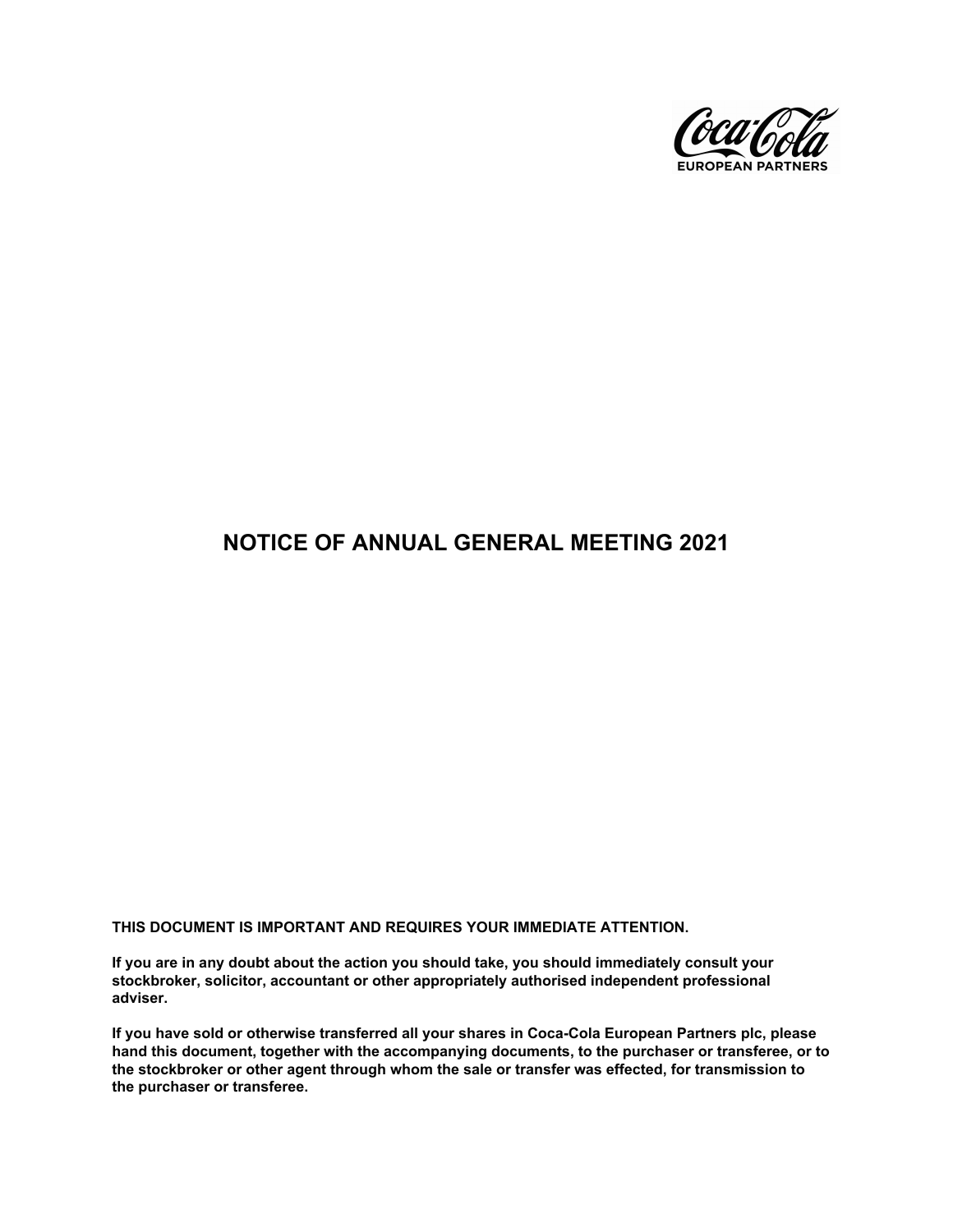# NOTICE OF ANNUAL GENERAL MEETING 2021

**THIS DOCUMENT IS IMPORTANT AND REQUIRES YOUR IMMEDIATE ATTENTION.**

**If you are in any doubt about the action you should take, you should immediately consult your stockbroker, solicitor, accountant or other appropriately authorised independent professional adviser.**

**If you have sold or otherwise transferred all your shares in Coca-Cola European Partners plc, please hand this document, together with the accompanying documents, to the purchaser or transferee, or to the stockbroker or other agent through whom the sale or transfer was effected, for transmission to the purchaser or transferee.**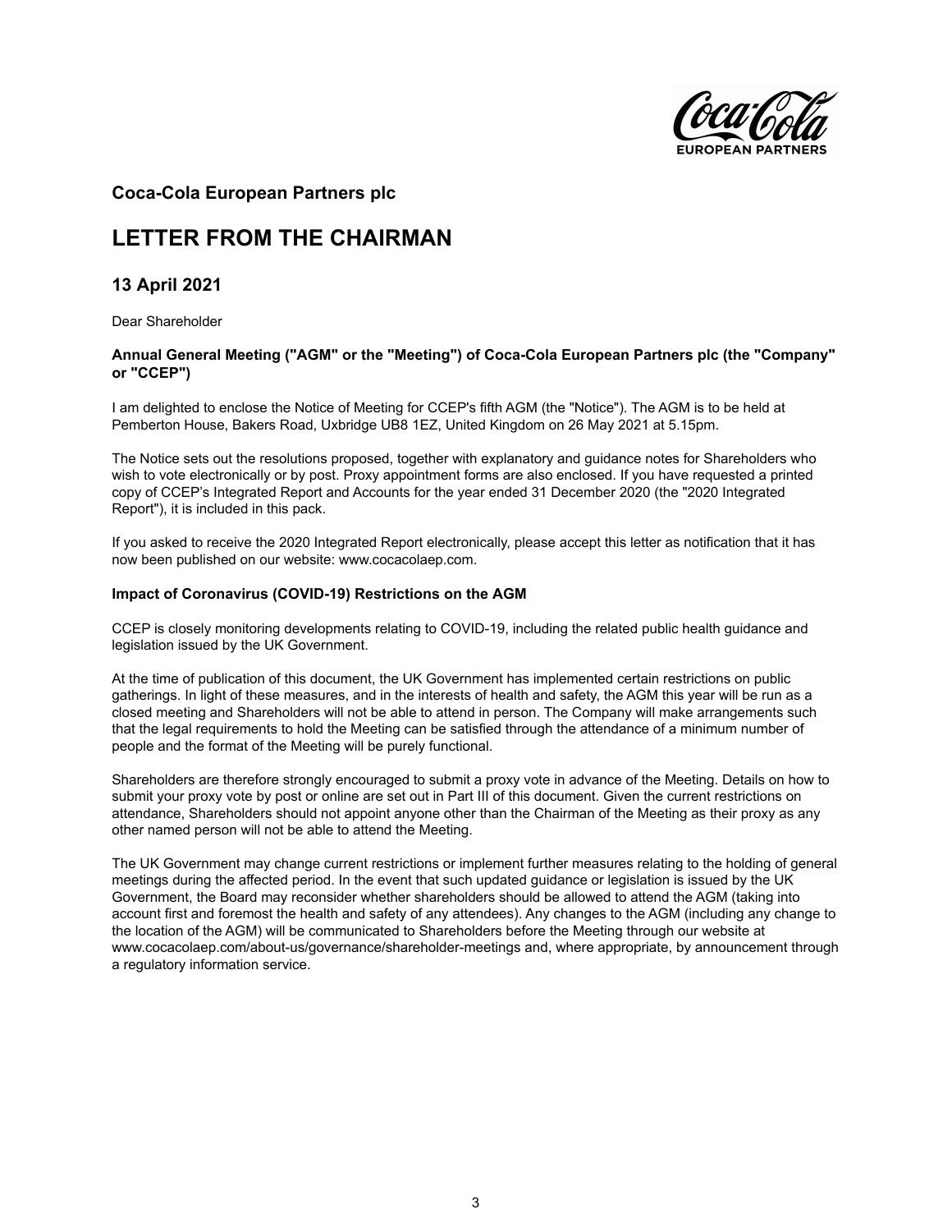## Coca-Cola European Partners plc

# LETTER FROM THE CHAIRMAN

## 13 April 2021

Dear Shareholder

**Annual General Meeting ("AGM" or the "Meeting") of Coca-Cola European Partners plc (the "Company" or "CCEP")**

I am delighted to enclose the Notice of Meeting for CCEP's fifth AGM (the "Notice"). The AGM is to be held at Pemberton House, Bakers Road, Uxbridge UB8 1EZ, United Kingdom on 26 May 2021 at 5.15pm.

The Notice sets out the resolutions proposed, together with explanatory and guidance notes for Shareholders who wish to vote electronically or by post. Proxy appointment forms are also enclosed. If you have requested a printed copy of CCEP's Integrated Report and Accounts for the year ended 31 December 2020 (the "2020 Integrated Report"), it is included in this pack.

If you asked to receive the 2020 Integrated Report electronically, please accept this letter as notification that it has now been published on our website: www.cocacolaep.com.

**Impact of Coronavirus (COVID-19) Restrictions on the AGM**

CCEP is closely monitoring developments relating to COVID-19, including the related public health guidance and legislation issued by the UK Government.

At the time of publication of this document, the UK Government has implemented certain restrictions on public gatherings. In light of these measures, and in the interests of health and safety, the AGM this year will be run as a closed meeting and Shareholders will not be able to attend in person. The Company will make arrangements such that the legal requirements to hold the Meeting can be satisfied through the attendance of a minimum number of people and the format of the Meeting will be purely functional.

Shareholders are therefore strongly encouraged to submit a proxy vote in advance of the Meeting. Details on how to submit your proxy vote by post or online are set out in Part III of this document. Given the current restrictions on attendance, Shareholders should not appoint anyone other than the Chairman of the Meeting as their proxy as any other named person will not be able to attend the Meeting.

The UK Government may change current restrictions or implement further measures relating to the holding of general meetings during the affected period. In the event that such updated guidance or legislation is issued by the UK Government, the Board may reconsider whether shareholders should be allowed to attend the AGM (taking into account first and foremost the health and safety of any attendees). Any changes to the AGM (including any change to the location of the AGM) will be communicated to Shareholders before the Meeting through our website at www.cocacolaep.com/about-us/governance/shareholder-meetings and, where appropriate, by announcement through a regulatory information service.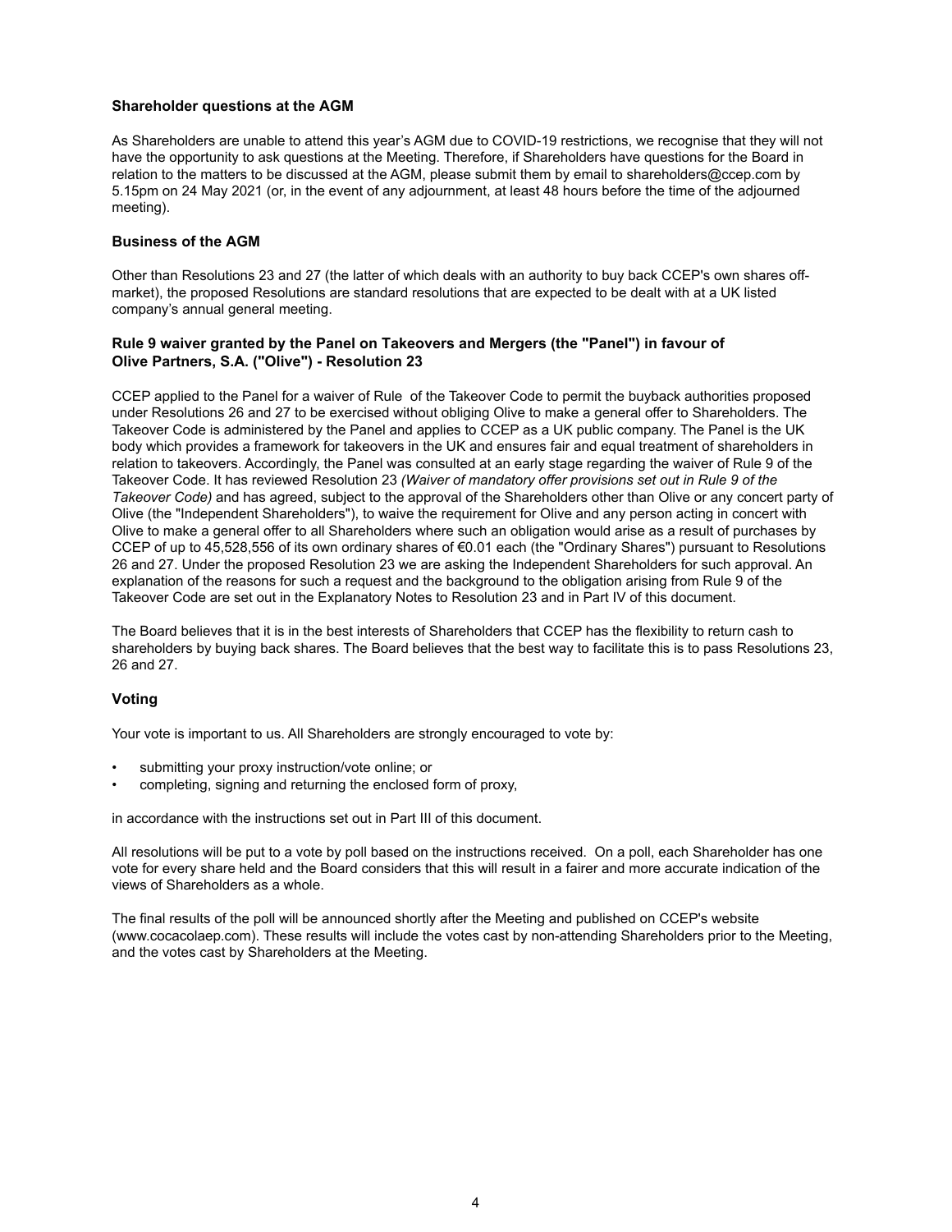### Shareholder questions at the AGM

As Shareholders are unable to attend this year's AGM due to COVID-19 restrictions, we recognise that they will not have the opportunity to ask questions at the Meeting. Therefore, if Shareholders have questions for the Board in relation to the matters to be discussed at the AGM, please submit them by email to shareholders@ccep.com by 5.15pm on 24 May 2021 (or, in the event of any adjournment, at least 48 hours before the time of the adjourned meeting).

### Business of the AGM

Other than Resolutions 23 and 27 (the latter of which deals with an authority to buy back CCEP's own shares off-market), the proposed Resolutions are standard resolutions that are expected to be dealt with at a UK listed company's annual general meeting.

### Rule 9 waiver granted by the Panel on Takeovers and Mergers (the "Panel") in favour of Olive Partners, S.A. ("Olive") - Resolution 23

CCEP applied to the Panel for a waiver of Rule  of the Takeover Code to permit the buyback authorities proposed under Resolutions 26 and 27 to be exercised without obliging Olive to make a general offer to Shareholders. The Takeover Code is administered by the Panel and applies to CCEP as a UK public company. The Panel is the UK body which provides a framework for takeovers in the UK and ensures fair and equal treatment of shareholders in relation to takeovers. Accordingly, the Panel was consulted at an early stage regarding the waiver of Rule 9 of the Takeover Code. It has reviewed Resolution 23 *(Waiver of mandatory offer provisions set out in Rule 9 of the Takeover Code)* and has agreed, subject to the approval of the Shareholders other than Olive or any concert party of Olive (the "Independent Shareholders"), to waive the requirement for Olive and any person acting in concert with Olive to make a general offer to all Shareholders where such an obligation would arise as a result of purchases by CCEP of up to 45,528,556 of its own ordinary shares of €0.01 each (the "Ordinary Shares") pursuant to Resolutions 26 and 27. Under the proposed Resolution 23 we are asking the Independent Shareholders for such approval. An explanation of the reasons for such a request and the background to the obligation arising from Rule 9 of the Takeover Code are set out in the Explanatory Notes to Resolution 23 and in Part IV of this document.

The Board believes that it is in the best interests of Shareholders that CCEP has the flexibility to return cash to shareholders by buying back shares. The Board believes that the best way to facilitate this is to pass Resolutions 23, 26 and 27.

### Voting

Your vote is important to us. All Shareholders are strongly encouraged to vote by:

- submitting your proxy instruction/vote online; or
- completing, signing and returning the enclosed form of proxy,

in accordance with the instructions set out in Part III of this document.

All resolutions will be put to a vote by poll based on the instructions received. On a poll, each Shareholder has one vote for every share held and the Board considers that this will result in a fairer and more accurate indication of the views of Shareholders as a whole.

The final results of the poll will be announced shortly after the Meeting and published on CCEP's website (www.cocacolaep.com). These results will include the votes cast by non-attending Shareholders prior to the Meeting, and the votes cast by Shareholders at the Meeting.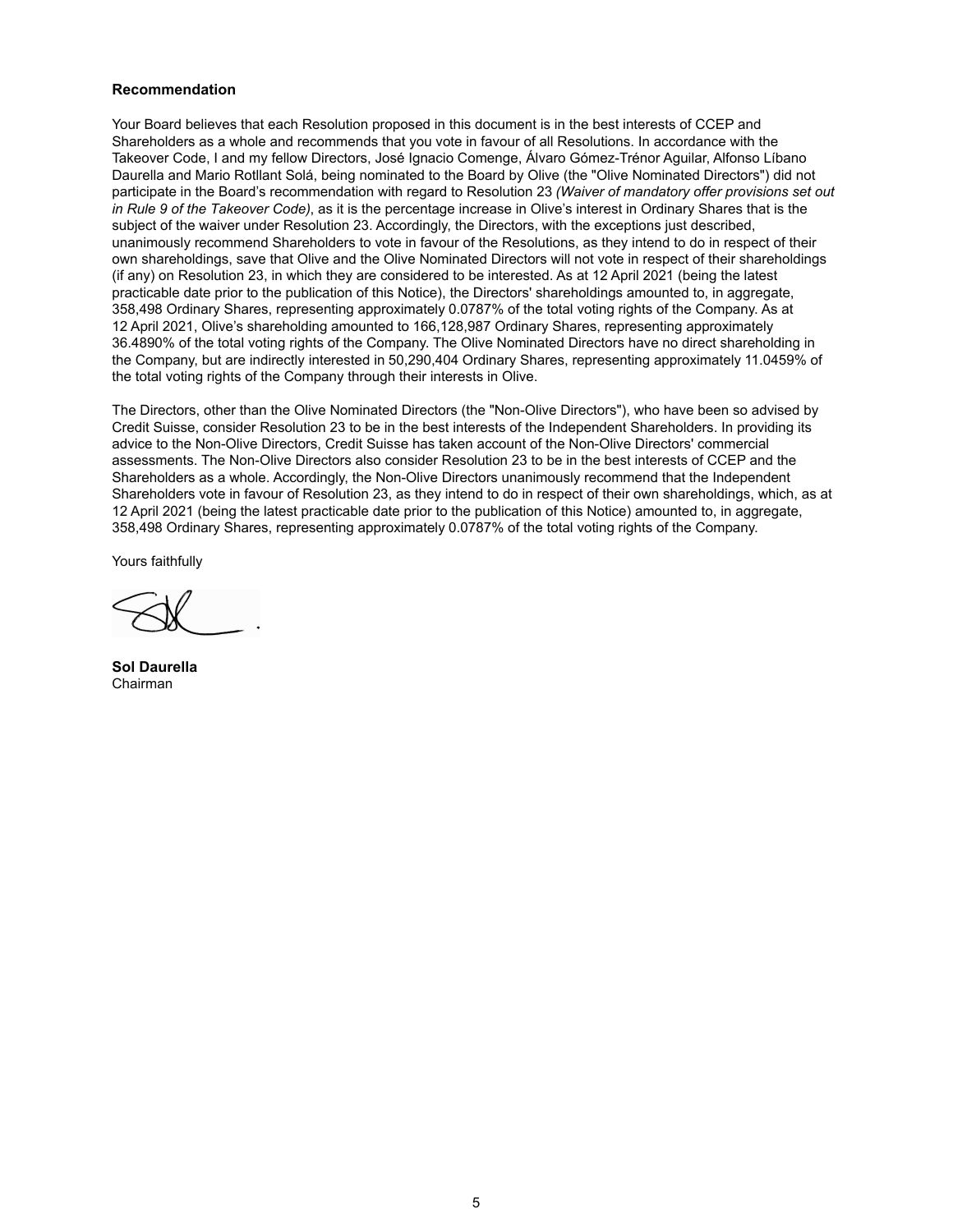### Recommendation

Your Board believes that each Resolution proposed in this document is in the best interests of CCEP and Shareholders as a whole and recommends that you vote in favour of all Resolutions. In accordance with the Takeover Code, I and my fellow Directors, José Ignacio Comenge, Álvaro Gómez-Trénor Aguilar, Alfonso Líbano Daurella and Mario Rotllant Solá, being nominated to the Board by Olive (the "Olive Nominated Directors") did not participate in the Board's recommendation with regard to Resolution 23 *(Waiver of mandatory offer provisions set out in Rule 9 of the Takeover Code)*, as it is the percentage increase in Olive's interest in Ordinary Shares that is the subject of the waiver under Resolution 23. Accordingly, the Directors, with the exceptions just described, unanimously recommend Shareholders to vote in favour of the Resolutions, as they intend to do in respect of their own shareholdings, save that Olive and the Olive Nominated Directors will not vote in respect of their shareholdings (if any) on Resolution 23, in which they are considered to be interested. As at 12 April 2021 (being the latest practicable date prior to the publication of this Notice), the Directors' shareholdings amounted to, in aggregate, 358,498 Ordinary Shares, representing approximately 0.0787% of the total voting rights of the Company. As at 12 April 2021, Olive's shareholding amounted to 166,128,987 Ordinary Shares, representing approximately 36.4890% of the total voting rights of the Company. The Olive Nominated Directors have no direct shareholding in the Company, but are indirectly interested in 50,290,404 Ordinary Shares, representing approximately 11.0459% of the total voting rights of the Company through their interests in Olive.

The Directors, other than the Olive Nominated Directors (the "Non-Olive Directors"), who have been so advised by Credit Suisse, consider Resolution 23 to be in the best interests of the Independent Shareholders. In providing its advice to the Non-Olive Directors, Credit Suisse has taken account of the Non-Olive Directors' commercial assessments. The Non-Olive Directors also consider Resolution 23 to be in the best interests of CCEP and the Shareholders as a whole. Accordingly, the Non-Olive Directors unanimously recommend that the Independent Shareholders vote in favour of Resolution 23, as they intend to do in respect of their own shareholdings, which, as at 12 April 2021 (being the latest practicable date prior to the publication of this Notice) amounted to, in aggregate, 358,498 Ordinary Shares, representing approximately 0.0787% of the total voting rights of the Company.

Yours faithfully

**Sol Daurella**
Chairman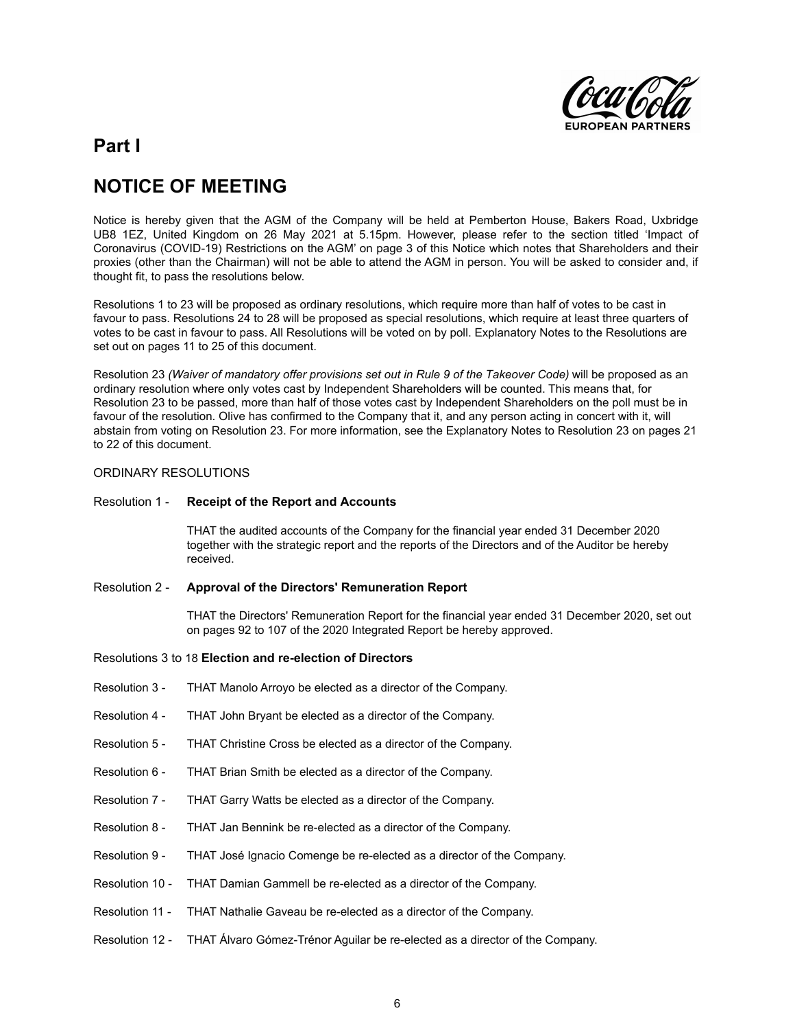## Part I

## NOTICE OF MEETING

Notice is hereby given that the AGM of the Company will be held at Pemberton House, Bakers Road, Uxbridge UB8 1EZ, United Kingdom on 26 May 2021 at 5.15pm. However, please refer to the section titled 'Impact of Coronavirus (COVID-19) Restrictions on the AGM' on page 3 of this Notice which notes that Shareholders and their proxies (other than the Chairman) will not be able to attend the AGM in person. You will be asked to consider and, if thought fit, to pass the resolutions below.

Resolutions 1 to 23 will be proposed as ordinary resolutions, which require more than half of votes to be cast in favour to pass. Resolutions 24 to 28 will be proposed as special resolutions, which require at least three quarters of votes to be cast in favour to pass. All Resolutions will be voted on by poll. Explanatory Notes to the Resolutions are set out on pages 11 to 25 of this document.

Resolution 23 *(Waiver of mandatory offer provisions set out in Rule 9 of the Takeover Code)* will be proposed as an ordinary resolution where only votes cast by Independent Shareholders will be counted. This means that, for Resolution 23 to be passed, more than half of those votes cast by Independent Shareholders on the poll must be in favour of the resolution. Olive has confirmed to the Company that it, and any person acting in concert with it, will abstain from voting on Resolution 23. For more information, see the Explanatory Notes to Resolution 23 on pages 21 to 22 of this document.

ORDINARY RESOLUTIONS

Resolution 1 - **Receipt of the Report and Accounts**

THAT the audited accounts of the Company for the financial year ended 31 December 2020 together with the strategic report and the reports of the Directors and of the Auditor be hereby received.

Resolution 2 - **Approval of the Directors' Remuneration Report**

THAT the Directors' Remuneration Report for the financial year ended 31 December 2020, set out on pages 92 to 107 of the 2020 Integrated Report be hereby approved.

Resolutions 3 to 18 **Election and re-election of Directors**

Resolution 3 - THAT Manolo Arroyo be elected as a director of the Company.

Resolution 4 - THAT John Bryant be elected as a director of the Company.

Resolution 5 - THAT Christine Cross be elected as a director of the Company.

Resolution 6 - THAT Brian Smith be elected as a director of the Company.

Resolution 7 - THAT Garry Watts be elected as a director of the Company.

Resolution 8 - THAT Jan Bennink be re-elected as a director of the Company.

Resolution 9 - THAT José Ignacio Comenge be re-elected as a director of the Company.

Resolution 10 - THAT Damian Gammell be re-elected as a director of the Company.

Resolution 11 - THAT Nathalie Gaveau be re-elected as a director of the Company.

Resolution 12 - THAT Álvaro Gómez-Trénor Aguilar be re-elected as a director of the Company.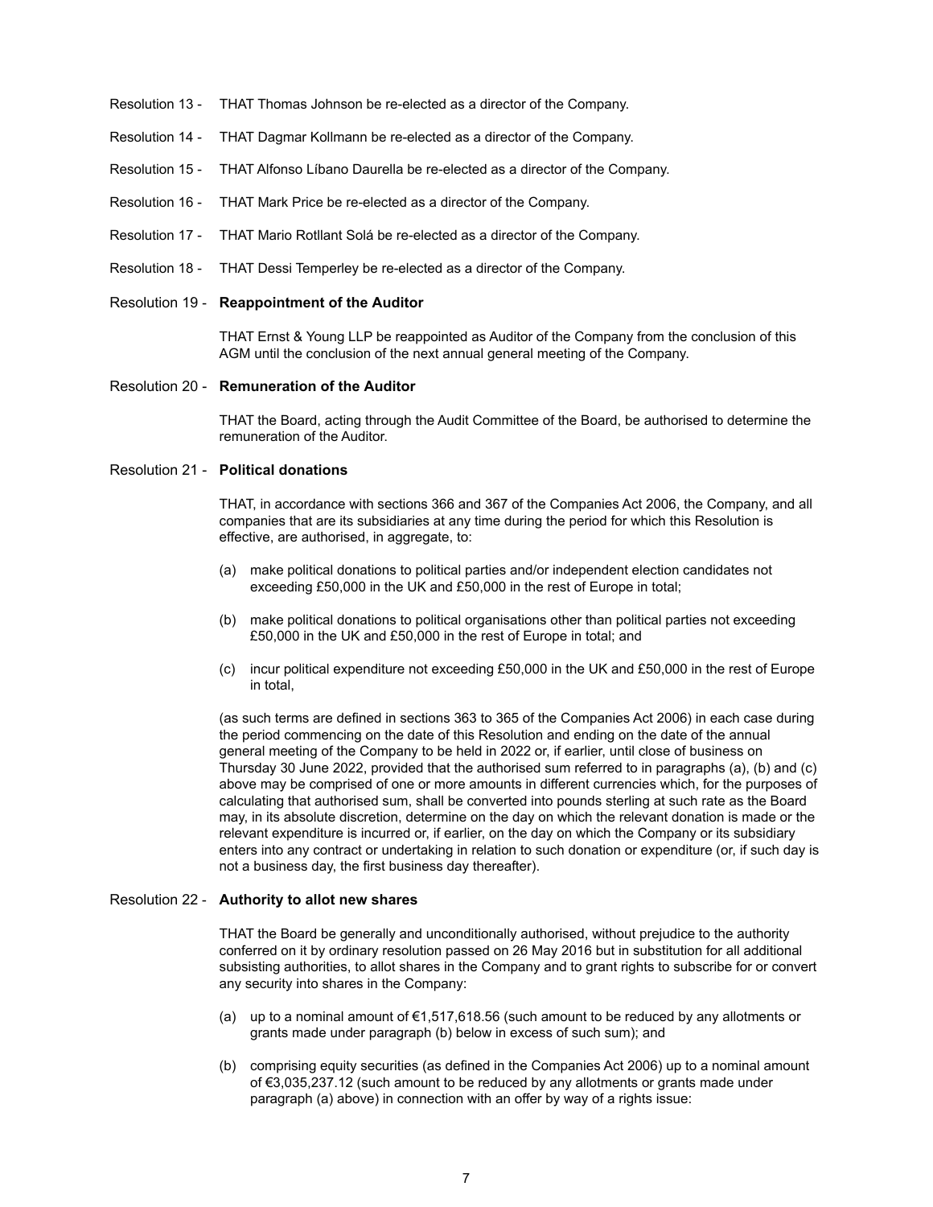Resolution 13 - THAT Thomas Johnson be re-elected as a director of the Company.

Resolution 14 - THAT Dagmar Kollmann be re-elected as a director of the Company.

Resolution 15 - THAT Alfonso Líbano Daurella be re-elected as a director of the Company.

Resolution 16 - THAT Mark Price be re-elected as a director of the Company.

Resolution 17 - THAT Mario Rotllant Solá be re-elected as a director of the Company.

Resolution 18 - THAT Dessi Temperley be re-elected as a director of the Company.

Resolution 19 - **Reappointment of the Auditor**

THAT Ernst & Young LLP be reappointed as Auditor of the Company from the conclusion of this AGM until the conclusion of the next annual general meeting of the Company.

Resolution 20 - **Remuneration of the Auditor**

THAT the Board, acting through the Audit Committee of the Board, be authorised to determine the remuneration of the Auditor.

Resolution 21 - **Political donations**

THAT, in accordance with sections 366 and 367 of the Companies Act 2006, the Company, and all companies that are its subsidiaries at any time during the period for which this Resolution is effective, are authorised, in aggregate, to:

(a) make political donations to political parties and/or independent election candidates not exceeding £50,000 in the UK and £50,000 in the rest of Europe in total;

(b) make political donations to political organisations other than political parties not exceeding £50,000 in the UK and £50,000 in the rest of Europe in total; and

(c) incur political expenditure not exceeding £50,000 in the UK and £50,000 in the rest of Europe in total,

(as such terms are defined in sections 363 to 365 of the Companies Act 2006) in each case during the period commencing on the date of this Resolution and ending on the date of the annual general meeting of the Company to be held in 2022 or, if earlier, until close of business on Thursday 30 June 2022, provided that the authorised sum referred to in paragraphs (a), (b) and (c) above may be comprised of one or more amounts in different currencies which, for the purposes of calculating that authorised sum, shall be converted into pounds sterling at such rate as the Board may, in its absolute discretion, determine on the day on which the relevant donation is made or the relevant expenditure is incurred or, if earlier, on the day on which the Company or its subsidiary enters into any contract or undertaking in relation to such donation or expenditure (or, if such day is not a business day, the first business day thereafter).

Resolution 22 - **Authority to allot new shares**

THAT the Board be generally and unconditionally authorised, without prejudice to the authority conferred on it by ordinary resolution passed on 26 May 2016 but in substitution for all additional subsisting authorities, to allot shares in the Company and to grant rights to subscribe for or convert any security into shares in the Company:

(a) up to a nominal amount of €1,517,618.56 (such amount to be reduced by any allotments or grants made under paragraph (b) below in excess of such sum); and

(b) comprising equity securities (as defined in the Companies Act 2006) up to a nominal amount of €3,035,237.12 (such amount to be reduced by any allotments or grants made under paragraph (a) above) in connection with an offer by way of a rights issue: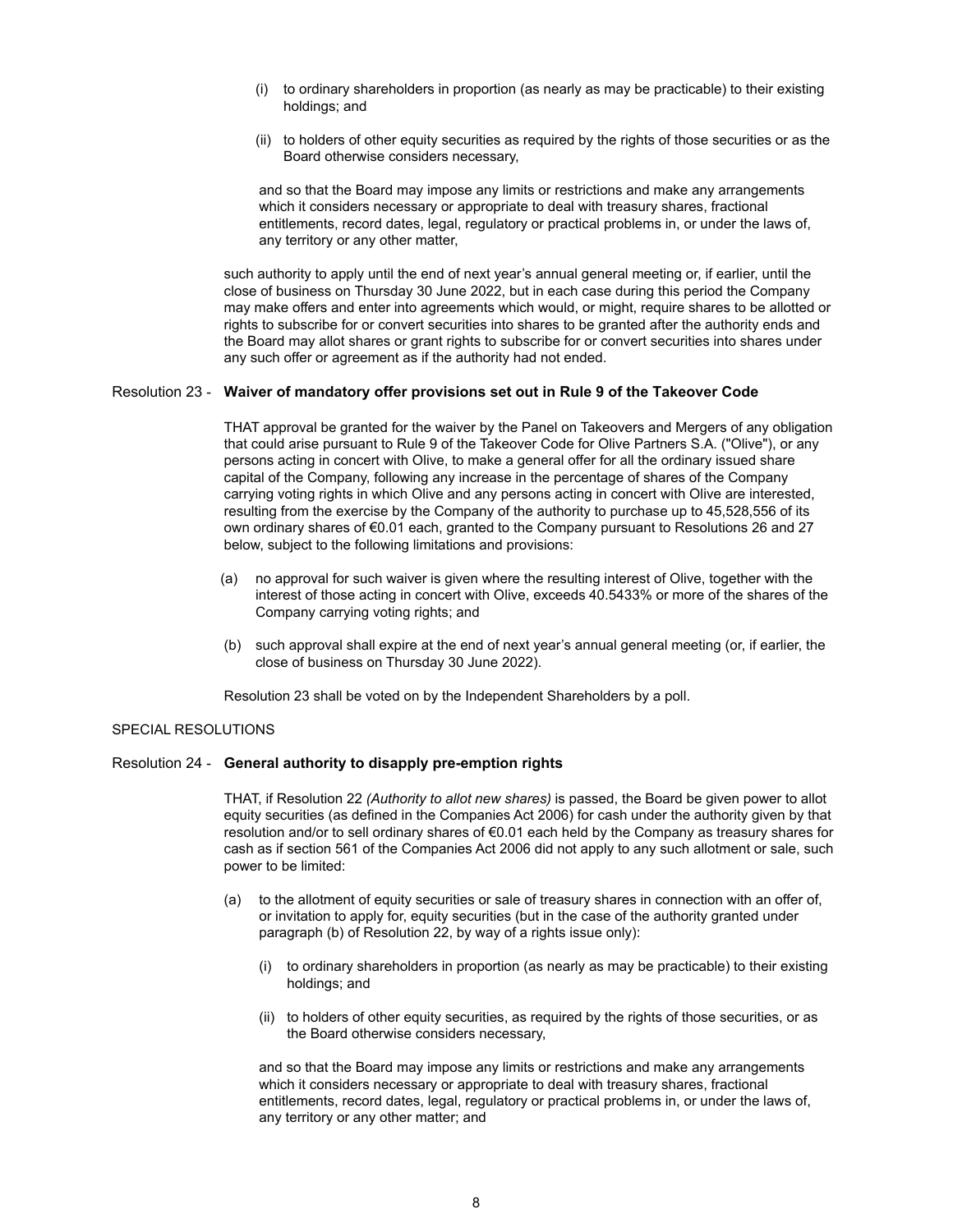(i) to ordinary shareholders in proportion (as nearly as may be practicable) to their existing holdings; and

(ii) to holders of other equity securities as required by the rights of those securities or as the Board otherwise considers necessary,

and so that the Board may impose any limits or restrictions and make any arrangements which it considers necessary or appropriate to deal with treasury shares, fractional entitlements, record dates, legal, regulatory or practical problems in, or under the laws of, any territory or any other matter,

such authority to apply until the end of next year's annual general meeting or, if earlier, until the close of business on Thursday 30 June 2022, but in each case during this period the Company may make offers and enter into agreements which would, or might, require shares to be allotted or rights to subscribe for or convert securities into shares to be granted after the authority ends and the Board may allot shares or grant rights to subscribe for or convert securities into shares under any such offer or agreement as if the authority had not ended.

Resolution 23 - **Waiver of mandatory offer provisions set out in Rule 9 of the Takeover Code**

THAT approval be granted for the waiver by the Panel on Takeovers and Mergers of any obligation that could arise pursuant to Rule 9 of the Takeover Code for Olive Partners S.A. ("Olive"), or any persons acting in concert with Olive, to make a general offer for all the ordinary issued share capital of the Company, following any increase in the percentage of shares of the Company carrying voting rights in which Olive and any persons acting in concert with Olive are interested, resulting from the exercise by the Company of the authority to purchase up to 45,528,556 of its own ordinary shares of €0.01 each, granted to the Company pursuant to Resolutions 26 and 27 below, subject to the following limitations and provisions:

(a) no approval for such waiver is given where the resulting interest of Olive, together with the interest of those acting in concert with Olive, exceeds 40.5433% or more of the shares of the Company carrying voting rights; and

(b) such approval shall expire at the end of next year's annual general meeting (or, if earlier, the close of business on Thursday 30 June 2022).

Resolution 23 shall be voted on by the Independent Shareholders by a poll.

SPECIAL RESOLUTIONS

Resolution 24 - **General authority to disapply pre-emption rights**

THAT, if Resolution 22 *(Authority to allot new shares)* is passed, the Board be given power to allot equity securities (as defined in the Companies Act 2006) for cash under the authority given by that resolution and/or to sell ordinary shares of €0.01 each held by the Company as treasury shares for cash as if section 561 of the Companies Act 2006 did not apply to any such allotment or sale, such power to be limited:

(a) to the allotment of equity securities or sale of treasury shares in connection with an offer of, or invitation to apply for, equity securities (but in the case of the authority granted under paragraph (b) of Resolution 22, by way of a rights issue only):

(i) to ordinary shareholders in proportion (as nearly as may be practicable) to their existing holdings; and

(ii) to holders of other equity securities, as required by the rights of those securities, or as the Board otherwise considers necessary,

and so that the Board may impose any limits or restrictions and make any arrangements which it considers necessary or appropriate to deal with treasury shares, fractional entitlements, record dates, legal, regulatory or practical problems in, or under the laws of, any territory or any other matter; and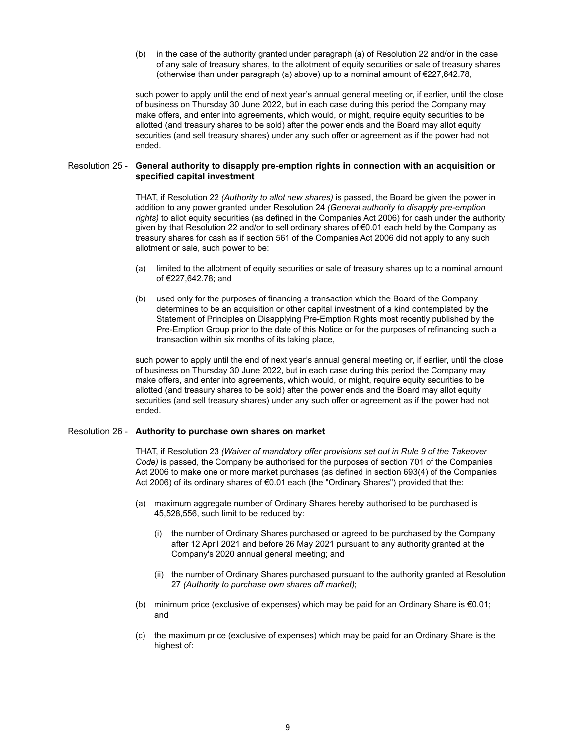(b) in the case of the authority granted under paragraph (a) of Resolution 22 and/or in the case of any sale of treasury shares, to the allotment of equity securities or sale of treasury shares (otherwise than under paragraph (a) above) up to a nominal amount of €227,642.78,

such power to apply until the end of next year's annual general meeting or, if earlier, until the close of business on Thursday 30 June 2022, but in each case during this period the Company may make offers, and enter into agreements, which would, or might, require equity securities to be allotted (and treasury shares to be sold) after the power ends and the Board may allot equity securities (and sell treasury shares) under any such offer or agreement as if the power had not ended.

Resolution 25 - **General authority to disapply pre-emption rights in connection with an acquisition or specified capital investment**

THAT, if Resolution 22 *(Authority to allot new shares)* is passed, the Board be given the power in addition to any power granted under Resolution 24 *(General authority to disapply pre-emption rights)* to allot equity securities (as defined in the Companies Act 2006) for cash under the authority given by that Resolution 22 and/or to sell ordinary shares of €0.01 each held by the Company as treasury shares for cash as if section 561 of the Companies Act 2006 did not apply to any such allotment or sale, such power to be:

(a) limited to the allotment of equity securities or sale of treasury shares up to a nominal amount of €227,642.78; and

(b) used only for the purposes of financing a transaction which the Board of the Company determines to be an acquisition or other capital investment of a kind contemplated by the Statement of Principles on Disapplying Pre-Emption Rights most recently published by the Pre-Emption Group prior to the date of this Notice or for the purposes of refinancing such a transaction within six months of its taking place,

such power to apply until the end of next year's annual general meeting or, if earlier, until the close of business on Thursday 30 June 2022, but in each case during this period the Company may make offers, and enter into agreements, which would, or might, require equity securities to be allotted (and treasury shares to be sold) after the power ends and the Board may allot equity securities (and sell treasury shares) under any such offer or agreement as if the power had not ended.

Resolution 26 - **Authority to purchase own shares on market**

THAT, if Resolution 23 *(Waiver of mandatory offer provisions set out in Rule 9 of the Takeover Code)* is passed, the Company be authorised for the purposes of section 701 of the Companies Act 2006 to make one or more market purchases (as defined in section 693(4) of the Companies Act 2006) of its ordinary shares of €0.01 each (the "Ordinary Shares") provided that the:

(a) maximum aggregate number of Ordinary Shares hereby authorised to be purchased is 45,528,556, such limit to be reduced by:

   (i) the number of Ordinary Shares purchased or agreed to be purchased by the Company after 12 April 2021 and before 26 May 2021 pursuant to any authority granted at the Company's 2020 annual general meeting; and

   (ii) the number of Ordinary Shares purchased pursuant to the authority granted at Resolution 27 *(Authority to purchase own shares off market)*;

(b) minimum price (exclusive of expenses) which may be paid for an Ordinary Share is €0.01; and

(c) the maximum price (exclusive of expenses) which may be paid for an Ordinary Share is the highest of: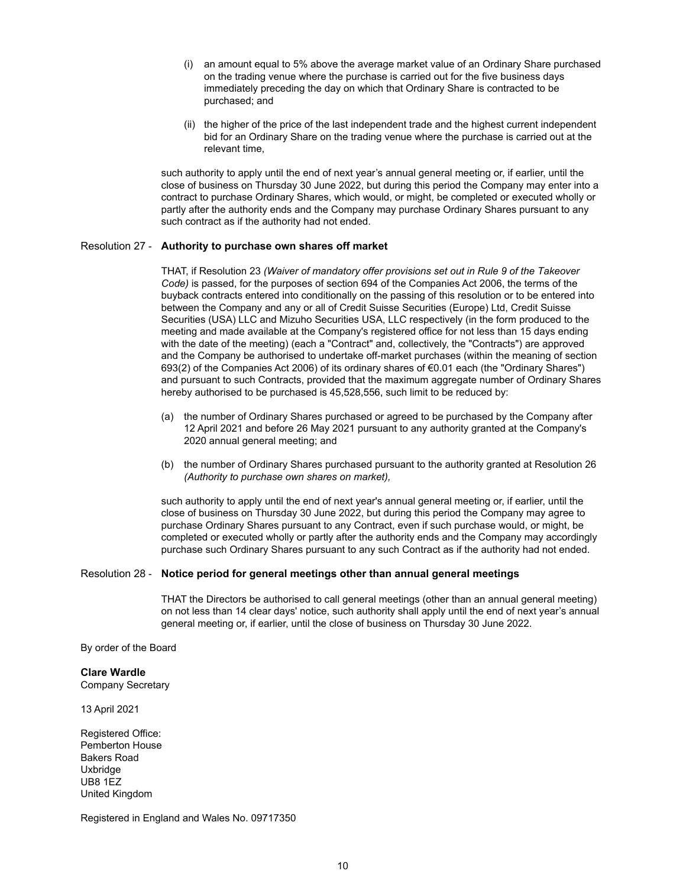(i) an amount equal to 5% above the average market value of an Ordinary Share purchased on the trading venue where the purchase is carried out for the five business days immediately preceding the day on which that Ordinary Share is contracted to be purchased; and

(ii) the higher of the price of the last independent trade and the highest current independent bid for an Ordinary Share on the trading venue where the purchase is carried out at the relevant time,

such authority to apply until the end of next year's annual general meeting or, if earlier, until the close of business on Thursday 30 June 2022, but during this period the Company may enter into a contract to purchase Ordinary Shares, which would, or might, be completed or executed wholly or partly after the authority ends and the Company may purchase Ordinary Shares pursuant to any such contract as if the authority had not ended.

Resolution 27 - **Authority to purchase own shares off market**

THAT, if Resolution 23 *(Waiver of mandatory offer provisions set out in Rule 9 of the Takeover Code)* is passed, for the purposes of section 694 of the Companies Act 2006, the terms of the buyback contracts entered into conditionally on the passing of this resolution or to be entered into between the Company and any or all of Credit Suisse Securities (Europe) Ltd, Credit Suisse Securities (USA) LLC and Mizuho Securities USA, LLC respectively (in the form produced to the meeting and made available at the Company's registered office for not less than 15 days ending with the date of the meeting) (each a "Contract" and, collectively, the "Contracts") are approved and the Company be authorised to undertake off-market purchases (within the meaning of section 693(2) of the Companies Act 2006) of its ordinary shares of €0.01 each (the "Ordinary Shares") and pursuant to such Contracts, provided that the maximum aggregate number of Ordinary Shares hereby authorised to be purchased is 45,528,556, such limit to be reduced by:

(a) the number of Ordinary Shares purchased or agreed to be purchased by the Company after 12 April 2021 and before 26 May 2021 pursuant to any authority granted at the Company's 2020 annual general meeting; and

(b) the number of Ordinary Shares purchased pursuant to the authority granted at Resolution 26 *(Authority to purchase own shares on market),*

such authority to apply until the end of next year's annual general meeting or, if earlier, until the close of business on Thursday 30 June 2022, but during this period the Company may agree to purchase Ordinary Shares pursuant to any Contract, even if such purchase would, or might, be completed or executed wholly or partly after the authority ends and the Company may accordingly purchase such Ordinary Shares pursuant to any such Contract as if the authority had not ended.

Resolution 28 - **Notice period for general meetings other than annual general meetings**

THAT the Directors be authorised to call general meetings (other than an annual general meeting) on not less than 14 clear days' notice, such authority shall apply until the end of next year's annual general meeting or, if earlier, until the close of business on Thursday 30 June 2022.

By order of the Board

**Clare Wardle**
Company Secretary

13 April 2021

Registered Office:
Pemberton House
Bakers Road
Uxbridge
UB8 1EZ
United Kingdom

Registered in England and Wales No. 09717350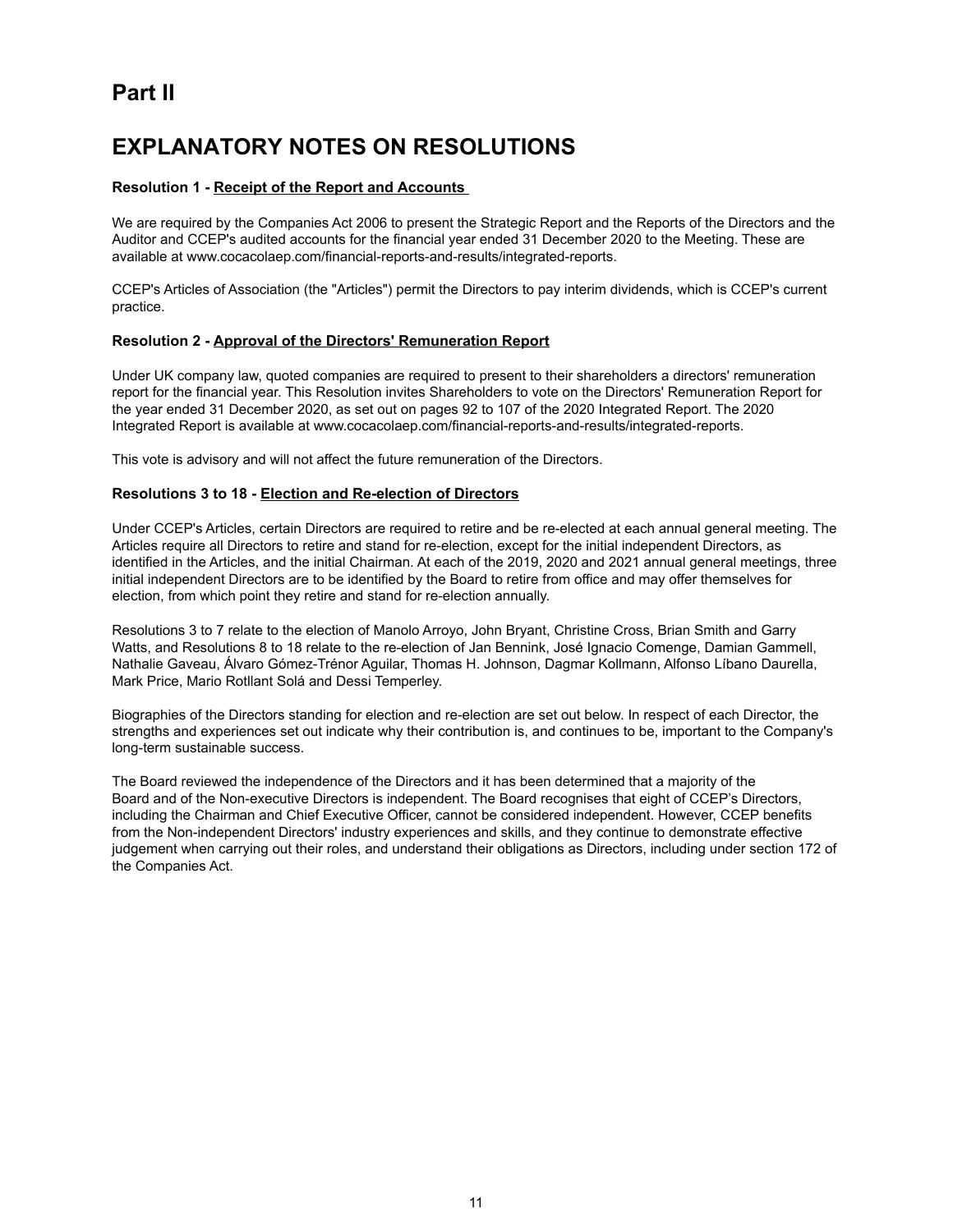# Part II

# EXPLANATORY NOTES ON RESOLUTIONS

**Resolution 1 - Receipt of the Report and Accounts**

We are required by the Companies Act 2006 to present the Strategic Report and the Reports of the Directors and the Auditor and CCEP's audited accounts for the financial year ended 31 December 2020 to the Meeting. These are available at www.cocacolaep.com/financial-reports-and-results/integrated-reports.

CCEP's Articles of Association (the "Articles") permit the Directors to pay interim dividends, which is CCEP's current practice.

**Resolution 2 - Approval of the Directors' Remuneration Report**

Under UK company law, quoted companies are required to present to their shareholders a directors' remuneration report for the financial year. This Resolution invites Shareholders to vote on the Directors' Remuneration Report for the year ended 31 December 2020, as set out on pages 92 to 107 of the 2020 Integrated Report. The 2020 Integrated Report is available at www.cocacolaep.com/financial-reports-and-results/integrated-reports.

This vote is advisory and will not affect the future remuneration of the Directors.

**Resolutions 3 to 18 - Election and Re-election of Directors**

Under CCEP's Articles, certain Directors are required to retire and be re-elected at each annual general meeting. The Articles require all Directors to retire and stand for re-election, except for the initial independent Directors, as identified in the Articles, and the initial Chairman. At each of the 2019, 2020 and 2021 annual general meetings, three initial independent Directors are to be identified by the Board to retire from office and may offer themselves for election, from which point they retire and stand for re-election annually.

Resolutions 3 to 7 relate to the election of Manolo Arroyo, John Bryant, Christine Cross, Brian Smith and Garry Watts, and Resolutions 8 to 18 relate to the re-election of Jan Bennink, José Ignacio Comenge, Damian Gammell, Nathalie Gaveau, Álvaro Gómez-Trénor Aguilar, Thomas H. Johnson, Dagmar Kollmann, Alfonso Líbano Daurella, Mark Price, Mario Rotllant Solá and Dessi Temperley.

Biographies of the Directors standing for election and re-election are set out below. In respect of each Director, the strengths and experiences set out indicate why their contribution is, and continues to be, important to the Company's long-term sustainable success.

The Board reviewed the independence of the Directors and it has been determined that a majority of the Board and of the Non-executive Directors is independent. The Board recognises that eight of CCEP's Directors, including the Chairman and Chief Executive Officer, cannot be considered independent. However, CCEP benefits from the Non-independent Directors' industry experiences and skills, and they continue to demonstrate effective judgement when carrying out their roles, and understand their obligations as Directors, including under section 172 of the Companies Act.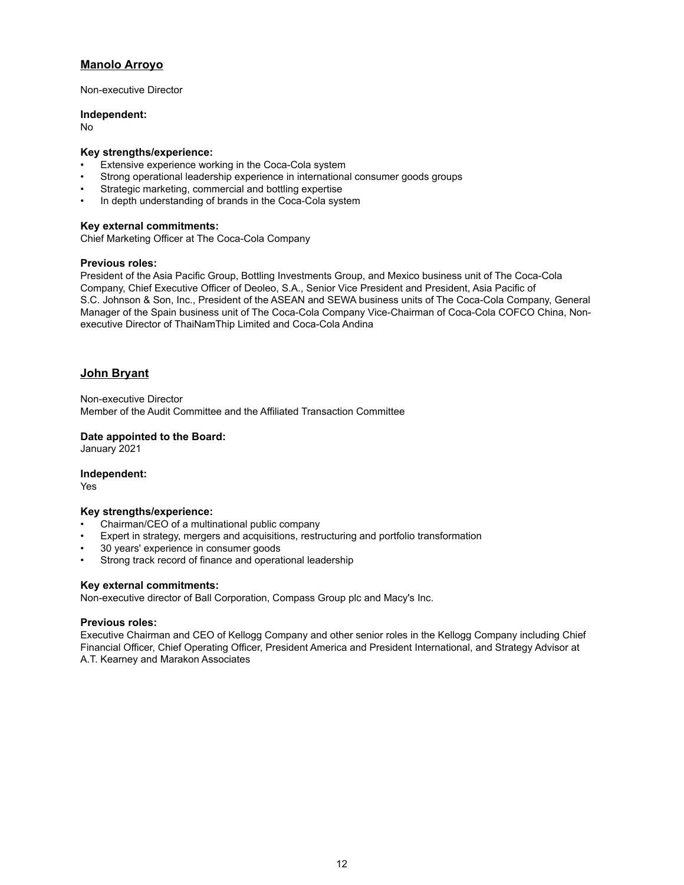## Manolo Arroyo

Non-executive Director

**Independent:**
No

**Key strengths/experience:**
- Extensive experience working in the Coca-Cola system
- Strong operational leadership experience in international consumer goods groups
- Strategic marketing, commercial and bottling expertise
- In depth understanding of brands in the Coca-Cola system

**Key external commitments:**
Chief Marketing Officer at The Coca-Cola Company

**Previous roles:**
President of the Asia Pacific Group, Bottling Investments Group, and Mexico business unit of The Coca-Cola Company, Chief Executive Officer of Deoleo, S.A., Senior Vice President and President, Asia Pacific of S.C. Johnson & Son, Inc., President of the ASEAN and SEWA business units of The Coca-Cola Company, General Manager of the Spain business unit of The Coca-Cola Company Vice-Chairman of Coca-Cola COFCO China, Non-executive Director of ThaiNamThip Limited and Coca-Cola Andina

## John Bryant

Non-executive Director
Member of the Audit Committee and the Affiliated Transaction Committee

**Date appointed to the Board:**
January 2021

**Independent:**
Yes

**Key strengths/experience:**
- Chairman/CEO of a multinational public company
- Expert in strategy, mergers and acquisitions, restructuring and portfolio transformation
- 30 years' experience in consumer goods
- Strong track record of finance and operational leadership

**Key external commitments:**
Non-executive director of Ball Corporation, Compass Group plc and Macy's Inc.

**Previous roles:**
Executive Chairman and CEO of Kellogg Company and other senior roles in the Kellogg Company including Chief Financial Officer, Chief Operating Officer, President America and President International, and Strategy Advisor at A.T. Kearney and Marakon Associates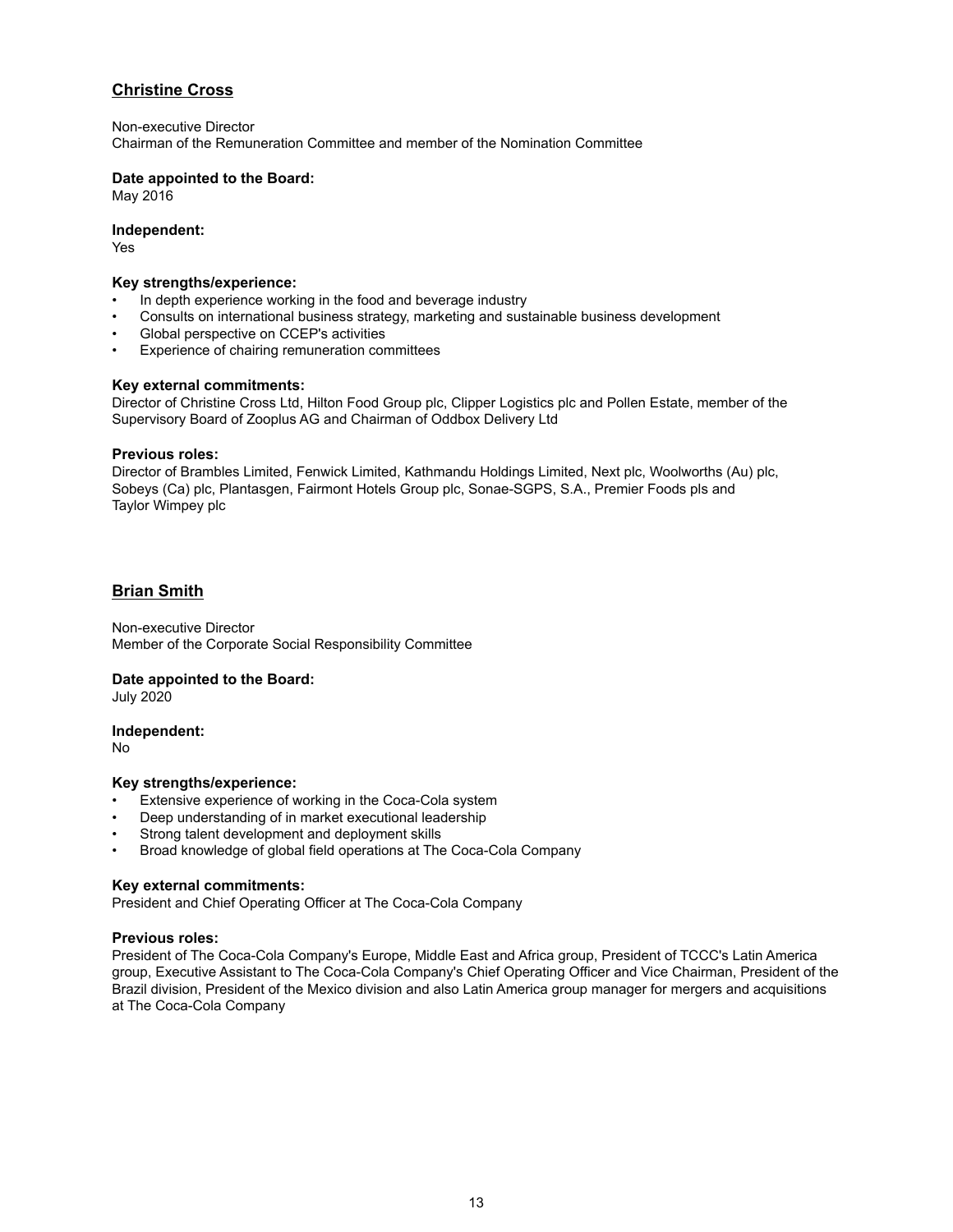## Christine Cross

Non-executive Director
Chairman of the Remuneration Committee and member of the Nomination Committee

**Date appointed to the Board:**
May 2016

**Independent:**
Yes

**Key strengths/experience:**

- In depth experience working in the food and beverage industry
- Consults on international business strategy, marketing and sustainable business development
- Global perspective on CCEP's activities
- Experience of chairing remuneration committees

**Key external commitments:**
Director of Christine Cross Ltd, Hilton Food Group plc, Clipper Logistics plc and Pollen Estate, member of the Supervisory Board of Zooplus AG and Chairman of Oddbox Delivery Ltd

**Previous roles:**
Director of Brambles Limited, Fenwick Limited, Kathmandu Holdings Limited, Next plc, Woolworths (Au) plc, Sobeys (Ca) plc, Plantasgen, Fairmont Hotels Group plc, Sonae-SGPS, S.A., Premier Foods pls and Taylor Wimpey plc

## Brian Smith

Non-executive Director
Member of the Corporate Social Responsibility Committee

**Date appointed to the Board:**
July 2020

**Independent:**
No

**Key strengths/experience:**

- Extensive experience of working in the Coca-Cola system
- Deep understanding of in market executional leadership
- Strong talent development and deployment skills
- Broad knowledge of global field operations at The Coca-Cola Company

**Key external commitments:**
President and Chief Operating Officer at The Coca-Cola Company

**Previous roles:**
President of The Coca-Cola Company's Europe, Middle East and Africa group, President of TCCC's Latin America group, Executive Assistant to The Coca-Cola Company's Chief Operating Officer and Vice Chairman, President of the Brazil division, President of the Mexico division and also Latin America group manager for mergers and acquisitions at The Coca-Cola Company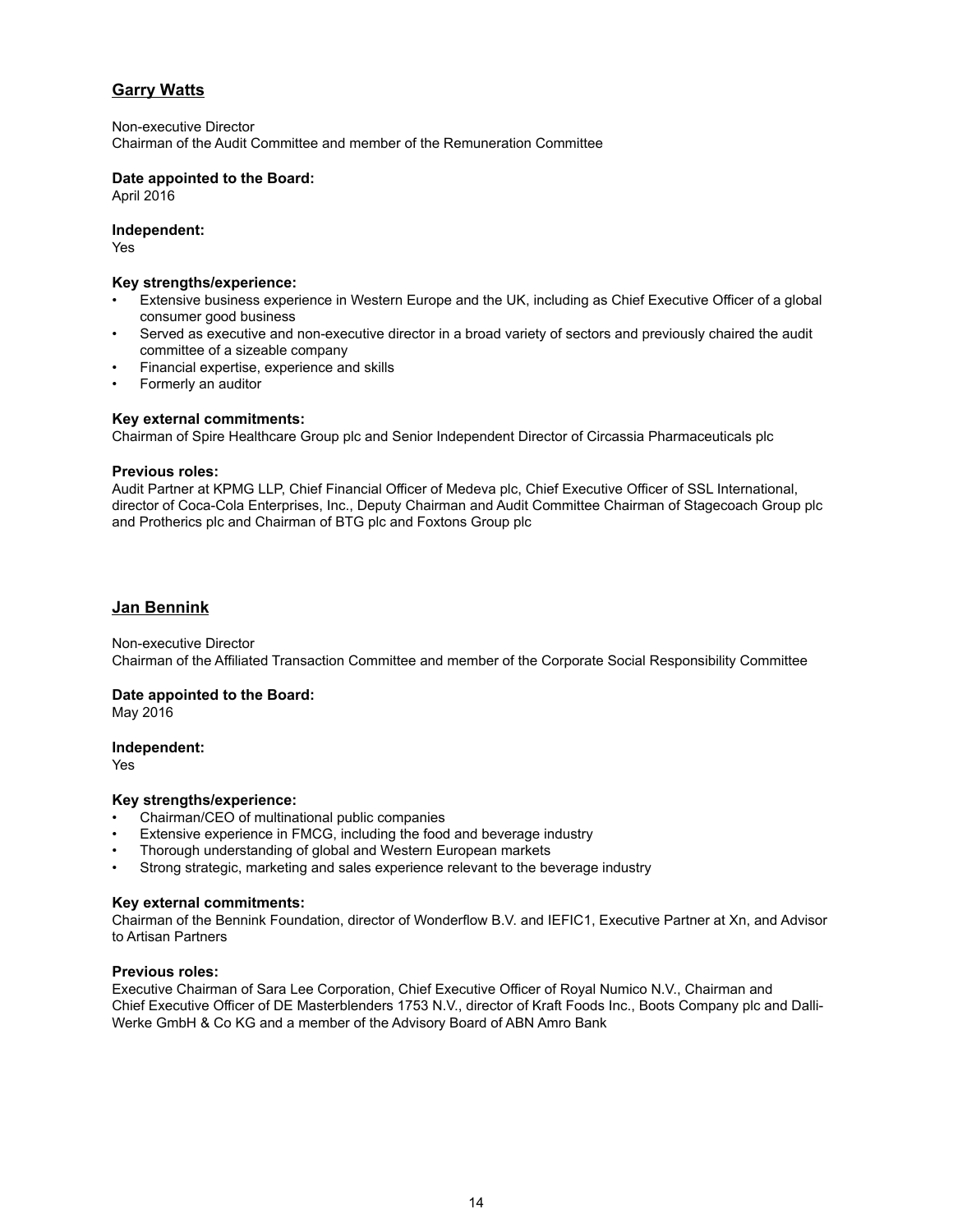## Garry Watts

Non-executive Director
Chairman of the Audit Committee and member of the Remuneration Committee

**Date appointed to the Board:**
April 2016

**Independent:**
Yes

**Key strengths/experience:**

- Extensive business experience in Western Europe and the UK, including as Chief Executive Officer of a global consumer good business
- Served as executive and non-executive director in a broad variety of sectors and previously chaired the audit committee of a sizeable company
- Financial expertise, experience and skills
- Formerly an auditor

**Key external commitments:**
Chairman of Spire Healthcare Group plc and Senior Independent Director of Circassia Pharmaceuticals plc

**Previous roles:**
Audit Partner at KPMG LLP, Chief Financial Officer of Medeva plc, Chief Executive Officer of SSL International, director of Coca-Cola Enterprises, Inc., Deputy Chairman and Audit Committee Chairman of Stagecoach Group plc and Protherics plc and Chairman of BTG plc and Foxtons Group plc

## Jan Bennink

Non-executive Director
Chairman of the Affiliated Transaction Committee and member of the Corporate Social Responsibility Committee

**Date appointed to the Board:**
May 2016

**Independent:**
Yes

**Key strengths/experience:**

- Chairman/CEO of multinational public companies
- Extensive experience in FMCG, including the food and beverage industry
- Thorough understanding of global and Western European markets
- Strong strategic, marketing and sales experience relevant to the beverage industry

**Key external commitments:**
Chairman of the Bennink Foundation, director of Wonderflow B.V. and IEFIC1, Executive Partner at Xn, and Advisor to Artisan Partners

**Previous roles:**
Executive Chairman of Sara Lee Corporation, Chief Executive Officer of Royal Numico N.V., Chairman and Chief Executive Officer of DE Masterblenders 1753 N.V., director of Kraft Foods Inc., Boots Company plc and Dalli-Werke GmbH & Co KG and a member of the Advisory Board of ABN Amro Bank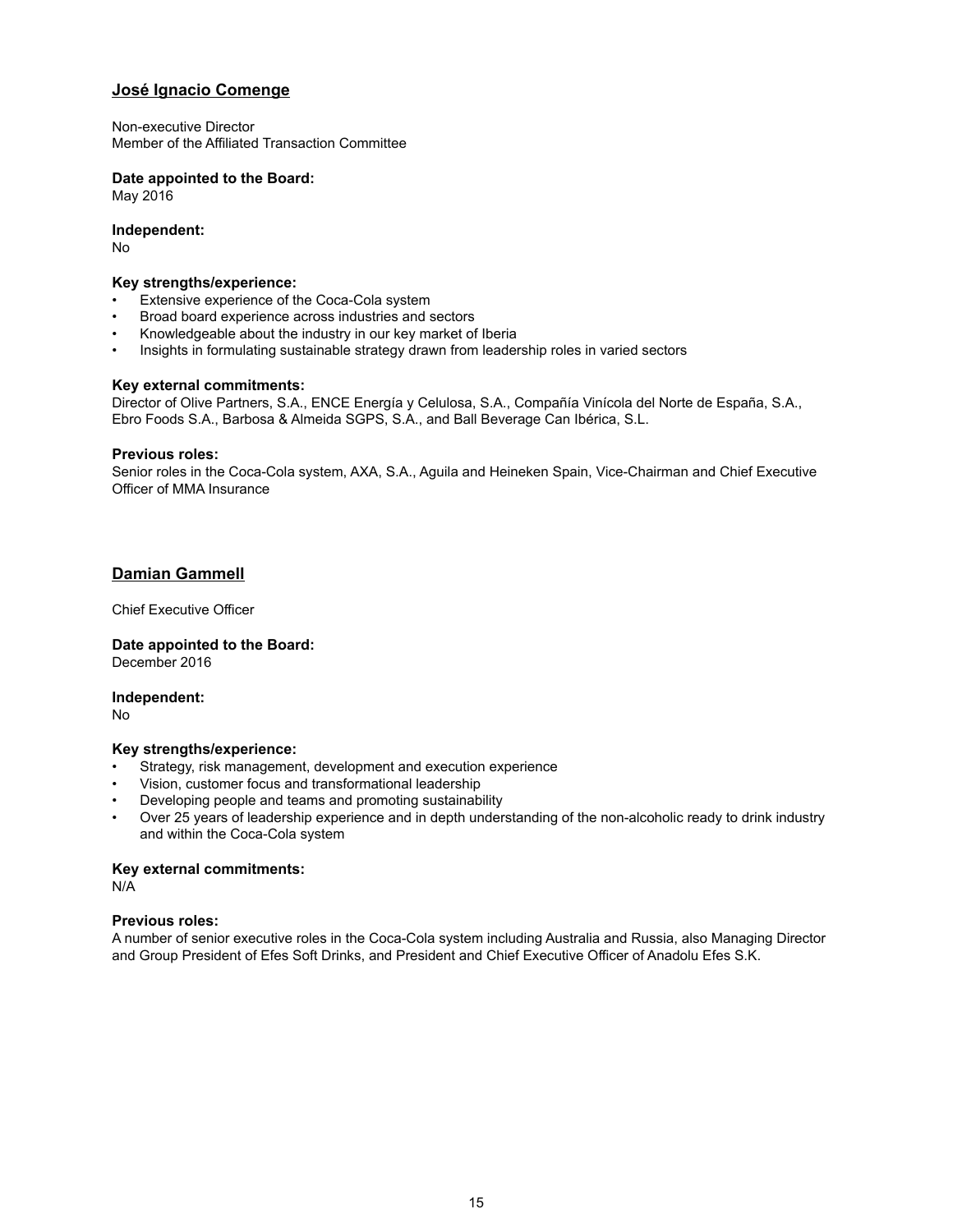## José Ignacio Comenge

Non-executive Director
Member of the Affiliated Transaction Committee

**Date appointed to the Board:**
May 2016

**Independent:**
No

**Key strengths/experience:**

- Extensive experience of the Coca-Cola system
- Broad board experience across industries and sectors
- Knowledgeable about the industry in our key market of Iberia
- Insights in formulating sustainable strategy drawn from leadership roles in varied sectors

**Key external commitments:**
Director of Olive Partners, S.A., ENCE Energía y Celulosa, S.A., Compañía Vinícola del Norte de España, S.A., Ebro Foods S.A., Barbosa & Almeida SGPS, S.A., and Ball Beverage Can Ibérica, S.L.

**Previous roles:**
Senior roles in the Coca-Cola system, AXA, S.A., Aguila and Heineken Spain, Vice-Chairman and Chief Executive Officer of MMA Insurance

## Damian Gammell

Chief Executive Officer

**Date appointed to the Board:**
December 2016

**Independent:**
No

**Key strengths/experience:**

- Strategy, risk management, development and execution experience
- Vision, customer focus and transformational leadership
- Developing people and teams and promoting sustainability
- Over 25 years of leadership experience and in depth understanding of the non-alcoholic ready to drink industry and within the Coca-Cola system

**Key external commitments:**
N/A

**Previous roles:**
A number of senior executive roles in the Coca-Cola system including Australia and Russia, also Managing Director and Group President of Efes Soft Drinks, and President and Chief Executive Officer of Anadolu Efes S.K.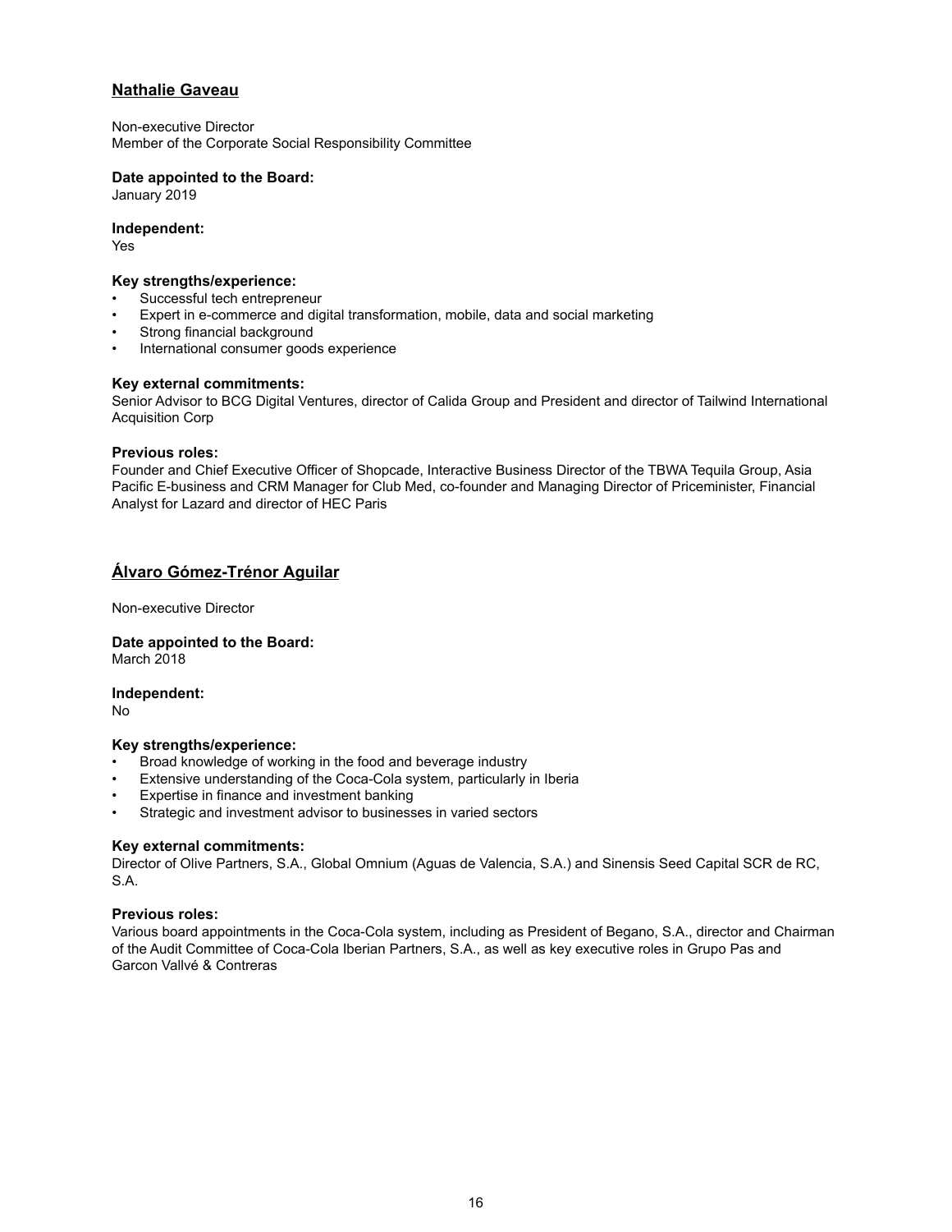## Nathalie Gaveau

Non-executive Director
Member of the Corporate Social Responsibility Committee

**Date appointed to the Board:**
January 2019

**Independent:**
Yes

**Key strengths/experience:**

- Successful tech entrepreneur
- Expert in e-commerce and digital transformation, mobile, data and social marketing
- Strong financial background
- International consumer goods experience

**Key external commitments:**
Senior Advisor to BCG Digital Ventures, director of Calida Group and President and director of Tailwind International Acquisition Corp

**Previous roles:**
Founder and Chief Executive Officer of Shopcade, Interactive Business Director of the TBWA Tequila Group, Asia Pacific E-business and CRM Manager for Club Med, co-founder and Managing Director of Priceminister, Financial Analyst for Lazard and director of HEC Paris

## Álvaro Gómez-Trénor Aguilar

Non-executive Director

**Date appointed to the Board:**
March 2018

**Independent:**
No

**Key strengths/experience:**

- Broad knowledge of working in the food and beverage industry
- Extensive understanding of the Coca-Cola system, particularly in Iberia
- Expertise in finance and investment banking
- Strategic and investment advisor to businesses in varied sectors

**Key external commitments:**
Director of Olive Partners, S.A., Global Omnium (Aguas de Valencia, S.A.) and Sinensis Seed Capital SCR de RC, S.A.

**Previous roles:**
Various board appointments in the Coca-Cola system, including as President of Begano, S.A., director and Chairman of the Audit Committee of Coca-Cola Iberian Partners, S.A., as well as key executive roles in Grupo Pas and Garcon Vallvé & Contreras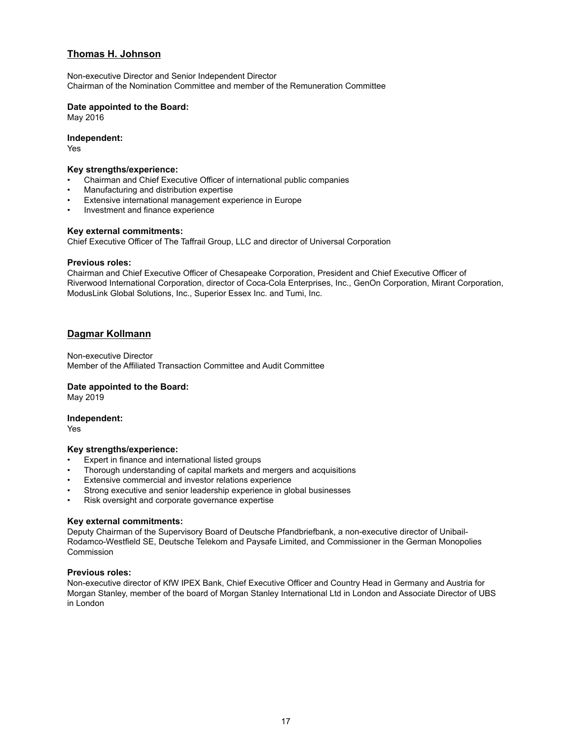## Thomas H. Johnson

Non-executive Director and Senior Independent Director
Chairman of the Nomination Committee and member of the Remuneration Committee

**Date appointed to the Board:**
May 2016

**Independent:**
Yes

**Key strengths/experience:**

- Chairman and Chief Executive Officer of international public companies
- Manufacturing and distribution expertise
- Extensive international management experience in Europe
- Investment and finance experience

**Key external commitments:**
Chief Executive Officer of The Taffrail Group, LLC and director of Universal Corporation

**Previous roles:**
Chairman and Chief Executive Officer of Chesapeake Corporation, President and Chief Executive Officer of Riverwood International Corporation, director of Coca-Cola Enterprises, Inc., GenOn Corporation, Mirant Corporation, ModusLink Global Solutions, Inc., Superior Essex Inc. and Tumi, Inc.

## Dagmar Kollmann

Non-executive Director
Member of the Affiliated Transaction Committee and Audit Committee

**Date appointed to the Board:**
May 2019

**Independent:**
Yes

**Key strengths/experience:**

- Expert in finance and international listed groups
- Thorough understanding of capital markets and mergers and acquisitions
- Extensive commercial and investor relations experience
- Strong executive and senior leadership experience in global businesses
- Risk oversight and corporate governance expertise

**Key external commitments:**
Deputy Chairman of the Supervisory Board of Deutsche Pfandbriefbank, a non-executive director of Unibail-Rodamco-Westfield SE, Deutsche Telekom and Paysafe Limited, and Commissioner in the German Monopolies Commission

**Previous roles:**
Non-executive director of KfW IPEX Bank, Chief Executive Officer and Country Head in Germany and Austria for Morgan Stanley, member of the board of Morgan Stanley International Ltd in London and Associate Director of UBS in London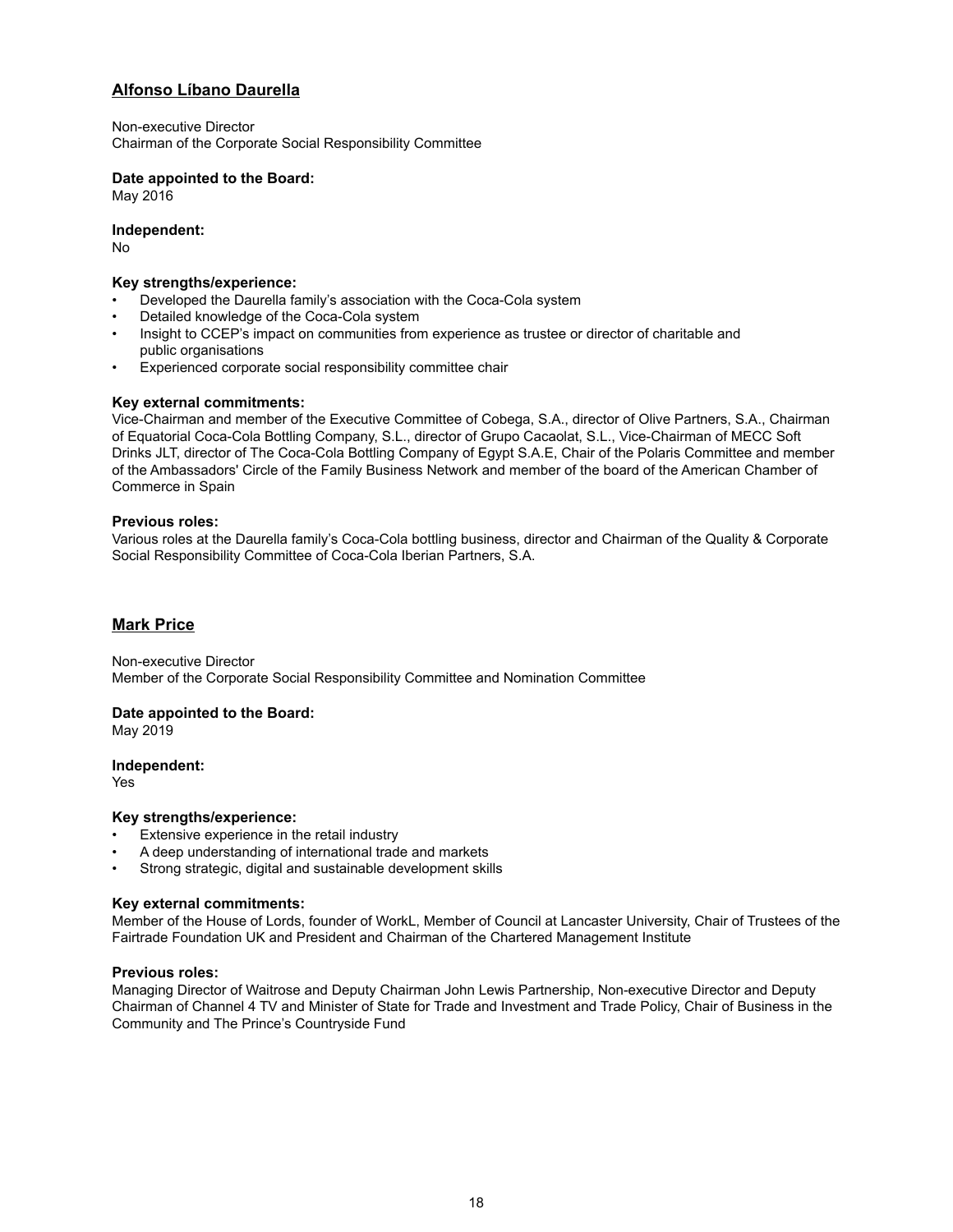## Alfonso Líbano Daurella

Non-executive Director
Chairman of the Corporate Social Responsibility Committee

**Date appointed to the Board:**
May 2016

**Independent:**
No

**Key strengths/experience:**

- Developed the Daurella family's association with the Coca-Cola system
- Detailed knowledge of the Coca-Cola system
- Insight to CCEP's impact on communities from experience as trustee or director of charitable and public organisations
- Experienced corporate social responsibility committee chair

**Key external commitments:**
Vice-Chairman and member of the Executive Committee of Cobega, S.A., director of Olive Partners, S.A., Chairman of Equatorial Coca-Cola Bottling Company, S.L., director of Grupo Cacaolat, S.L., Vice-Chairman of MECC Soft Drinks JLT, director of The Coca-Cola Bottling Company of Egypt S.A.E, Chair of the Polaris Committee and member of the Ambassadors' Circle of the Family Business Network and member of the board of the American Chamber of Commerce in Spain

**Previous roles:**
Various roles at the Daurella family's Coca-Cola bottling business, director and Chairman of the Quality & Corporate Social Responsibility Committee of Coca-Cola Iberian Partners, S.A.

## Mark Price

Non-executive Director
Member of the Corporate Social Responsibility Committee and Nomination Committee

**Date appointed to the Board:**
May 2019

**Independent:**
Yes

**Key strengths/experience:**

- Extensive experience in the retail industry
- A deep understanding of international trade and markets
- Strong strategic, digital and sustainable development skills

**Key external commitments:**
Member of the House of Lords, founder of WorkL, Member of Council at Lancaster University, Chair of Trustees of the Fairtrade Foundation UK and President and Chairman of the Chartered Management Institute

**Previous roles:**
Managing Director of Waitrose and Deputy Chairman John Lewis Partnership, Non-executive Director and Deputy Chairman of Channel 4 TV and Minister of State for Trade and Investment and Trade Policy, Chair of Business in the Community and The Prince's Countryside Fund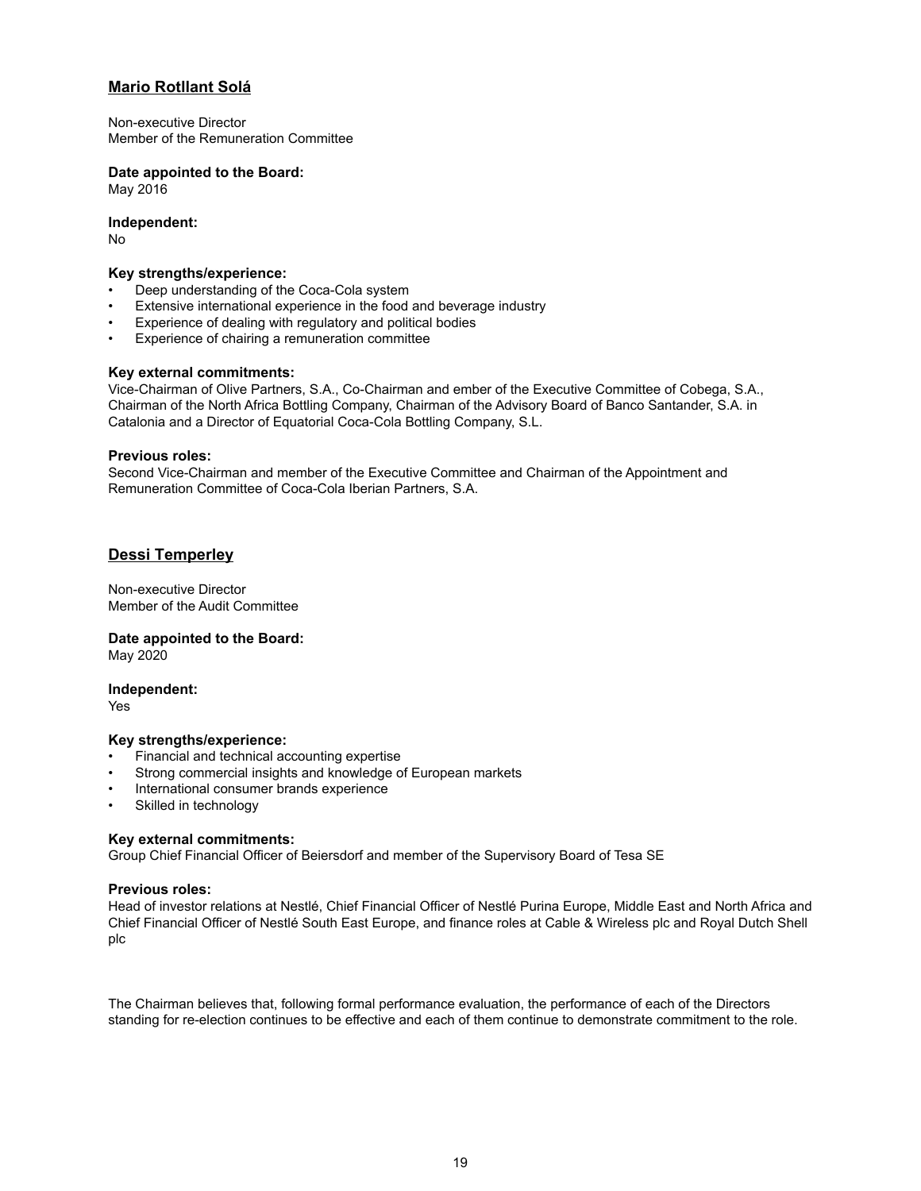## Mario Rotllant Solá

Non-executive Director
Member of the Remuneration Committee

**Date appointed to the Board:**
May 2016

**Independent:**
No

**Key strengths/experience:**

- Deep understanding of the Coca-Cola system
- Extensive international experience in the food and beverage industry
- Experience of dealing with regulatory and political bodies
- Experience of chairing a remuneration committee

**Key external commitments:**
Vice-Chairman of Olive Partners, S.A., Co-Chairman and ember of the Executive Committee of Cobega, S.A., Chairman of the North Africa Bottling Company, Chairman of the Advisory Board of Banco Santander, S.A. in Catalonia and a Director of Equatorial Coca-Cola Bottling Company, S.L.

**Previous roles:**
Second Vice-Chairman and member of the Executive Committee and Chairman of the Appointment and Remuneration Committee of Coca-Cola Iberian Partners, S.A.

## Dessi Temperley

Non-executive Director
Member of the Audit Committee

**Date appointed to the Board:**
May 2020

**Independent:**
Yes

**Key strengths/experience:**

- Financial and technical accounting expertise
- Strong commercial insights and knowledge of European markets
- International consumer brands experience
- Skilled in technology

**Key external commitments:**
Group Chief Financial Officer of Beiersdorf and member of the Supervisory Board of Tesa SE

**Previous roles:**
Head of investor relations at Nestlé, Chief Financial Officer of Nestlé Purina Europe, Middle East and North Africa and Chief Financial Officer of Nestlé South East Europe, and finance roles at Cable & Wireless plc and Royal Dutch Shell plc

The Chairman believes that, following formal performance evaluation, the performance of each of the Directors standing for re-election continues to be effective and each of them continue to demonstrate commitment to the role.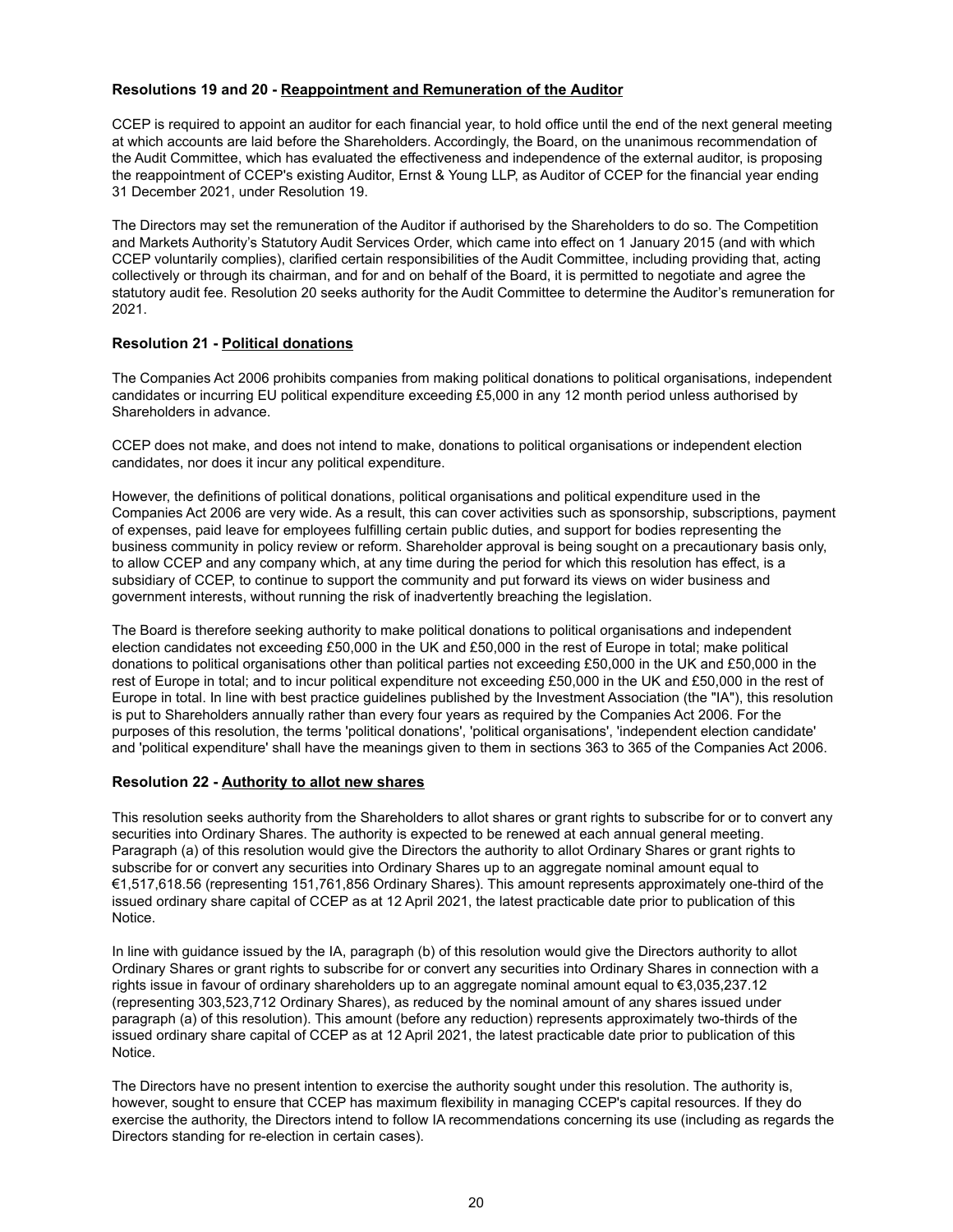### Resolutions 19 and 20 - <u>Reappointment and Remuneration of the Auditor</u>

CCEP is required to appoint an auditor for each financial year, to hold office until the end of the next general meeting at which accounts are laid before the Shareholders. Accordingly, the Board, on the unanimous recommendation of the Audit Committee, which has evaluated the effectiveness and independence of the external auditor, is proposing the reappointment of CCEP's existing Auditor, Ernst & Young LLP, as Auditor of CCEP for the financial year ending 31 December 2021, under Resolution 19.

The Directors may set the remuneration of the Auditor if authorised by the Shareholders to do so. The Competition and Markets Authority's Statutory Audit Services Order, which came into effect on 1 January 2015 (and with which CCEP voluntarily complies), clarified certain responsibilities of the Audit Committee, including providing that, acting collectively or through its chairman, and for and on behalf of the Board, it is permitted to negotiate and agree the statutory audit fee. Resolution 20 seeks authority for the Audit Committee to determine the Auditor's remuneration for 2021.

### Resolution 21 - <u>Political donations</u>

The Companies Act 2006 prohibits companies from making political donations to political organisations, independent candidates or incurring EU political expenditure exceeding £5,000 in any 12 month period unless authorised by Shareholders in advance.

CCEP does not make, and does not intend to make, donations to political organisations or independent election candidates, nor does it incur any political expenditure.

However, the definitions of political donations, political organisations and political expenditure used in the Companies Act 2006 are very wide. As a result, this can cover activities such as sponsorship, subscriptions, payment of expenses, paid leave for employees fulfilling certain public duties, and support for bodies representing the business community in policy review or reform. Shareholder approval is being sought on a precautionary basis only, to allow CCEP and any company which, at any time during the period for which this resolution has effect, is a subsidiary of CCEP, to continue to support the community and put forward its views on wider business and government interests, without running the risk of inadvertently breaching the legislation.

The Board is therefore seeking authority to make political donations to political organisations and independent election candidates not exceeding £50,000 in the UK and £50,000 in the rest of Europe in total; make political donations to political organisations other than political parties not exceeding £50,000 in the UK and £50,000 in the rest of Europe in total; and to incur political expenditure not exceeding £50,000 in the UK and £50,000 in the rest of Europe in total. In line with best practice guidelines published by the Investment Association (the "IA"), this resolution is put to Shareholders annually rather than every four years as required by the Companies Act 2006. For the purposes of this resolution, the terms 'political donations', 'political organisations', 'independent election candidate' and 'political expenditure' shall have the meanings given to them in sections 363 to 365 of the Companies Act 2006.

### Resolution 22 - <u>Authority to allot new shares</u>

This resolution seeks authority from the Shareholders to allot shares or grant rights to subscribe for or to convert any securities into Ordinary Shares. The authority is expected to be renewed at each annual general meeting. Paragraph (a) of this resolution would give the Directors the authority to allot Ordinary Shares or grant rights to subscribe for or convert any securities into Ordinary Shares up to an aggregate nominal amount equal to €1,517,618.56 (representing 151,761,856 Ordinary Shares). This amount represents approximately one-third of the issued ordinary share capital of CCEP as at 12 April 2021, the latest practicable date prior to publication of this Notice.

In line with guidance issued by the IA, paragraph (b) of this resolution would give the Directors authority to allot Ordinary Shares or grant rights to subscribe for or convert any securities into Ordinary Shares in connection with a rights issue in favour of ordinary shareholders up to an aggregate nominal amount equal to €3,035,237.12 (representing 303,523,712 Ordinary Shares), as reduced by the nominal amount of any shares issued under paragraph (a) of this resolution). This amount (before any reduction) represents approximately two-thirds of the issued ordinary share capital of CCEP as at 12 April 2021, the latest practicable date prior to publication of this Notice.

The Directors have no present intention to exercise the authority sought under this resolution. The authority is, however, sought to ensure that CCEP has maximum flexibility in managing CCEP's capital resources. If they do exercise the authority, the Directors intend to follow IA recommendations concerning its use (including as regards the Directors standing for re-election in certain cases).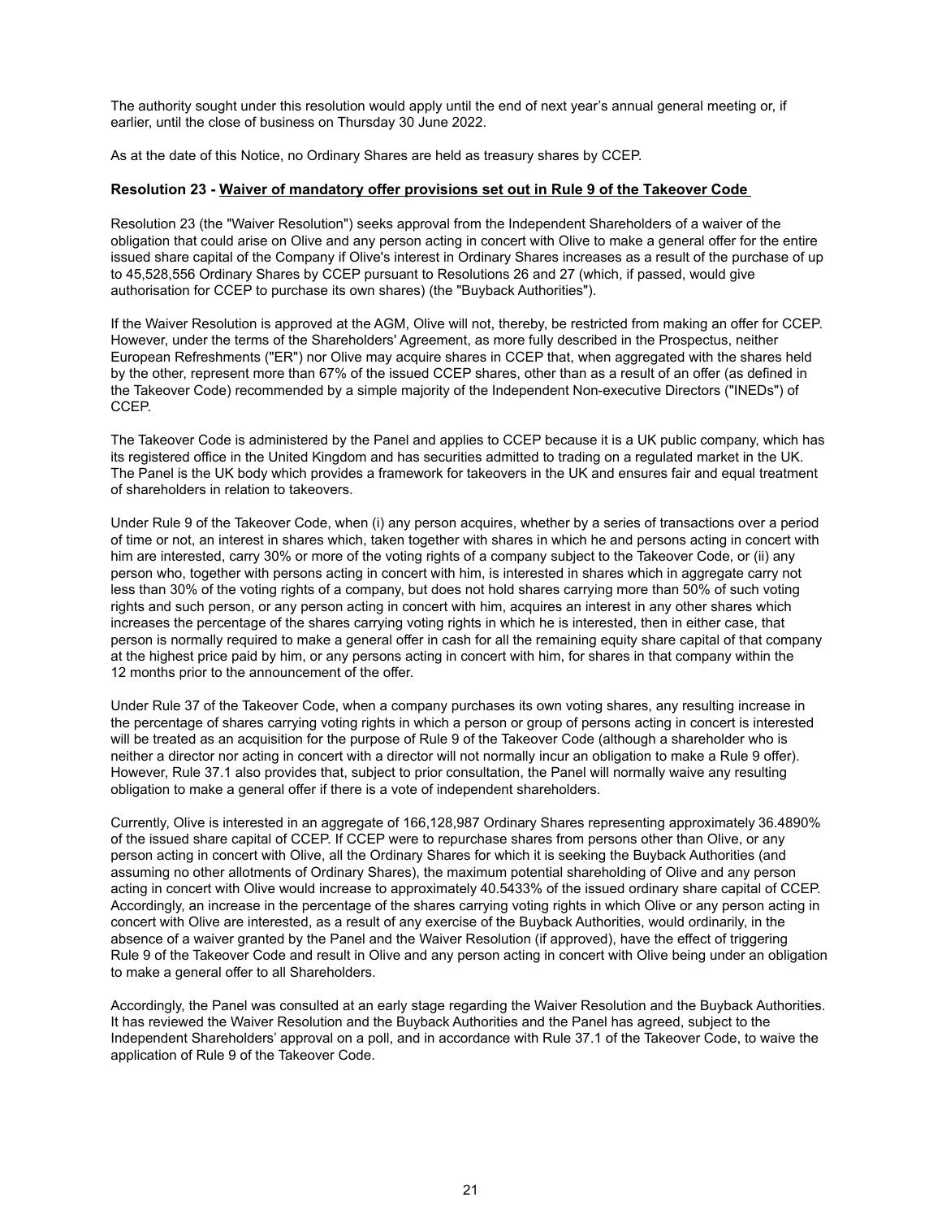The authority sought under this resolution would apply until the end of next year's annual general meeting or, if earlier, until the close of business on Thursday 30 June 2022.

As at the date of this Notice, no Ordinary Shares are held as treasury shares by CCEP.

**Resolution 23 - Waiver of mandatory offer provisions set out in Rule 9 of the Takeover Code**

Resolution 23 (the "Waiver Resolution") seeks approval from the Independent Shareholders of a waiver of the obligation that could arise on Olive and any person acting in concert with Olive to make a general offer for the entire issued share capital of the Company if Olive's interest in Ordinary Shares increases as a result of the purchase of up to 45,528,556 Ordinary Shares by CCEP pursuant to Resolutions 26 and 27 (which, if passed, would give authorisation for CCEP to purchase its own shares) (the "Buyback Authorities").

If the Waiver Resolution is approved at the AGM, Olive will not, thereby, be restricted from making an offer for CCEP. However, under the terms of the Shareholders' Agreement, as more fully described in the Prospectus, neither European Refreshments ("ER") nor Olive may acquire shares in CCEP that, when aggregated with the shares held by the other, represent more than 67% of the issued CCEP shares, other than as a result of an offer (as defined in the Takeover Code) recommended by a simple majority of the Independent Non-executive Directors ("INEDs") of CCEP.

The Takeover Code is administered by the Panel and applies to CCEP because it is a UK public company, which has its registered office in the United Kingdom and has securities admitted to trading on a regulated market in the UK. The Panel is the UK body which provides a framework for takeovers in the UK and ensures fair and equal treatment of shareholders in relation to takeovers.

Under Rule 9 of the Takeover Code, when (i) any person acquires, whether by a series of transactions over a period of time or not, an interest in shares which, taken together with shares in which he and persons acting in concert with him are interested, carry 30% or more of the voting rights of a company subject to the Takeover Code, or (ii) any person who, together with persons acting in concert with him, is interested in shares which in aggregate carry not less than 30% of the voting rights of a company, but does not hold shares carrying more than 50% of such voting rights and such person, or any person acting in concert with him, acquires an interest in any other shares which increases the percentage of the shares carrying voting rights in which he is interested, then in either case, that person is normally required to make a general offer in cash for all the remaining equity share capital of that company at the highest price paid by him, or any persons acting in concert with him, for shares in that company within the 12 months prior to the announcement of the offer.

Under Rule 37 of the Takeover Code, when a company purchases its own voting shares, any resulting increase in the percentage of shares carrying voting rights in which a person or group of persons acting in concert is interested will be treated as an acquisition for the purpose of Rule 9 of the Takeover Code (although a shareholder who is neither a director nor acting in concert with a director will not normally incur an obligation to make a Rule 9 offer). However, Rule 37.1 also provides that, subject to prior consultation, the Panel will normally waive any resulting obligation to make a general offer if there is a vote of independent shareholders.

Currently, Olive is interested in an aggregate of 166,128,987 Ordinary Shares representing approximately 36.4890% of the issued share capital of CCEP. If CCEP were to repurchase shares from persons other than Olive, or any person acting in concert with Olive, all the Ordinary Shares for which it is seeking the Buyback Authorities (and assuming no other allotments of Ordinary Shares), the maximum potential shareholding of Olive and any person acting in concert with Olive would increase to approximately 40.5433% of the issued ordinary share capital of CCEP. Accordingly, an increase in the percentage of the shares carrying voting rights in which Olive or any person acting in concert with Olive are interested, as a result of any exercise of the Buyback Authorities, would ordinarily, in the absence of a waiver granted by the Panel and the Waiver Resolution (if approved), have the effect of triggering Rule 9 of the Takeover Code and result in Olive and any person acting in concert with Olive being under an obligation to make a general offer to all Shareholders.

Accordingly, the Panel was consulted at an early stage regarding the Waiver Resolution and the Buyback Authorities. It has reviewed the Waiver Resolution and the Buyback Authorities and the Panel has agreed, subject to the Independent Shareholders' approval on a poll, and in accordance with Rule 37.1 of the Takeover Code, to waive the application of Rule 9 of the Takeover Code.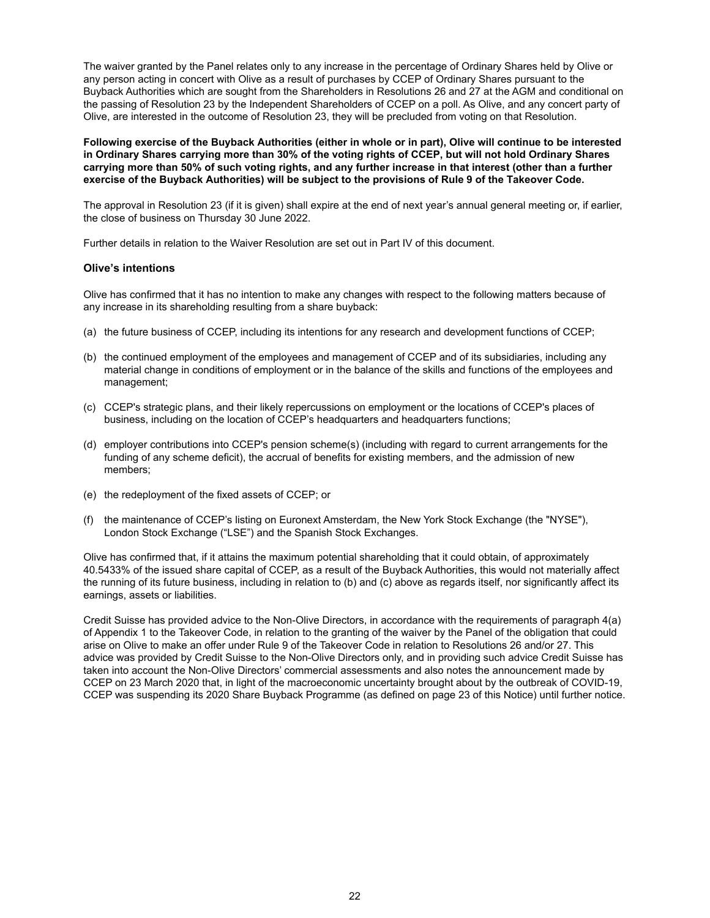The waiver granted by the Panel relates only to any increase in the percentage of Ordinary Shares held by Olive or any person acting in concert with Olive as a result of purchases by CCEP of Ordinary Shares pursuant to the Buyback Authorities which are sought from the Shareholders in Resolutions 26 and 27 at the AGM and conditional on the passing of Resolution 23 by the Independent Shareholders of CCEP on a poll. As Olive, and any concert party of Olive, are interested in the outcome of Resolution 23, they will be precluded from voting on that Resolution.

**Following exercise of the Buyback Authorities (either in whole or in part), Olive will continue to be interested in Ordinary Shares carrying more than 30% of the voting rights of CCEP, but will not hold Ordinary Shares carrying more than 50% of such voting rights, and any further increase in that interest (other than a further exercise of the Buyback Authorities) will be subject to the provisions of Rule 9 of the Takeover Code.**

The approval in Resolution 23 (if it is given) shall expire at the end of next year's annual general meeting or, if earlier, the close of business on Thursday 30 June 2022.

Further details in relation to the Waiver Resolution are set out in Part IV of this document.

### Olive's intentions

Olive has confirmed that it has no intention to make any changes with respect to the following matters because of any increase in its shareholding resulting from a share buyback:

(a) the future business of CCEP, including its intentions for any research and development functions of CCEP;

(b) the continued employment of the employees and management of CCEP and of its subsidiaries, including any material change in conditions of employment or in the balance of the skills and functions of the employees and management;

(c) CCEP's strategic plans, and their likely repercussions on employment or the locations of CCEP's places of business, including on the location of CCEP's headquarters and headquarters functions;

(d) employer contributions into CCEP's pension scheme(s) (including with regard to current arrangements for the funding of any scheme deficit), the accrual of benefits for existing members, and the admission of new members;

(e) the redeployment of the fixed assets of CCEP; or

(f) the maintenance of CCEP's listing on Euronext Amsterdam, the New York Stock Exchange (the "NYSE"), London Stock Exchange ("LSE") and the Spanish Stock Exchanges.

Olive has confirmed that, if it attains the maximum potential shareholding that it could obtain, of approximately 40.5433% of the issued share capital of CCEP, as a result of the Buyback Authorities, this would not materially affect the running of its future business, including in relation to (b) and (c) above as regards itself, nor significantly affect its earnings, assets or liabilities.

Credit Suisse has provided advice to the Non-Olive Directors, in accordance with the requirements of paragraph 4(a) of Appendix 1 to the Takeover Code, in relation to the granting of the waiver by the Panel of the obligation that could arise on Olive to make an offer under Rule 9 of the Takeover Code in relation to Resolutions 26 and/or 27. This advice was provided by Credit Suisse to the Non-Olive Directors only, and in providing such advice Credit Suisse has taken into account the Non-Olive Directors' commercial assessments and also notes the announcement made by CCEP on 23 March 2020 that, in light of the macroeconomic uncertainty brought about by the outbreak of COVID-19, CCEP was suspending its 2020 Share Buyback Programme (as defined on page 23 of this Notice) until further notice.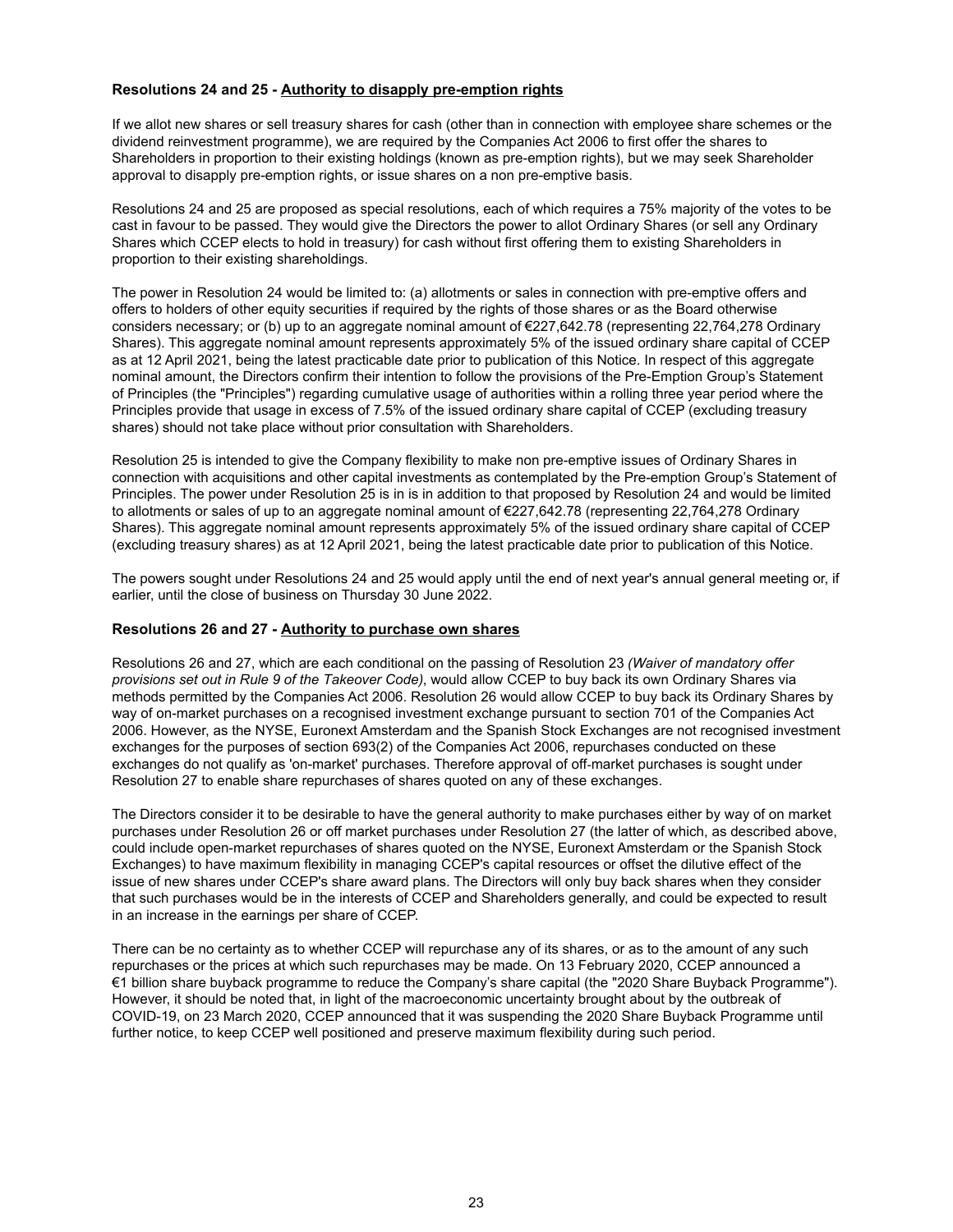### Resolutions 24 and 25 - <u>Authority to disapply pre-emption rights</u>

If we allot new shares or sell treasury shares for cash (other than in connection with employee share schemes or the dividend reinvestment programme), we are required by the Companies Act 2006 to first offer the shares to Shareholders in proportion to their existing holdings (known as pre-emption rights), but we may seek Shareholder approval to disapply pre-emption rights, or issue shares on a non pre-emptive basis.

Resolutions 24 and 25 are proposed as special resolutions, each of which requires a 75% majority of the votes to be cast in favour to be passed. They would give the Directors the power to allot Ordinary Shares (or sell any Ordinary Shares which CCEP elects to hold in treasury) for cash without first offering them to existing Shareholders in proportion to their existing shareholdings.

The power in Resolution 24 would be limited to: (a) allotments or sales in connection with pre-emptive offers and offers to holders of other equity securities if required by the rights of those shares or as the Board otherwise considers necessary; or (b) up to an aggregate nominal amount of €227,642.78 (representing 22,764,278 Ordinary Shares). This aggregate nominal amount represents approximately 5% of the issued ordinary share capital of CCEP as at 12 April 2021, being the latest practicable date prior to publication of this Notice. In respect of this aggregate nominal amount, the Directors confirm their intention to follow the provisions of the Pre-Emption Group's Statement of Principles (the "Principles") regarding cumulative usage of authorities within a rolling three year period where the Principles provide that usage in excess of 7.5% of the issued ordinary share capital of CCEP (excluding treasury shares) should not take place without prior consultation with Shareholders.

Resolution 25 is intended to give the Company flexibility to make non pre-emptive issues of Ordinary Shares in connection with acquisitions and other capital investments as contemplated by the Pre-emption Group's Statement of Principles. The power under Resolution 25 is in is in addition to that proposed by Resolution 24 and would be limited to allotments or sales of up to an aggregate nominal amount of €227,642.78 (representing 22,764,278 Ordinary Shares). This aggregate nominal amount represents approximately 5% of the issued ordinary share capital of CCEP (excluding treasury shares) as at 12 April 2021, being the latest practicable date prior to publication of this Notice.

The powers sought under Resolutions 24 and 25 would apply until the end of next year's annual general meeting or, if earlier, until the close of business on Thursday 30 June 2022.

### Resolutions 26 and 27 - <u>Authority to purchase own shares</u>

Resolutions 26 and 27, which are each conditional on the passing of Resolution 23 *(Waiver of mandatory offer provisions set out in Rule 9 of the Takeover Code)*, would allow CCEP to buy back its own Ordinary Shares via methods permitted by the Companies Act 2006. Resolution 26 would allow CCEP to buy back its Ordinary Shares by way of on-market purchases on a recognised investment exchange pursuant to section 701 of the Companies Act 2006. However, as the NYSE, Euronext Amsterdam and the Spanish Stock Exchanges are not recognised investment exchanges for the purposes of section 693(2) of the Companies Act 2006, repurchases conducted on these exchanges do not qualify as 'on-market' purchases. Therefore approval of off-market purchases is sought under Resolution 27 to enable share repurchases of shares quoted on any of these exchanges.

The Directors consider it to be desirable to have the general authority to make purchases either by way of on market purchases under Resolution 26 or off market purchases under Resolution 27 (the latter of which, as described above, could include open-market repurchases of shares quoted on the NYSE, Euronext Amsterdam or the Spanish Stock Exchanges) to have maximum flexibility in managing CCEP's capital resources or offset the dilutive effect of the issue of new shares under CCEP's share award plans. The Directors will only buy back shares when they consider that such purchases would be in the interests of CCEP and Shareholders generally, and could be expected to result in an increase in the earnings per share of CCEP.

There can be no certainty as to whether CCEP will repurchase any of its shares, or as to the amount of any such repurchases or the prices at which such repurchases may be made. On 13 February 2020, CCEP announced a €1 billion share buyback programme to reduce the Company's share capital (the "2020 Share Buyback Programme"). However, it should be noted that, in light of the macroeconomic uncertainty brought about by the outbreak of COVID-19, on 23 March 2020, CCEP announced that it was suspending the 2020 Share Buyback Programme until further notice, to keep CCEP well positioned and preserve maximum flexibility during such period.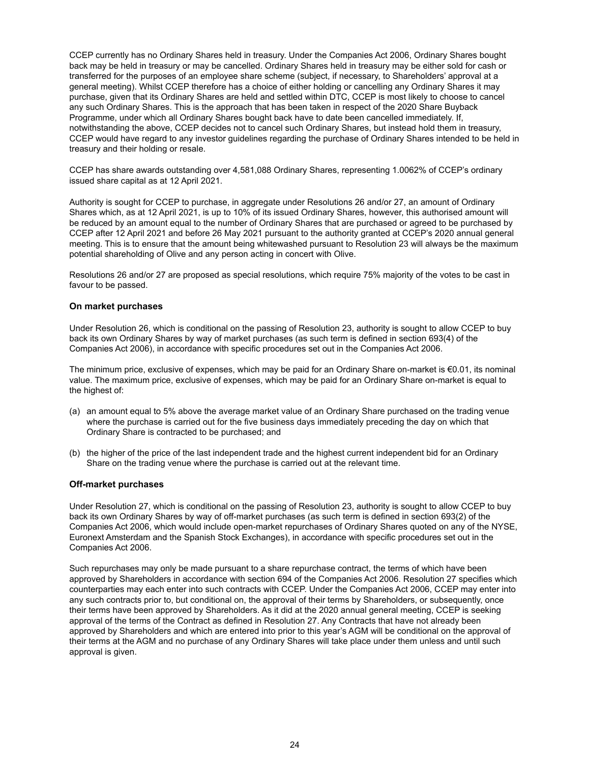CCEP currently has no Ordinary Shares held in treasury. Under the Companies Act 2006, Ordinary Shares bought back may be held in treasury or may be cancelled. Ordinary Shares held in treasury may be either sold for cash or transferred for the purposes of an employee share scheme (subject, if necessary, to Shareholders' approval at a general meeting). Whilst CCEP therefore has a choice of either holding or cancelling any Ordinary Shares it may purchase, given that its Ordinary Shares are held and settled within DTC, CCEP is most likely to choose to cancel any such Ordinary Shares. This is the approach that has been taken in respect of the 2020 Share Buyback Programme, under which all Ordinary Shares bought back have to date been cancelled immediately. If, notwithstanding the above, CCEP decides not to cancel such Ordinary Shares, but instead hold them in treasury, CCEP would have regard to any investor guidelines regarding the purchase of Ordinary Shares intended to be held in treasury and their holding or resale.

CCEP has share awards outstanding over 4,581,088 Ordinary Shares, representing 1.0062% of CCEP's ordinary issued share capital as at 12 April 2021.

Authority is sought for CCEP to purchase, in aggregate under Resolutions 26 and/or 27, an amount of Ordinary Shares which, as at 12 April 2021, is up to 10% of its issued Ordinary Shares, however, this authorised amount will be reduced by an amount equal to the number of Ordinary Shares that are purchased or agreed to be purchased by CCEP after 12 April 2021 and before 26 May 2021 pursuant to the authority granted at CCEP's 2020 annual general meeting. This is to ensure that the amount being whitewashed pursuant to Resolution 23 will always be the maximum potential shareholding of Olive and any person acting in concert with Olive.

Resolutions 26 and/or 27 are proposed as special resolutions, which require 75% majority of the votes to be cast in favour to be passed.

### On market purchases

Under Resolution 26, which is conditional on the passing of Resolution 23, authority is sought to allow CCEP to buy back its own Ordinary Shares by way of market purchases (as such term is defined in section 693(4) of the Companies Act 2006), in accordance with specific procedures set out in the Companies Act 2006.

The minimum price, exclusive of expenses, which may be paid for an Ordinary Share on-market is €0.01, its nominal value. The maximum price, exclusive of expenses, which may be paid for an Ordinary Share on-market is equal to the highest of:

(a) an amount equal to 5% above the average market value of an Ordinary Share purchased on the trading venue where the purchase is carried out for the five business days immediately preceding the day on which that Ordinary Share is contracted to be purchased; and

(b) the higher of the price of the last independent trade and the highest current independent bid for an Ordinary Share on the trading venue where the purchase is carried out at the relevant time.

### Off-market purchases

Under Resolution 27, which is conditional on the passing of Resolution 23, authority is sought to allow CCEP to buy back its own Ordinary Shares by way of off-market purchases (as such term is defined in section 693(2) of the Companies Act 2006, which would include open-market repurchases of Ordinary Shares quoted on any of the NYSE, Euronext Amsterdam and the Spanish Stock Exchanges), in accordance with specific procedures set out in the Companies Act 2006.

Such repurchases may only be made pursuant to a share repurchase contract, the terms of which have been approved by Shareholders in accordance with section 694 of the Companies Act 2006. Resolution 27 specifies which counterparties may each enter into such contracts with CCEP. Under the Companies Act 2006, CCEP may enter into any such contracts prior to, but conditional on, the approval of their terms by Shareholders, or subsequently, once their terms have been approved by Shareholders. As it did at the 2020 annual general meeting, CCEP is seeking approval of the terms of the Contract as defined in Resolution 27. Any Contracts that have not already been approved by Shareholders and which are entered into prior to this year's AGM will be conditional on the approval of their terms at the AGM and no purchase of any Ordinary Shares will take place under them unless and until such approval is given.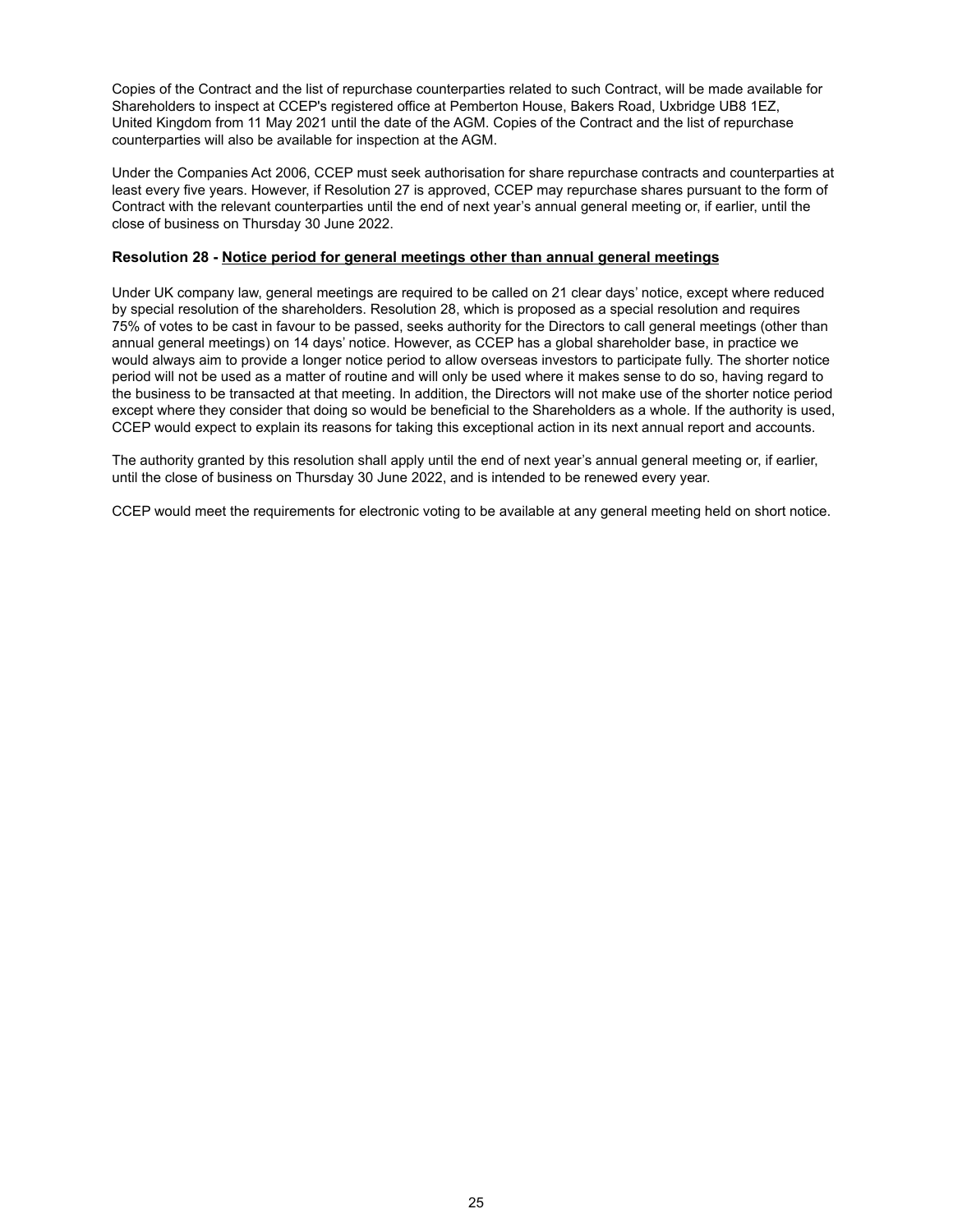Copies of the Contract and the list of repurchase counterparties related to such Contract, will be made available for Shareholders to inspect at CCEP's registered office at Pemberton House, Bakers Road, Uxbridge UB8 1EZ, United Kingdom from 11 May 2021 until the date of the AGM. Copies of the Contract and the list of repurchase counterparties will also be available for inspection at the AGM.

Under the Companies Act 2006, CCEP must seek authorisation for share repurchase contracts and counterparties at least every five years. However, if Resolution 27 is approved, CCEP may repurchase shares pursuant to the form of Contract with the relevant counterparties until the end of next year's annual general meeting or, if earlier, until the close of business on Thursday 30 June 2022.

**Resolution 28 - Notice period for general meetings other than annual general meetings**

Under UK company law, general meetings are required to be called on 21 clear days' notice, except where reduced by special resolution of the shareholders. Resolution 28, which is proposed as a special resolution and requires 75% of votes to be cast in favour to be passed, seeks authority for the Directors to call general meetings (other than annual general meetings) on 14 days' notice. However, as CCEP has a global shareholder base, in practice we would always aim to provide a longer notice period to allow overseas investors to participate fully. The shorter notice period will not be used as a matter of routine and will only be used where it makes sense to do so, having regard to the business to be transacted at that meeting. In addition, the Directors will not make use of the shorter notice period except where they consider that doing so would be beneficial to the Shareholders as a whole. If the authority is used, CCEP would expect to explain its reasons for taking this exceptional action in its next annual report and accounts.

The authority granted by this resolution shall apply until the end of next year's annual general meeting or, if earlier, until the close of business on Thursday 30 June 2022, and is intended to be renewed every year.

CCEP would meet the requirements for electronic voting to be available at any general meeting held on short notice.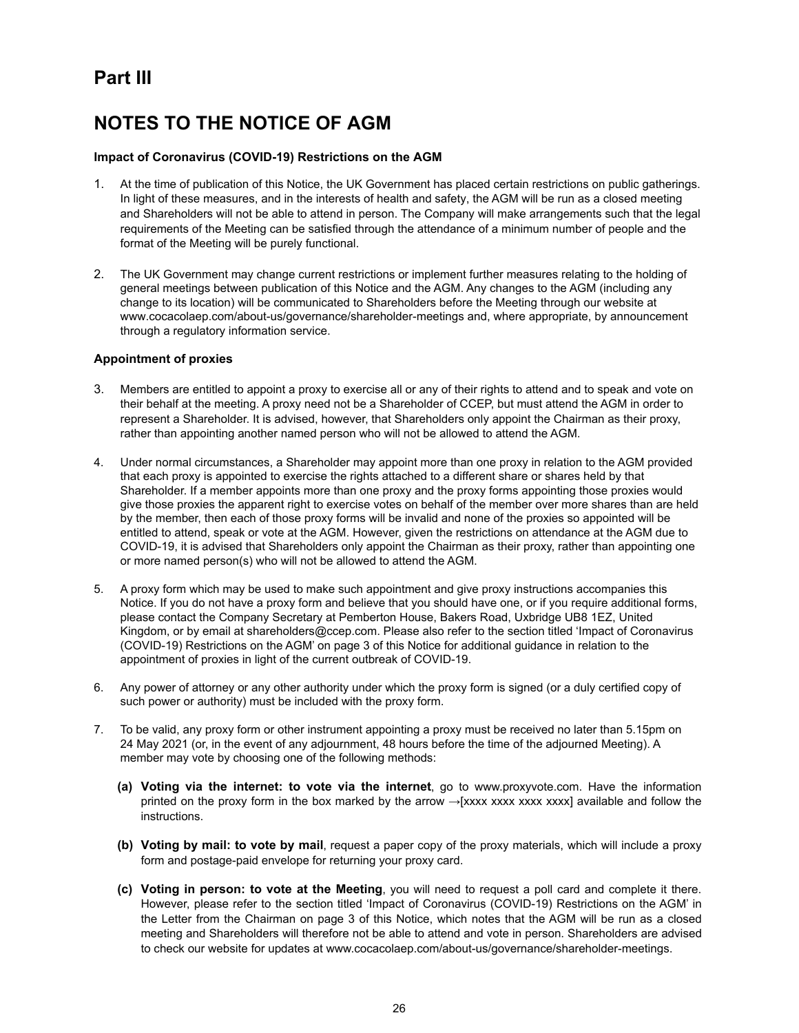# Part III

# NOTES TO THE NOTICE OF AGM

**Impact of Coronavirus (COVID-19) Restrictions on the AGM**

1. At the time of publication of this Notice, the UK Government has placed certain restrictions on public gatherings. In light of these measures, and in the interests of health and safety, the AGM will be run as a closed meeting and Shareholders will not be able to attend in person. The Company will make arrangements such that the legal requirements of the Meeting can be satisfied through the attendance of a minimum number of people and the format of the Meeting will be purely functional.

2. The UK Government may change current restrictions or implement further measures relating to the holding of general meetings between publication of this Notice and the AGM. Any changes to the AGM (including any change to its location) will be communicated to Shareholders before the Meeting through our website at www.cocacolaep.com/about-us/governance/shareholder-meetings and, where appropriate, by announcement through a regulatory information service.

**Appointment of proxies**

3. Members are entitled to appoint a proxy to exercise all or any of their rights to attend and to speak and vote on their behalf at the meeting. A proxy need not be a Shareholder of CCEP, but must attend the AGM in order to represent a Shareholder. It is advised, however, that Shareholders only appoint the Chairman as their proxy, rather than appointing another named person who will not be allowed to attend the AGM.

4. Under normal circumstances, a Shareholder may appoint more than one proxy in relation to the AGM provided that each proxy is appointed to exercise the rights attached to a different share or shares held by that Shareholder. If a member appoints more than one proxy and the proxy forms appointing those proxies would give those proxies the apparent right to exercise votes on behalf of the member over more shares than are held by the member, then each of those proxy forms will be invalid and none of the proxies so appointed will be entitled to attend, speak or vote at the AGM. However, given the restrictions on attendance at the AGM due to COVID-19, it is advised that Shareholders only appoint the Chairman as their proxy, rather than appointing one or more named person(s) who will not be allowed to attend the AGM.

5. A proxy form which may be used to make such appointment and give proxy instructions accompanies this Notice. If you do not have a proxy form and believe that you should have one, or if you require additional forms, please contact the Company Secretary at Pemberton House, Bakers Road, Uxbridge UB8 1EZ, United Kingdom, or by email at shareholders@ccep.com. Please also refer to the section titled 'Impact of Coronavirus (COVID-19) Restrictions on the AGM' on page 3 of this Notice for additional guidance in relation to the appointment of proxies in light of the current outbreak of COVID-19.

6. Any power of attorney or any other authority under which the proxy form is signed (or a duly certified copy of such power or authority) must be included with the proxy form.

7. To be valid, any proxy form or other instrument appointing a proxy must be received no later than 5.15pm on 24 May 2021 (or, in the event of any adjournment, 48 hours before the time of the adjourned Meeting). A member may vote by choosing one of the following methods:

   **(a) Voting via the internet: to vote via the internet**, go to www.proxyvote.com. Have the information printed on the proxy form in the box marked by the arrow →[xxxx xxxx xxxx xxxx] available and follow the instructions.

   **(b) Voting by mail: to vote by mail**, request a paper copy of the proxy materials, which will include a proxy form and postage-paid envelope for returning your proxy card.

   **(c) Voting in person: to vote at the Meeting**, you will need to request a poll card and complete it there. However, please refer to the section titled 'Impact of Coronavirus (COVID-19) Restrictions on the AGM' in the Letter from the Chairman on page 3 of this Notice, which notes that the AGM will be run as a closed meeting and Shareholders will therefore not be able to attend and vote in person. Shareholders are advised to check our website for updates at www.cocacolaep.com/about-us/governance/shareholder-meetings.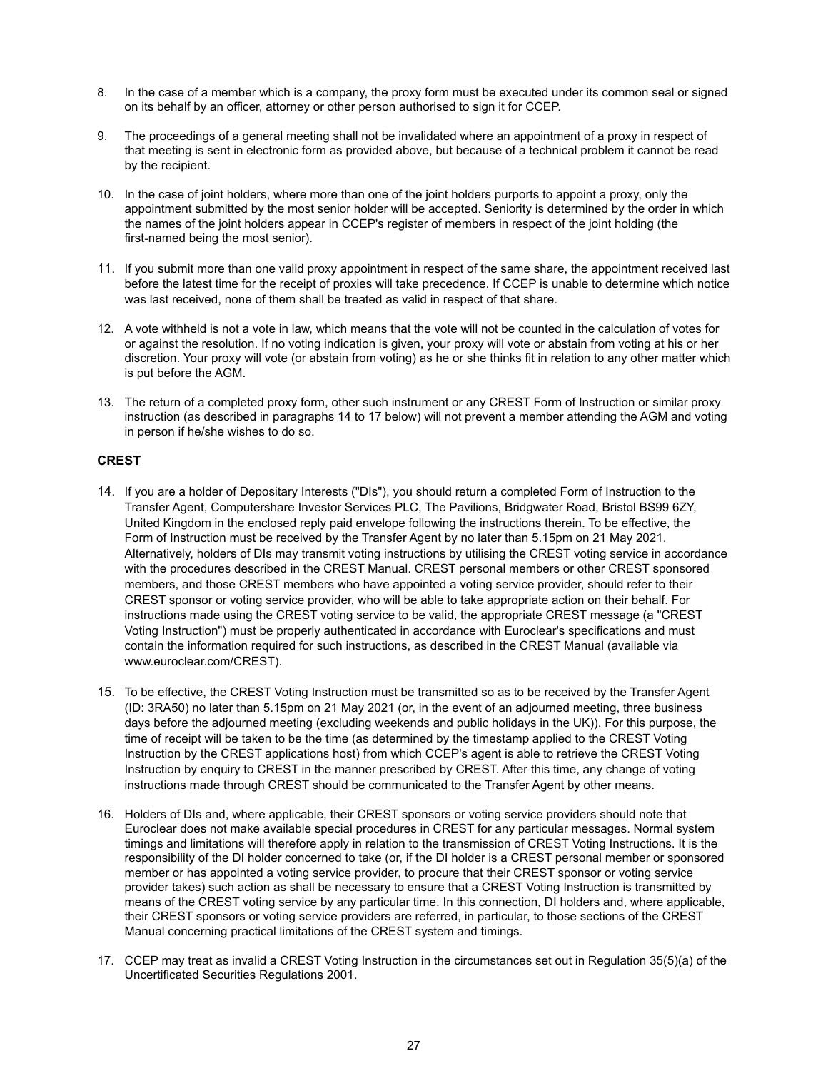8. In the case of a member which is a company, the proxy form must be executed under its common seal or signed on its behalf by an officer, attorney or other person authorised to sign it for CCEP.

9. The proceedings of a general meeting shall not be invalidated where an appointment of a proxy in respect of that meeting is sent in electronic form as provided above, but because of a technical problem it cannot be read by the recipient.

10. In the case of joint holders, where more than one of the joint holders purports to appoint a proxy, only the appointment submitted by the most senior holder will be accepted. Seniority is determined by the order in which the names of the joint holders appear in CCEP's register of members in respect of the joint holding (the first-named being the most senior).

11. If you submit more than one valid proxy appointment in respect of the same share, the appointment received last before the latest time for the receipt of proxies will take precedence. If CCEP is unable to determine which notice was last received, none of them shall be treated as valid in respect of that share.

12. A vote withheld is not a vote in law, which means that the vote will not be counted in the calculation of votes for or against the resolution. If no voting indication is given, your proxy will vote or abstain from voting at his or her discretion. Your proxy will vote (or abstain from voting) as he or she thinks fit in relation to any other matter which is put before the AGM.

13. The return of a completed proxy form, other such instrument or any CREST Form of Instruction or similar proxy instruction (as described in paragraphs 14 to 17 below) will not prevent a member attending the AGM and voting in person if he/she wishes to do so.

**CREST**

14. If you are a holder of Depositary Interests ("DIs"), you should return a completed Form of Instruction to the Transfer Agent, Computershare Investor Services PLC, The Pavilions, Bridgwater Road, Bristol BS99 6ZY, United Kingdom in the enclosed reply paid envelope following the instructions therein. To be effective, the Form of Instruction must be received by the Transfer Agent by no later than 5.15pm on 21 May 2021. Alternatively, holders of DIs may transmit voting instructions by utilising the CREST voting service in accordance with the procedures described in the CREST Manual. CREST personal members or other CREST sponsored members, and those CREST members who have appointed a voting service provider, should refer to their CREST sponsor or voting service provider, who will be able to take appropriate action on their behalf. For instructions made using the CREST voting service to be valid, the appropriate CREST message (a "CREST Voting Instruction") must be properly authenticated in accordance with Euroclear's specifications and must contain the information required for such instructions, as described in the CREST Manual (available via www.euroclear.com/CREST).

15. To be effective, the CREST Voting Instruction must be transmitted so as to be received by the Transfer Agent (ID: 3RA50) no later than 5.15pm on 21 May 2021 (or, in the event of an adjourned meeting, three business days before the adjourned meeting (excluding weekends and public holidays in the UK)). For this purpose, the time of receipt will be taken to be the time (as determined by the timestamp applied to the CREST Voting Instruction by the CREST applications host) from which CCEP's agent is able to retrieve the CREST Voting Instruction by enquiry to CREST in the manner prescribed by CREST. After this time, any change of voting instructions made through CREST should be communicated to the Transfer Agent by other means.

16. Holders of DIs and, where applicable, their CREST sponsors or voting service providers should note that Euroclear does not make available special procedures in CREST for any particular messages. Normal system timings and limitations will therefore apply in relation to the transmission of CREST Voting Instructions. It is the responsibility of the DI holder concerned to take (or, if the DI holder is a CREST personal member or sponsored member or has appointed a voting service provider, to procure that their CREST sponsor or voting service provider takes) such action as shall be necessary to ensure that a CREST Voting Instruction is transmitted by means of the CREST voting service by any particular time. In this connection, DI holders and, where applicable, their CREST sponsors or voting service providers are referred, in particular, to those sections of the CREST Manual concerning practical limitations of the CREST system and timings.

17. CCEP may treat as invalid a CREST Voting Instruction in the circumstances set out in Regulation 35(5)(a) of the Uncertificated Securities Regulations 2001.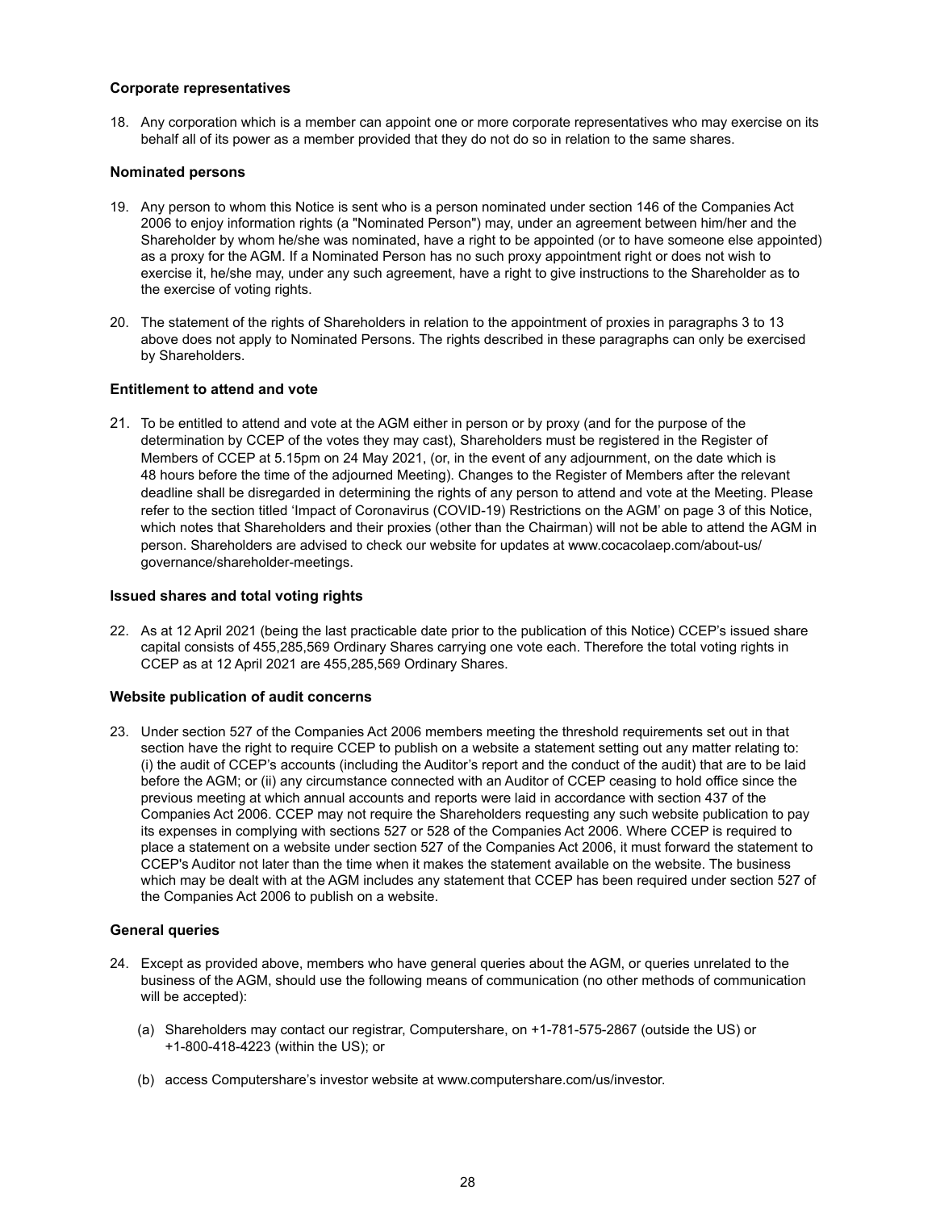### Corporate representatives

18. Any corporation which is a member can appoint one or more corporate representatives who may exercise on its behalf all of its power as a member provided that they do not do so in relation to the same shares.

### Nominated persons

19. Any person to whom this Notice is sent who is a person nominated under section 146 of the Companies Act 2006 to enjoy information rights (a "Nominated Person") may, under an agreement between him/her and the Shareholder by whom he/she was nominated, have a right to be appointed (or to have someone else appointed) as a proxy for the AGM. If a Nominated Person has no such proxy appointment right or does not wish to exercise it, he/she may, under any such agreement, have a right to give instructions to the Shareholder as to the exercise of voting rights.

20. The statement of the rights of Shareholders in relation to the appointment of proxies in paragraphs 3 to 13 above does not apply to Nominated Persons. The rights described in these paragraphs can only be exercised by Shareholders.

### Entitlement to attend and vote

21. To be entitled to attend and vote at the AGM either in person or by proxy (and for the purpose of the determination by CCEP of the votes they may cast), Shareholders must be registered in the Register of Members of CCEP at 5.15pm on 24 May 2021, (or, in the event of any adjournment, on the date which is 48 hours before the time of the adjourned Meeting). Changes to the Register of Members after the relevant deadline shall be disregarded in determining the rights of any person to attend and vote at the Meeting. Please refer to the section titled 'Impact of Coronavirus (COVID-19) Restrictions on the AGM' on page 3 of this Notice, which notes that Shareholders and their proxies (other than the Chairman) will not be able to attend the AGM in person. Shareholders are advised to check our website for updates at www.cocacolaep.com/about-us/governance/shareholder-meetings.

### Issued shares and total voting rights

22. As at 12 April 2021 (being the last practicable date prior to the publication of this Notice) CCEP's issued share capital consists of 455,285,569 Ordinary Shares carrying one vote each. Therefore the total voting rights in CCEP as at 12 April 2021 are 455,285,569 Ordinary Shares.

### Website publication of audit concerns

23. Under section 527 of the Companies Act 2006 members meeting the threshold requirements set out in that section have the right to require CCEP to publish on a website a statement setting out any matter relating to: (i) the audit of CCEP's accounts (including the Auditor's report and the conduct of the audit) that are to be laid before the AGM; or (ii) any circumstance connected with an Auditor of CCEP ceasing to hold office since the previous meeting at which annual accounts and reports were laid in accordance with section 437 of the Companies Act 2006. CCEP may not require the Shareholders requesting any such website publication to pay its expenses in complying with sections 527 or 528 of the Companies Act 2006. Where CCEP is required to place a statement on a website under section 527 of the Companies Act 2006, it must forward the statement to CCEP's Auditor not later than the time when it makes the statement available on the website. The business which may be dealt with at the AGM includes any statement that CCEP has been required under section 527 of the Companies Act 2006 to publish on a website.

### General queries

24. Except as provided above, members who have general queries about the AGM, or queries unrelated to the business of the AGM, should use the following means of communication (no other methods of communication will be accepted):

    (a) Shareholders may contact our registrar, Computershare, on +1-781-575-2867 (outside the US) or +1-800-418-4223 (within the US); or

    (b) access Computershare's investor website at www.computershare.com/us/investor.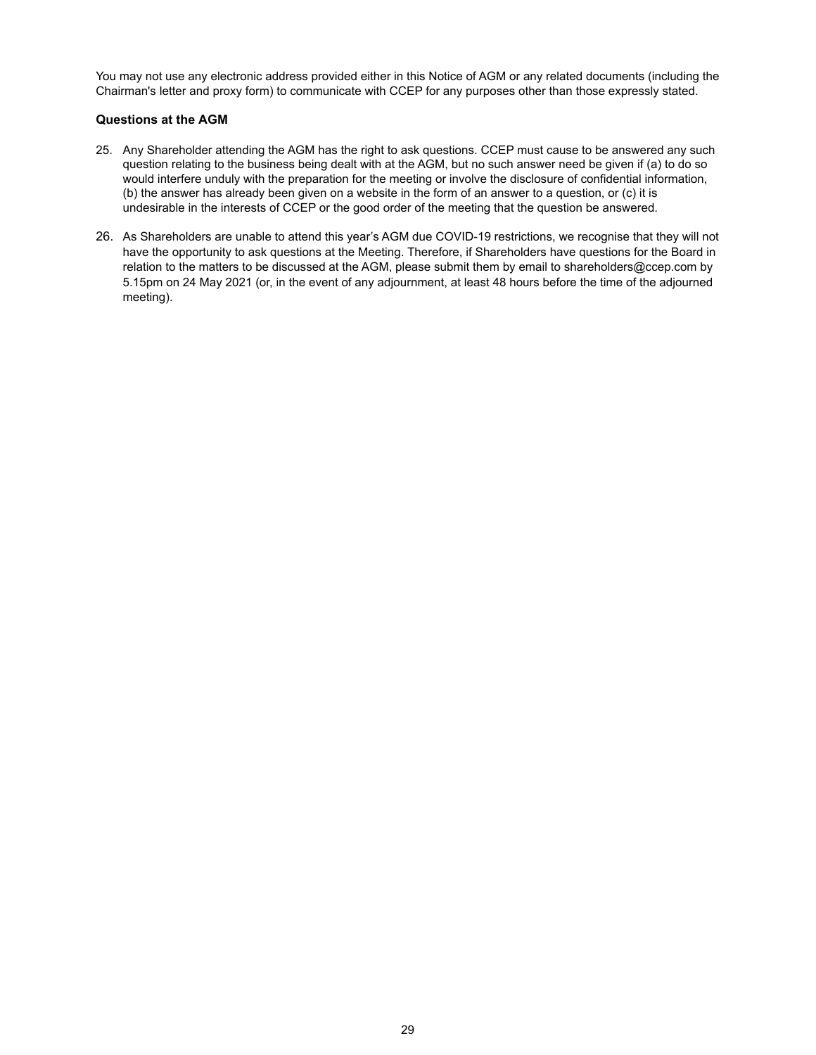You may not use any electronic address provided either in this Notice of AGM or any related documents (including the Chairman's letter and proxy form) to communicate with CCEP for any purposes other than those expressly stated.

### Questions at the AGM

25. Any Shareholder attending the AGM has the right to ask questions. CCEP must cause to be answered any such question relating to the business being dealt with at the AGM, but no such answer need be given if (a) to do so would interfere unduly with the preparation for the meeting or involve the disclosure of confidential information, (b) the answer has already been given on a website in the form of an answer to a question, or (c) it is undesirable in the interests of CCEP or the good order of the meeting that the question be answered.

26. As Shareholders are unable to attend this year's AGM due COVID-19 restrictions, we recognise that they will not have the opportunity to ask questions at the Meeting. Therefore, if Shareholders have questions for the Board in relation to the matters to be discussed at the AGM, please submit them by email to shareholders@ccep.com by 5.15pm on 24 May 2021 (or, in the event of any adjournment, at least 48 hours before the time of the adjourned meeting).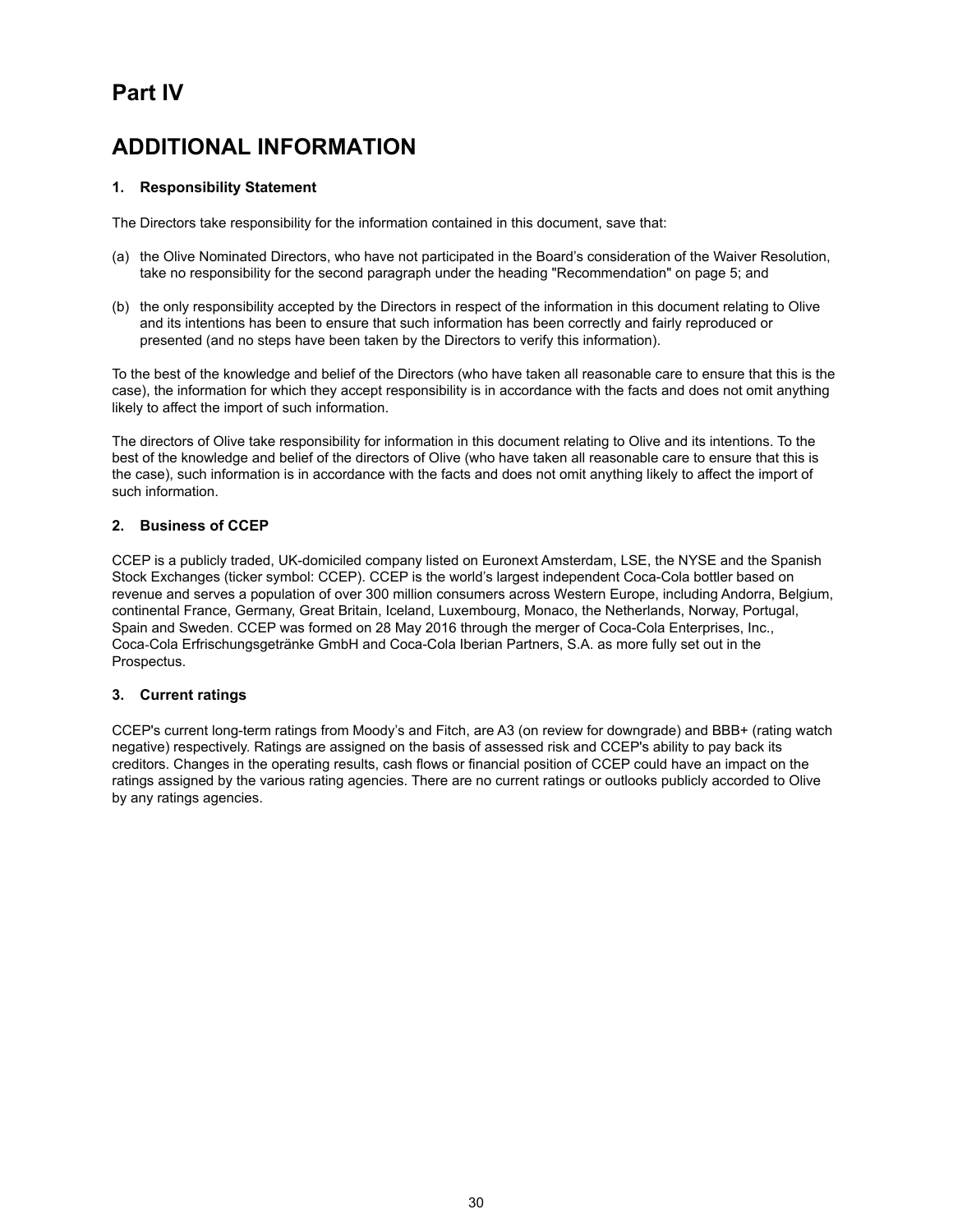# Part IV

# ADDITIONAL INFORMATION

### 1. Responsibility Statement

The Directors take responsibility for the information contained in this document, save that:

(a) the Olive Nominated Directors, who have not participated in the Board's consideration of the Waiver Resolution, take no responsibility for the second paragraph under the heading "Recommendation" on page 5; and

(b) the only responsibility accepted by the Directors in respect of the information in this document relating to Olive and its intentions has been to ensure that such information has been correctly and fairly reproduced or presented (and no steps have been taken by the Directors to verify this information).

To the best of the knowledge and belief of the Directors (who have taken all reasonable care to ensure that this is the case), the information for which they accept responsibility is in accordance with the facts and does not omit anything likely to affect the import of such information.

The directors of Olive take responsibility for information in this document relating to Olive and its intentions. To the best of the knowledge and belief of the directors of Olive (who have taken all reasonable care to ensure that this is the case), such information is in accordance with the facts and does not omit anything likely to affect the import of such information.

### 2. Business of CCEP

CCEP is a publicly traded, UK-domiciled company listed on Euronext Amsterdam, LSE, the NYSE and the Spanish Stock Exchanges (ticker symbol: CCEP). CCEP is the world's largest independent Coca-Cola bottler based on revenue and serves a population of over 300 million consumers across Western Europe, including Andorra, Belgium, continental France, Germany, Great Britain, Iceland, Luxembourg, Monaco, the Netherlands, Norway, Portugal, Spain and Sweden. CCEP was formed on 28 May 2016 through the merger of Coca-Cola Enterprises, Inc., Coca-Cola Erfrischungsgetränke GmbH and Coca-Cola Iberian Partners, S.A. as more fully set out in the Prospectus.

### 3. Current ratings

CCEP's current long-term ratings from Moody's and Fitch, are A3 (on review for downgrade) and BBB+ (rating watch negative) respectively. Ratings are assigned on the basis of assessed risk and CCEP's ability to pay back its creditors. Changes in the operating results, cash flows or financial position of CCEP could have an impact on the ratings assigned by the various rating agencies. There are no current ratings or outlooks publicly accorded to Olive by any ratings agencies.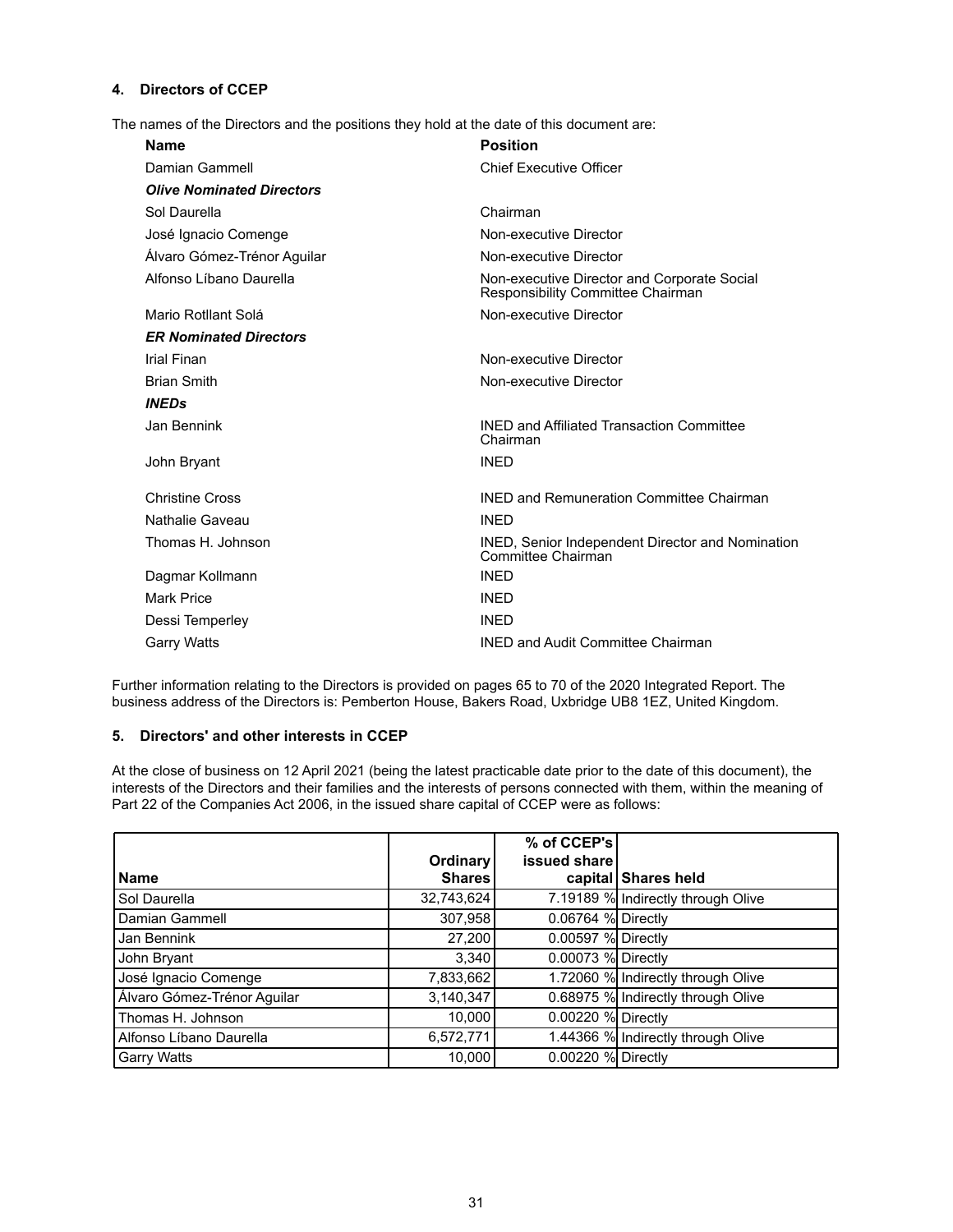## 4. Directors of CCEP

The names of the Directors and the positions they hold at the date of this document are:

| Name | Position |
|---|---|
| Damian Gammell | Chief Executive Officer |
| ***Olive Nominated Directors*** | |
| Sol Daurella | Chairman |
| José Ignacio Comenge | Non-executive Director |
| Álvaro Gómez-Trénor Aguilar | Non-executive Director |
| Alfonso Líbano Daurella | Non-executive Director and Corporate Social Responsibility Committee Chairman |
| Mario Rotllant Solá | Non-executive Director |
| ***ER Nominated Directors*** | |
| Irial Finan | Non-executive Director |
| Brian Smith | Non-executive Director |
| ***INEDs*** | |
| Jan Bennink | INED and Affiliated Transaction Committee Chairman |
| John Bryant | INED |
| Christine Cross | INED and Remuneration Committee Chairman |
| Nathalie Gaveau | INED |
| Thomas H. Johnson | INED, Senior Independent Director and Nomination Committee Chairman |
| Dagmar Kollmann | INED |
| Mark Price | INED |
| Dessi Temperley | INED |
| Garry Watts | INED and Audit Committee Chairman |

Further information relating to the Directors is provided on pages 65 to 70 of the 2020 Integrated Report. The business address of the Directors is: Pemberton House, Bakers Road, Uxbridge UB8 1EZ, United Kingdom.

## 5. Directors' and other interests in CCEP

At the close of business on 12 April 2021 (being the latest practicable date prior to the date of this document), the interests of the Directors and their families and the interests of persons connected with them, within the meaning of Part 22 of the Companies Act 2006, in the issued share capital of CCEP were as follows:

| Name | Ordinary Shares | % of CCEP's issued share capital | Shares held |
|---|---:|---:|---|
| Sol Daurella | 32,743,624 | 7.19189 % | Indirectly through Olive |
| Damian Gammell | 307,958 | 0.06764 % | Directly |
| Jan Bennink | 27,200 | 0.00597 % | Directly |
| John Bryant | 3,340 | 0.00073 % | Directly |
| José Ignacio Comenge | 7,833,662 | 1.72060 % | Indirectly through Olive |
| Álvaro Gómez-Trénor Aguilar | 3,140,347 | 0.68975 % | Indirectly through Olive |
| Thomas H. Johnson | 10,000 | 0.00220 % | Directly |
| Alfonso Líbano Daurella | 6,572,771 | 1.44366 % | Indirectly through Olive |
| Garry Watts | 10,000 | 0.00220 % | Directly |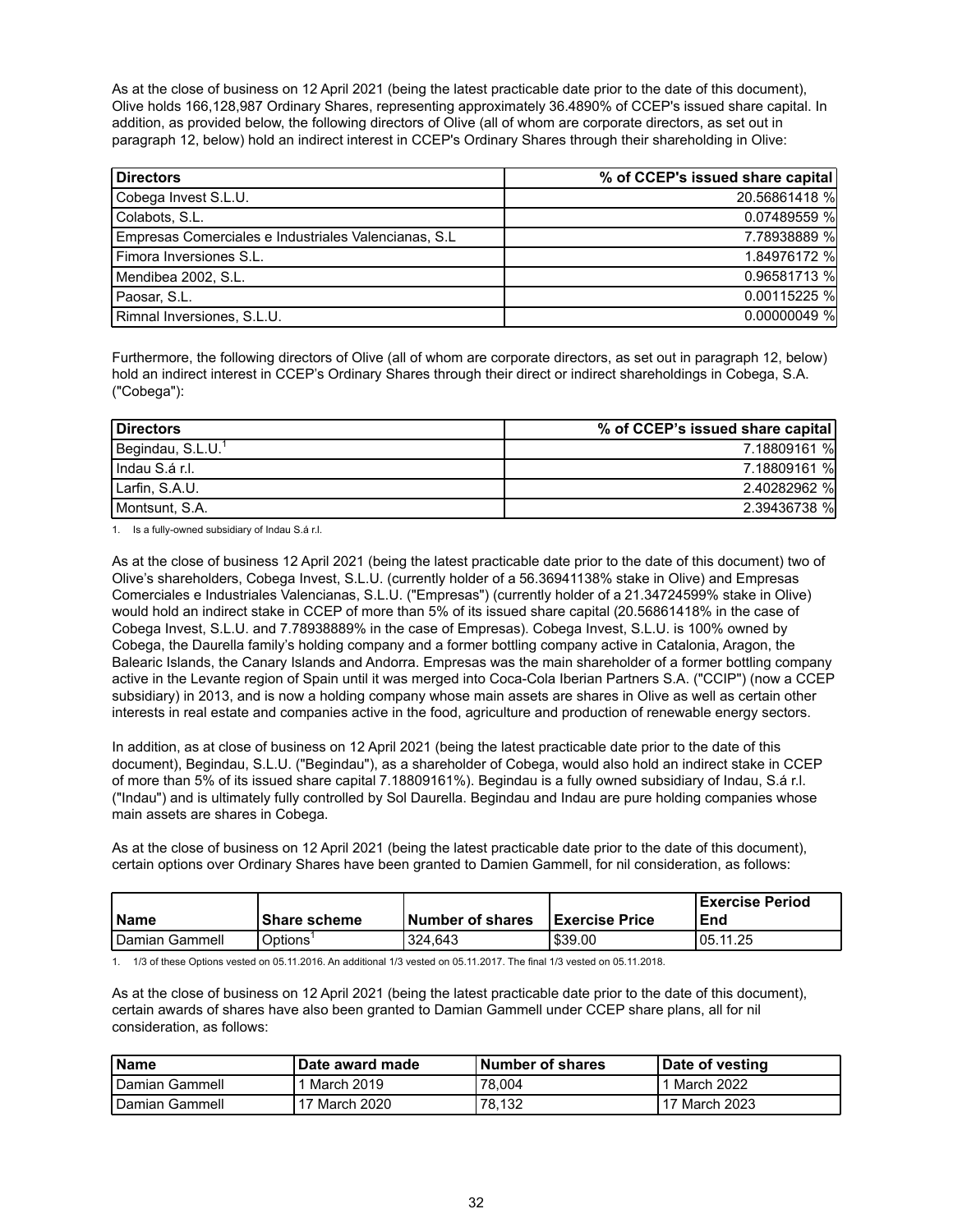As at the close of business on 12 April 2021 (being the latest practicable date prior to the date of this document), Olive holds 166,128,987 Ordinary Shares, representing approximately 36.4890% of CCEP's issued share capital. In addition, as provided below, the following directors of Olive (all of whom are corporate directors, as set out in paragraph 12, below) hold an indirect interest in CCEP's Ordinary Shares through their shareholding in Olive:

| Directors | % of CCEP's issued share capital |
|---|---|
| Cobega Invest S.L.U. | 20.56861418 % |
| Colabots, S.L. | 0.07489559 % |
| Empresas Comerciales e Industriales Valencianas, S.L | 7.78938889 % |
| Fimora Inversiones S.L. | 1.84976172 % |
| Mendibea 2002, S.L. | 0.96581713 % |
| Paosar, S.L. | 0.00115225 % |
| Rimnal Inversiones, S.L.U. | 0.00000049 % |

Furthermore, the following directors of Olive (all of whom are corporate directors, as set out in paragraph 12, below) hold an indirect interest in CCEP's Ordinary Shares through their direct or indirect shareholdings in Cobega, S.A. ("Cobega"):

| Directors | % of CCEP's issued share capital |
|---|---|
| Begindau, S.L.U.[1] | 7.18809161 % |
| Indau S.á r.l. | 7.18809161 % |
| Larfin, S.A.U. | 2.40282962 % |
| Montsunt, S.A. | 2.39436738 % |

1. Is a fully-owned subsidiary of Indau S.á r.l.

As at the close of business 12 April 2021 (being the latest practicable date prior to the date of this document) two of Olive's shareholders, Cobega Invest, S.L.U. (currently holder of a 56.36941138% stake in Olive) and Empresas Comerciales e Industriales Valencianas, S.L.U. ("Empresas") (currently holder of a 21.34724599% stake in Olive) would hold an indirect stake in CCEP of more than 5% of its issued share capital (20.56861418% in the case of Cobega Invest, S.L.U. and 7.78938889% in the case of Empresas). Cobega Invest, S.L.U. is 100% owned by Cobega, the Daurella family's holding company and a former bottling company active in Catalonia, Aragon, the Balearic Islands, the Canary Islands and Andorra. Empresas was the main shareholder of a former bottling company active in the Levante region of Spain until it was merged into Coca-Cola Iberian Partners S.A. ("CCIP") (now a CCEP subsidiary) in 2013, and is now a holding company whose main assets are shares in Olive as well as certain other interests in real estate and companies active in the food, agriculture and production of renewable energy sectors.

In addition, as at close of business on 12 April 2021 (being the latest practicable date prior to the date of this document), Begindau, S.L.U. ("Begindau"), as a shareholder of Cobega, would also hold an indirect stake in CCEP of more than 5% of its issued share capital 7.18809161%). Begindau is a fully owned subsidiary of Indau, S.á r.l. ("Indau") and is ultimately fully controlled by Sol Daurella. Begindau and Indau are pure holding companies whose main assets are shares in Cobega.

As at the close of business on 12 April 2021 (being the latest practicable date prior to the date of this document), certain options over Ordinary Shares have been granted to Damien Gammell, for nil consideration, as follows:

| Name | Share scheme | Number of shares | Exercise Price | Exercise Period End |
|---|---|---|---|---|
| Damian Gammell | Options[1] | 324,643 | $39.00 | 05.11.25 |

1. 1/3 of these Options vested on 05.11.2016. An additional 1/3 vested on 05.11.2017. The final 1/3 vested on 05.11.2018.

As at the close of business on 12 April 2021 (being the latest practicable date prior to the date of this document), certain awards of shares have also been granted to Damian Gammell under CCEP share plans, all for nil consideration, as follows:

| Name | Date award made | Number of shares | Date of vesting |
|---|---|---|---|
| Damian Gammell | 1 March 2019 | 78,004 | 1 March 2022 |
| Damian Gammell | 17 March 2020 | 78,132 | 17 March 2023 |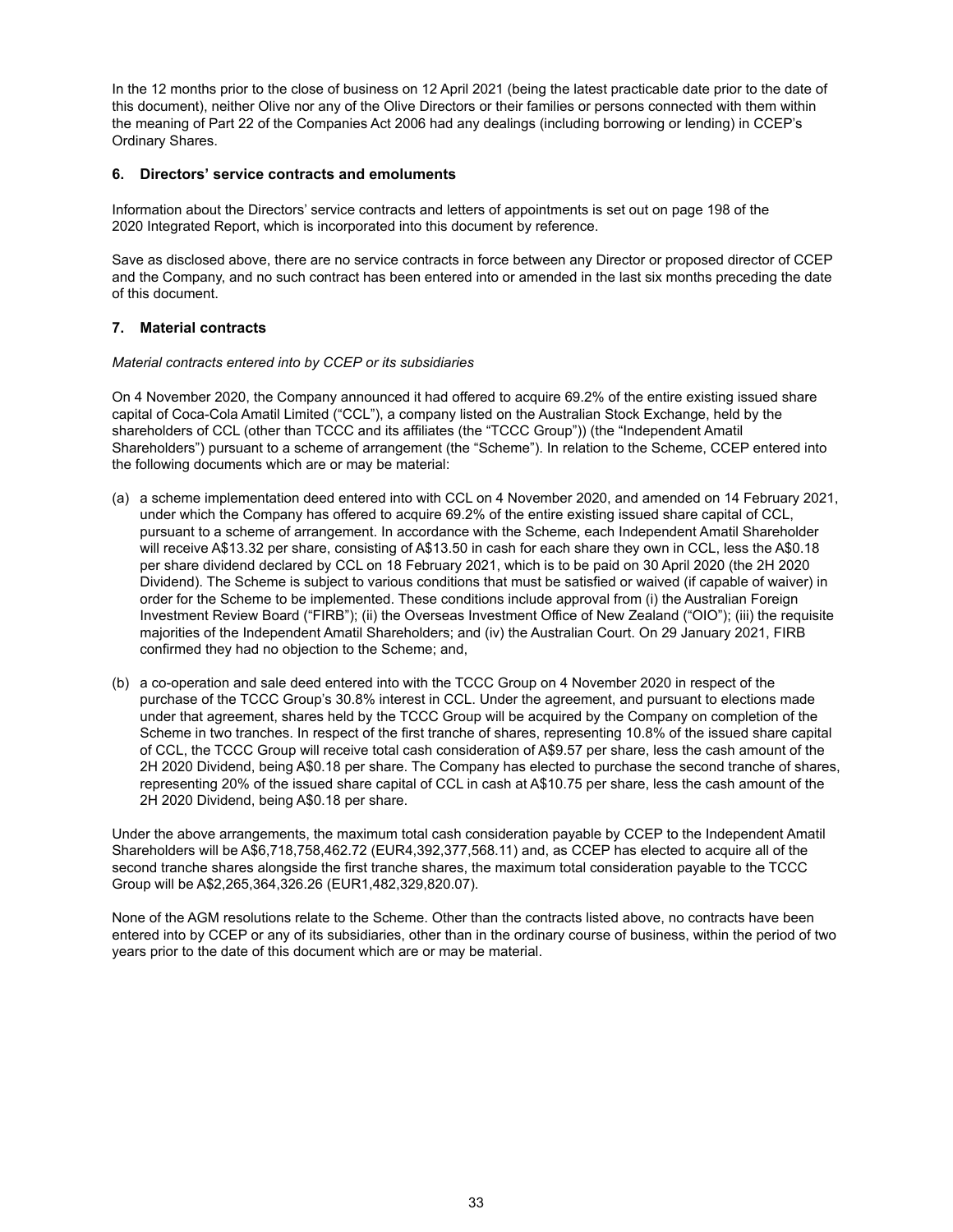In the 12 months prior to the close of business on 12 April 2021 (being the latest practicable date prior to the date of this document), neither Olive nor any of the Olive Directors or their families or persons connected with them within the meaning of Part 22 of the Companies Act 2006 had any dealings (including borrowing or lending) in CCEP's Ordinary Shares.

## 6. Directors' service contracts and emoluments

Information about the Directors' service contracts and letters of appointments is set out on page 198 of the 2020 Integrated Report, which is incorporated into this document by reference.

Save as disclosed above, there are no service contracts in force between any Director or proposed director of CCEP and the Company, and no such contract has been entered into or amended in the last six months preceding the date of this document.

## 7. Material contracts

*Material contracts entered into by CCEP or its subsidiaries*

On 4 November 2020, the Company announced it had offered to acquire 69.2% of the entire existing issued share capital of Coca-Cola Amatil Limited ("CCL"), a company listed on the Australian Stock Exchange, held by the shareholders of CCL (other than TCCC and its affiliates (the "TCCC Group")) (the "Independent Amatil Shareholders") pursuant to a scheme of arrangement (the "Scheme"). In relation to the Scheme, CCEP entered into the following documents which are or may be material:

(a) a scheme implementation deed entered into with CCL on 4 November 2020, and amended on 14 February 2021, under which the Company has offered to acquire 69.2% of the entire existing issued share capital of CCL, pursuant to a scheme of arrangement. In accordance with the Scheme, each Independent Amatil Shareholder will receive A$13.32 per share, consisting of A$13.50 in cash for each share they own in CCL, less the A$0.18 per share dividend declared by CCL on 18 February 2021, which is to be paid on 30 April 2020 (the 2H 2020 Dividend). The Scheme is subject to various conditions that must be satisfied or waived (if capable of waiver) in order for the Scheme to be implemented. These conditions include approval from (i) the Australian Foreign Investment Review Board ("FIRB"); (ii) the Overseas Investment Office of New Zealand ("OIO"); (iii) the requisite majorities of the Independent Amatil Shareholders; and (iv) the Australian Court. On 29 January 2021, FIRB confirmed they had no objection to the Scheme; and,

(b) a co-operation and sale deed entered into with the TCCC Group on 4 November 2020 in respect of the purchase of the TCCC Group's 30.8% interest in CCL. Under the agreement, and pursuant to elections made under that agreement, shares held by the TCCC Group will be acquired by the Company on completion of the Scheme in two tranches. In respect of the first tranche of shares, representing 10.8% of the issued share capital of CCL, the TCCC Group will receive total cash consideration of A$9.57 per share, less the cash amount of the 2H 2020 Dividend, being A$0.18 per share. The Company has elected to purchase the second tranche of shares, representing 20% of the issued share capital of CCL in cash at A$10.75 per share, less the cash amount of the 2H 2020 Dividend, being A$0.18 per share.

Under the above arrangements, the maximum total cash consideration payable by CCEP to the Independent Amatil Shareholders will be A$6,718,758,462.72 (EUR4,392,377,568.11) and, as CCEP has elected to acquire all of the second tranche shares alongside the first tranche shares, the maximum total consideration payable to the TCCC Group will be A$2,265,364,326.26 (EUR1,482,329,820.07).

None of the AGM resolutions relate to the Scheme. Other than the contracts listed above, no contracts have been entered into by CCEP or any of its subsidiaries, other than in the ordinary course of business, within the period of two years prior to the date of this document which are or may be material.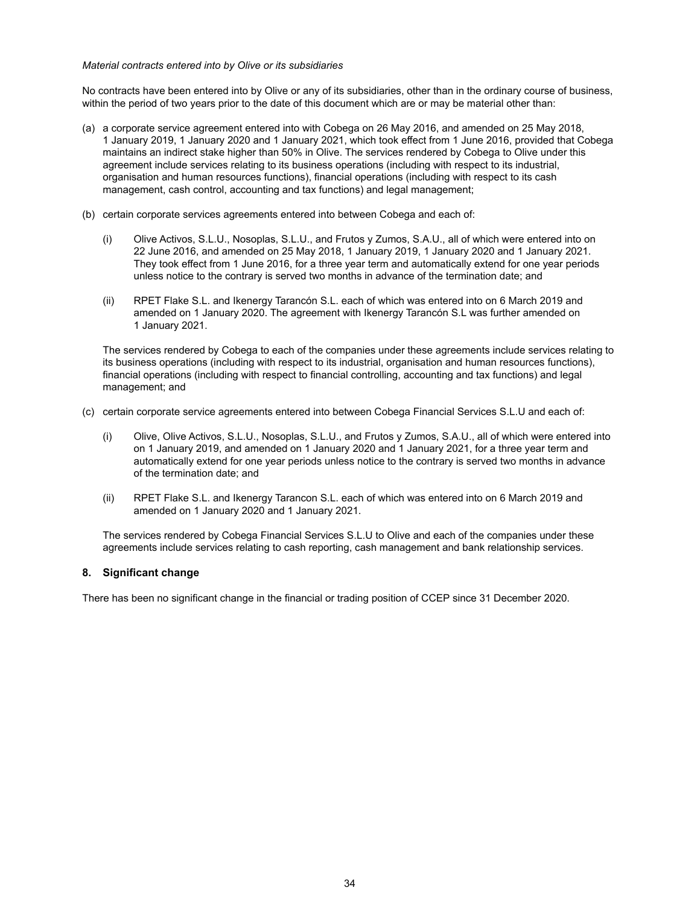*Material contracts entered into by Olive or its subsidiaries*

No contracts have been entered into by Olive or any of its subsidiaries, other than in the ordinary course of business, within the period of two years prior to the date of this document which are or may be material other than:

(a) a corporate service agreement entered into with Cobega on 26 May 2016, and amended on 25 May 2018, 1 January 2019, 1 January 2020 and 1 January 2021, which took effect from 1 June 2016, provided that Cobega maintains an indirect stake higher than 50% in Olive. The services rendered by Cobega to Olive under this agreement include services relating to its business operations (including with respect to its industrial, organisation and human resources functions), financial operations (including with respect to its cash management, cash control, accounting and tax functions) and legal management;

(b) certain corporate services agreements entered into between Cobega and each of:

   (i) Olive Activos, S.L.U., Nosoplas, S.L.U., and Frutos y Zumos, S.A.U., all of which were entered into on 22 June 2016, and amended on 25 May 2018, 1 January 2019, 1 January 2020 and 1 January 2021. They took effect from 1 June 2016, for a three year term and automatically extend for one year periods unless notice to the contrary is served two months in advance of the termination date; and

   (ii) RPET Flake S.L. and Ikenergy Tarancón S.L. each of which was entered into on 6 March 2019 and amended on 1 January 2020. The agreement with Ikenergy Tarancón S.L was further amended on 1 January 2021.

   The services rendered by Cobega to each of the companies under these agreements include services relating to its business operations (including with respect to its industrial, organisation and human resources functions), financial operations (including with respect to financial controlling, accounting and tax functions) and legal management; and

(c) certain corporate service agreements entered into between Cobega Financial Services S.L.U and each of:

   (i) Olive, Olive Activos, S.L.U., Nosoplas, S.L.U., and Frutos y Zumos, S.A.U., all of which were entered into on 1 January 2019, and amended on 1 January 2020 and 1 January 2021, for a three year term and automatically extend for one year periods unless notice to the contrary is served two months in advance of the termination date; and

   (ii) RPET Flake S.L. and Ikenergy Tarancon S.L. each of which was entered into on 6 March 2019 and amended on 1 January 2020 and 1 January 2021.

   The services rendered by Cobega Financial Services S.L.U to Olive and each of the companies under these agreements include services relating to cash reporting, cash management and bank relationship services.

## 8. Significant change

There has been no significant change in the financial or trading position of CCEP since 31 December 2020.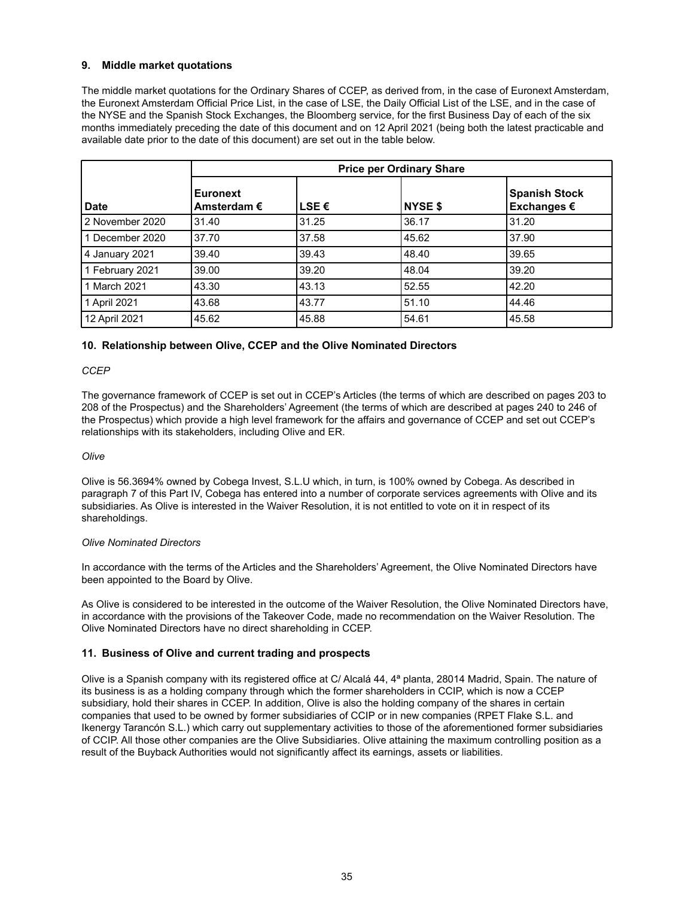## 9. Middle market quotations

The middle market quotations for the Ordinary Shares of CCEP, as derived from, in the case of Euronext Amsterdam, the Euronext Amsterdam Official Price List, in the case of LSE, the Daily Official List of the LSE, and in the case of the NYSE and the Spanish Stock Exchanges, the Bloomberg service, for the first Business Day of each of the six months immediately preceding the date of this document and on 12 April 2021 (being both the latest practicable and available date prior to the date of this document) are set out in the table below.

| | Price per Ordinary Share | | | |
|---|---|---|---|---|
| **Date** | **Euronext Amsterdam €** | **LSE €** | **NYSE $** | **Spanish Stock Exchanges €** |
| 2 November 2020 | 31.40 | 31.25 | 36.17 | 31.20 |
| 1 December 2020 | 37.70 | 37.58 | 45.62 | 37.90 |
| 4 January 2021 | 39.40 | 39.43 | 48.40 | 39.65 |
| 1 February 2021 | 39.00 | 39.20 | 48.04 | 39.20 |
| 1 March 2021 | 43.30 | 43.13 | 52.55 | 42.20 |
| 1 April 2021 | 43.68 | 43.77 | 51.10 | 44.46 |
| 12 April 2021 | 45.62 | 45.88 | 54.61 | 45.58 |

## 10. Relationship between Olive, CCEP and the Olive Nominated Directors

*CCEP*

The governance framework of CCEP is set out in CCEP's Articles (the terms of which are described on pages 203 to 208 of the Prospectus) and the Shareholders' Agreement (the terms of which are described at pages 240 to 246 of the Prospectus) which provide a high level framework for the affairs and governance of CCEP and set out CCEP's relationships with its stakeholders, including Olive and ER.

*Olive*

Olive is 56.3694% owned by Cobega Invest, S.L.U which, in turn, is 100% owned by Cobega. As described in paragraph 7 of this Part IV, Cobega has entered into a number of corporate services agreements with Olive and its subsidiaries. As Olive is interested in the Waiver Resolution, it is not entitled to vote on it in respect of its shareholdings.

*Olive Nominated Directors*

In accordance with the terms of the Articles and the Shareholders' Agreement, the Olive Nominated Directors have been appointed to the Board by Olive.

As Olive is considered to be interested in the outcome of the Waiver Resolution, the Olive Nominated Directors have, in accordance with the provisions of the Takeover Code, made no recommendation on the Waiver Resolution. The Olive Nominated Directors have no direct shareholding in CCEP.

## 11. Business of Olive and current trading and prospects

Olive is a Spanish company with its registered office at C/ Alcalá 44, 4ª planta, 28014 Madrid, Spain. The nature of its business is as a holding company through which the former shareholders in CCIP, which is now a CCEP subsidiary, hold their shares in CCEP. In addition, Olive is also the holding company of the shares in certain companies that used to be owned by former subsidiaries of CCIP or in new companies (RPET Flake S.L. and Ikenergy Tarancón S.L.) which carry out supplementary activities to those of the aforementioned former subsidiaries of CCIP. All those other companies are the Olive Subsidiaries. Olive attaining the maximum controlling position as a result of the Buyback Authorities would not significantly affect its earnings, assets or liabilities.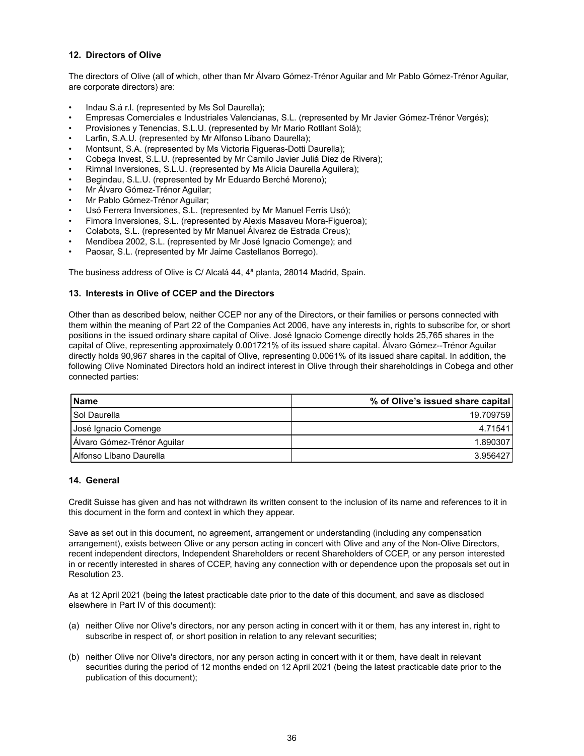## 12. Directors of Olive

The directors of Olive (all of which, other than Mr Álvaro Gómez-Trénor Aguilar and Mr Pablo Gómez-Trénor Aguilar, are corporate directors) are:

- Indau S.á r.l. (represented by Ms Sol Daurella);
- Empresas Comerciales e Industriales Valencianas, S.L. (represented by Mr Javier Gómez-Trénor Vergés);
- Provisiones y Tenencias, S.L.U. (represented by Mr Mario Rotllant Solá);
- Larfin, S.A.U. (represented by Mr Alfonso Líbano Daurella);
- Montsunt, S.A. (represented by Ms Victoria Figueras-Dotti Daurella);
- Cobega Invest, S.L.U. (represented by Mr Camilo Javier Juliá Diez de Rivera);
- Rimnal Inversiones, S.L.U. (represented by Ms Alicia Daurella Aguilera);
- Begindau, S.L.U. (represented by Mr Eduardo Berché Moreno);
- Mr Álvaro Gómez-Trénor Aguilar;
- Mr Pablo Gómez-Trénor Aguilar;
- Usó Ferrera Inversiones, S.L. (represented by Mr Manuel Ferris Usó);
- Fimora Inversiones, S.L. (represented by Alexis Masaveu Mora-Figueroa);
- Colabots, S.L. (represented by Mr Manuel Álvarez de Estrada Creus);
- Mendibea 2002, S.L. (represented by Mr José Ignacio Comenge); and
- Paosar, S.L. (represented by Mr Jaime Castellanos Borrego).

The business address of Olive is C/ Alcalá 44, 4ª planta, 28014 Madrid, Spain.

## 13. Interests in Olive of CCEP and the Directors

Other than as described below, neither CCEP nor any of the Directors, or their families or persons connected with them within the meaning of Part 22 of the Companies Act 2006, have any interests in, rights to subscribe for, or short positions in the issued ordinary share capital of Olive. José Ignacio Comenge directly holds 25,765 shares in the capital of Olive, representing approximately 0.001721% of its issued share capital. Álvaro Gómez--Trénor Aguilar directly holds 90,967 shares in the capital of Olive, representing 0.0061% of its issued share capital. In addition, the following Olive Nominated Directors hold an indirect interest in Olive through their shareholdings in Cobega and other connected parties:

| Name | % of Olive's issued share capital |
|---|---:|
| Sol Daurella | 19.709759 |
| José Ignacio Comenge | 4.71541 |
| Álvaro Gómez-Trénor Aguilar | 1.890307 |
| Alfonso Líbano Daurella | 3.956427 |

## 14. General

Credit Suisse has given and has not withdrawn its written consent to the inclusion of its name and references to it in this document in the form and context in which they appear.

Save as set out in this document, no agreement, arrangement or understanding (including any compensation arrangement), exists between Olive or any person acting in concert with Olive and any of the Non-Olive Directors, recent independent directors, Independent Shareholders or recent Shareholders of CCEP, or any person interested in or recently interested in shares of CCEP, having any connection with or dependence upon the proposals set out in Resolution 23.

As at 12 April 2021 (being the latest practicable date prior to the date of this document, and save as disclosed elsewhere in Part IV of this document):

(a) neither Olive nor Olive's directors, nor any person acting in concert with it or them, has any interest in, right to subscribe in respect of, or short position in relation to any relevant securities;

(b) neither Olive nor Olive's directors, nor any person acting in concert with it or them, have dealt in relevant securities during the period of 12 months ended on 12 April 2021 (being the latest practicable date prior to the publication of this document);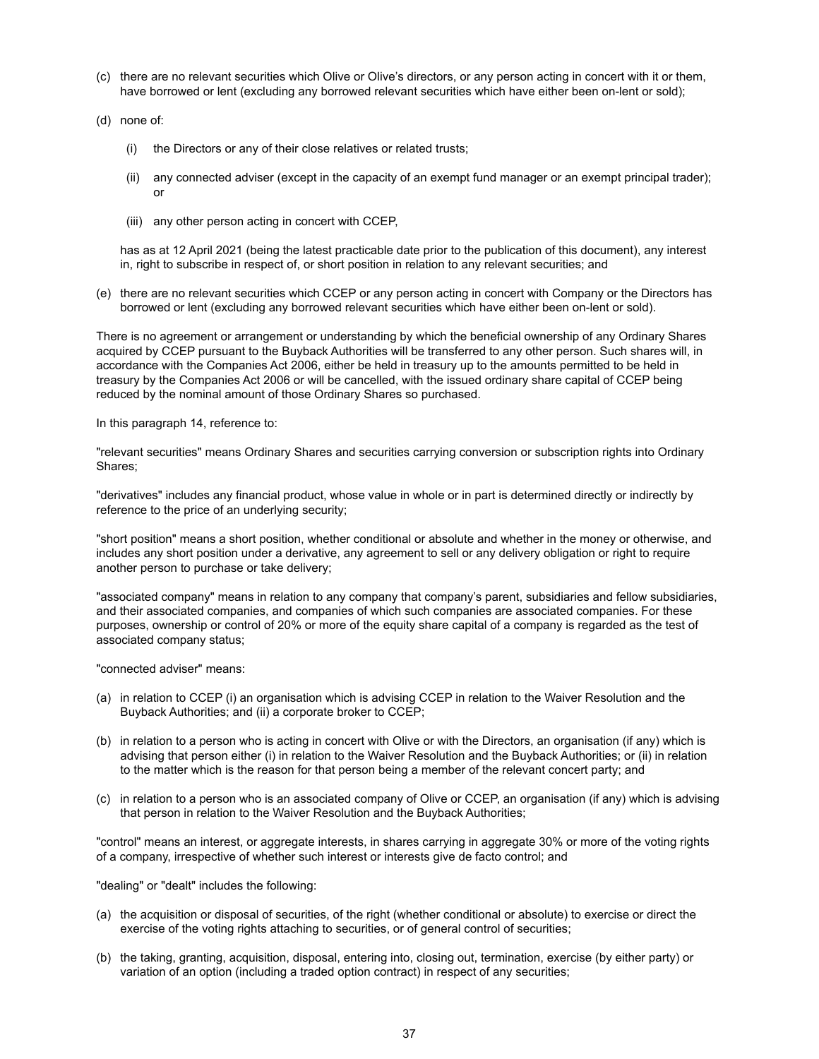(c) there are no relevant securities which Olive or Olive's directors, or any person acting in concert with it or them, have borrowed or lent (excluding any borrowed relevant securities which have either been on-lent or sold);

(d) none of:

    (i) the Directors or any of their close relatives or related trusts;

    (ii) any connected adviser (except in the capacity of an exempt fund manager or an exempt principal trader); or

    (iii) any other person acting in concert with CCEP,

    has as at 12 April 2021 (being the latest practicable date prior to the publication of this document), any interest in, right to subscribe in respect of, or short position in relation to any relevant securities; and

(e) there are no relevant securities which CCEP or any person acting in concert with Company or the Directors has borrowed or lent (excluding any borrowed relevant securities which have either been on-lent or sold).

There is no agreement or arrangement or understanding by which the beneficial ownership of any Ordinary Shares acquired by CCEP pursuant to the Buyback Authorities will be transferred to any other person. Such shares will, in accordance with the Companies Act 2006, either be held in treasury up to the amounts permitted to be held in treasury by the Companies Act 2006 or will be cancelled, with the issued ordinary share capital of CCEP being reduced by the nominal amount of those Ordinary Shares so purchased.

In this paragraph 14, reference to:

"relevant securities" means Ordinary Shares and securities carrying conversion or subscription rights into Ordinary Shares;

"derivatives" includes any financial product, whose value in whole or in part is determined directly or indirectly by reference to the price of an underlying security;

"short position" means a short position, whether conditional or absolute and whether in the money or otherwise, and includes any short position under a derivative, any agreement to sell or any delivery obligation or right to require another person to purchase or take delivery;

"associated company" means in relation to any company that company's parent, subsidiaries and fellow subsidiaries, and their associated companies, and companies of which such companies are associated companies. For these purposes, ownership or control of 20% or more of the equity share capital of a company is regarded as the test of associated company status;

"connected adviser" means:

(a) in relation to CCEP (i) an organisation which is advising CCEP in relation to the Waiver Resolution and the Buyback Authorities; and (ii) a corporate broker to CCEP;

(b) in relation to a person who is acting in concert with Olive or with the Directors, an organisation (if any) which is advising that person either (i) in relation to the Waiver Resolution and the Buyback Authorities; or (ii) in relation to the matter which is the reason for that person being a member of the relevant concert party; and

(c) in relation to a person who is an associated company of Olive or CCEP, an organisation (if any) which is advising that person in relation to the Waiver Resolution and the Buyback Authorities;

"control" means an interest, or aggregate interests, in shares carrying in aggregate 30% or more of the voting rights of a company, irrespective of whether such interest or interests give de facto control; and

"dealing" or "dealt" includes the following:

(a) the acquisition or disposal of securities, of the right (whether conditional or absolute) to exercise or direct the exercise of the voting rights attaching to securities, or of general control of securities;

(b) the taking, granting, acquisition, disposal, entering into, closing out, termination, exercise (by either party) or variation of an option (including a traded option contract) in respect of any securities;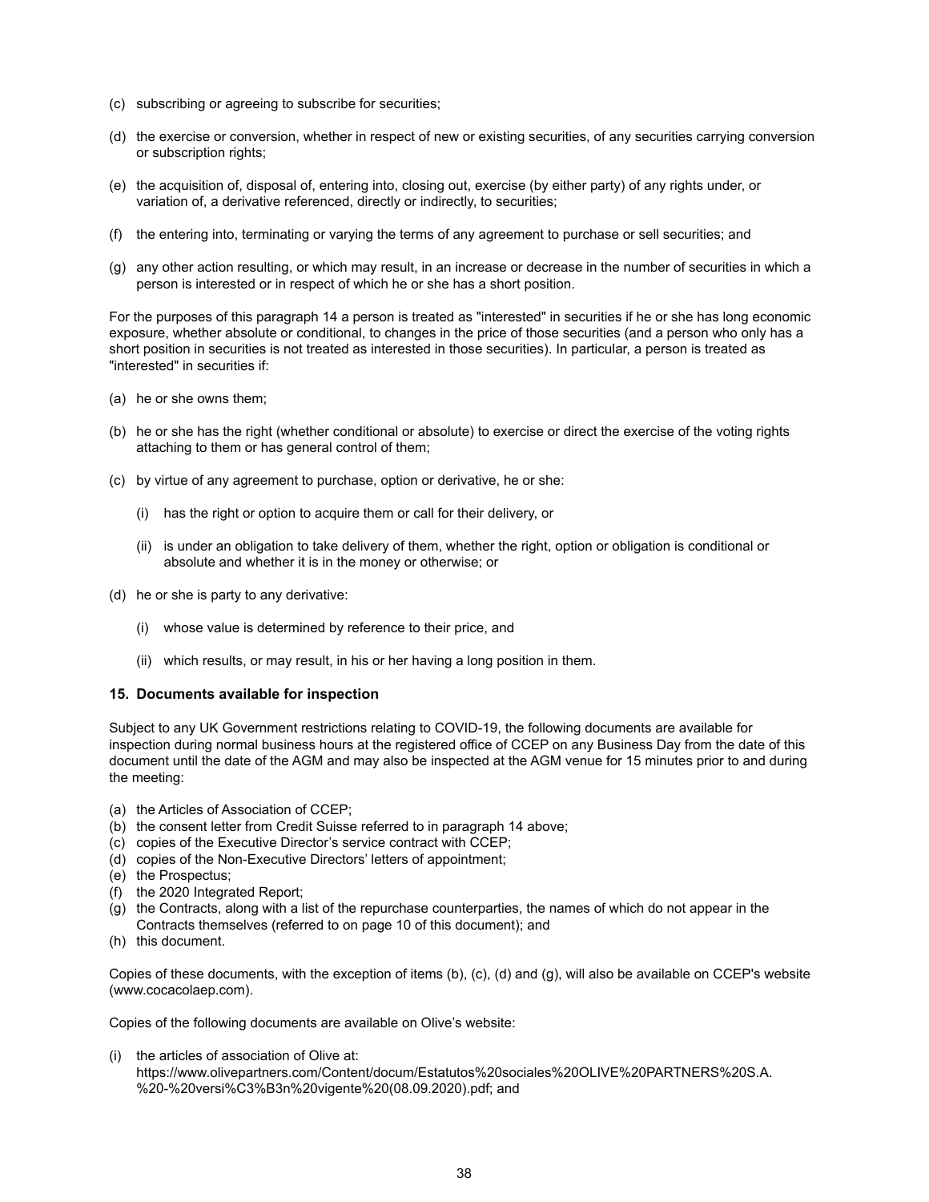(c) subscribing or agreeing to subscribe for securities;

(d) the exercise or conversion, whether in respect of new or existing securities, of any securities carrying conversion or subscription rights;

(e) the acquisition of, disposal of, entering into, closing out, exercise (by either party) of any rights under, or variation of, a derivative referenced, directly or indirectly, to securities;

(f) the entering into, terminating or varying the terms of any agreement to purchase or sell securities; and

(g) any other action resulting, or which may result, in an increase or decrease in the number of securities in which a person is interested or in respect of which he or she has a short position.

For the purposes of this paragraph 14 a person is treated as "interested" in securities if he or she has long economic exposure, whether absolute or conditional, to changes in the price of those securities (and a person who only has a short position in securities is not treated as interested in those securities). In particular, a person is treated as "interested" in securities if:

(a) he or she owns them;

(b) he or she has the right (whether conditional or absolute) to exercise or direct the exercise of the voting rights attaching to them or has general control of them;

(c) by virtue of any agreement to purchase, option or derivative, he or she:

  (i) has the right or option to acquire them or call for their delivery, or

  (ii) is under an obligation to take delivery of them, whether the right, option or obligation is conditional or absolute and whether it is in the money or otherwise; or

(d) he or she is party to any derivative:

  (i) whose value is determined by reference to their price, and

  (ii) which results, or may result, in his or her having a long position in them.

### 15. Documents available for inspection

Subject to any UK Government restrictions relating to COVID-19, the following documents are available for inspection during normal business hours at the registered office of CCEP on any Business Day from the date of this document until the date of the AGM and may also be inspected at the AGM venue for 15 minutes prior to and during the meeting:

(a) the Articles of Association of CCEP;
(b) the consent letter from Credit Suisse referred to in paragraph 14 above;
(c) copies of the Executive Director's service contract with CCEP;
(d) copies of the Non-Executive Directors' letters of appointment;
(e) the Prospectus;
(f) the 2020 Integrated Report;
(g) the Contracts, along with a list of the repurchase counterparties, the names of which do not appear in the Contracts themselves (referred to on page 10 of this document); and
(h) this document.

Copies of these documents, with the exception of items (b), (c), (d) and (g), will also be available on CCEP's website (www.cocacolaep.com).

Copies of the following documents are available on Olive's website:

(i) the articles of association of Olive at: https://www.olivepartners.com/Content/docum/Estatutos%20sociales%20OLIVE%20PARTNERS%20S.A.%20-%20versi%C3%B3n%20vigente%20(08.09.2020).pdf; and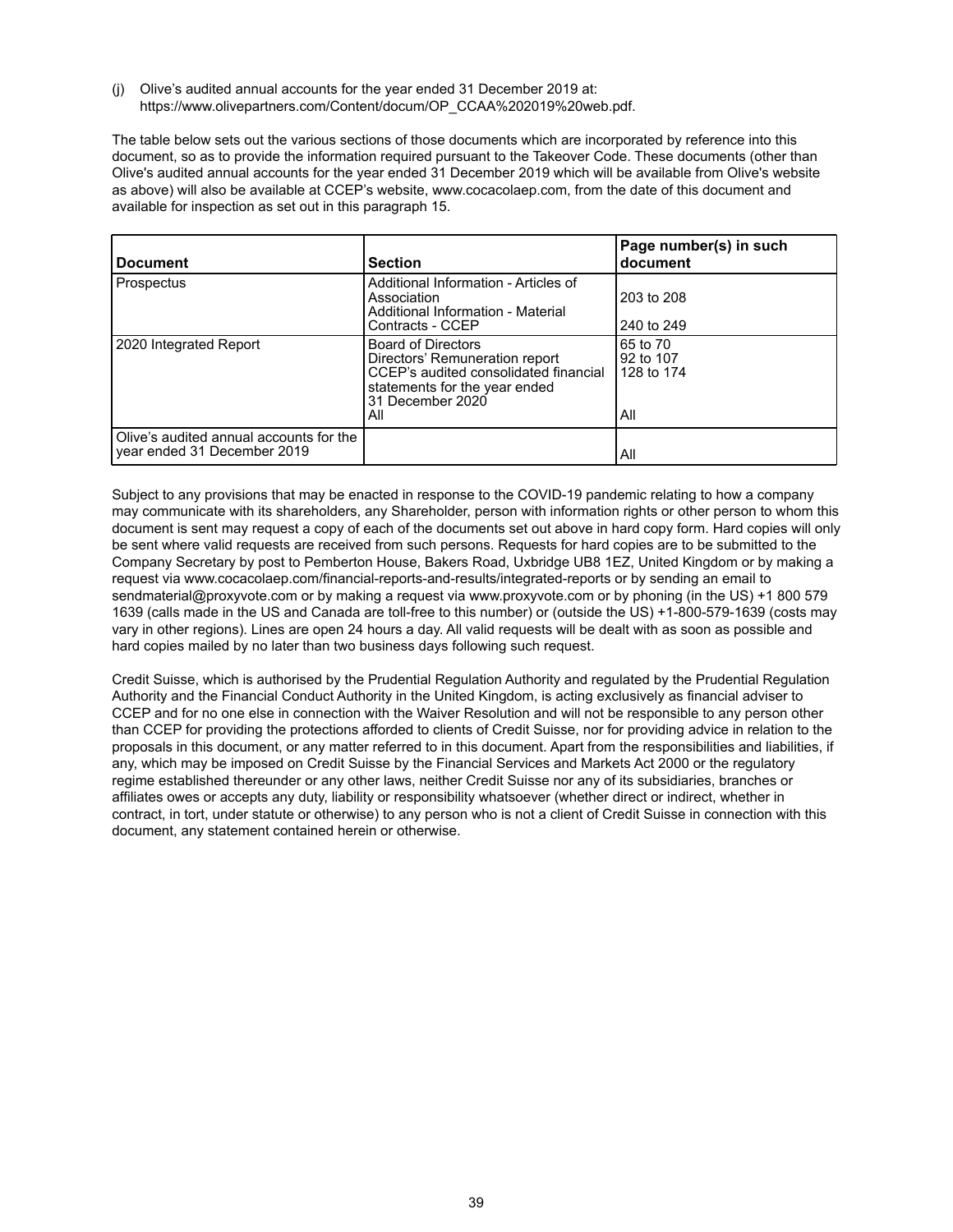(j) Olive's audited annual accounts for the year ended 31 December 2019 at: https://www.olivepartners.com/Content/docum/OP_CCAA%202019%20web.pdf.

The table below sets out the various sections of those documents which are incorporated by reference into this document, so as to provide the information required pursuant to the Takeover Code. These documents (other than Olive's audited annual accounts for the year ended 31 December 2019 which will be available from Olive's website as above) will also be available at CCEP's website, www.cocacolaep.com, from the date of this document and available for inspection as set out in this paragraph 15.

| Document | Section | Page number(s) in such document |
|---|---|---|
| Prospectus | Additional Information - Articles of Association<br>Additional Information - Material Contracts - CCEP | 203 to 208<br>240 to 249 |
| 2020 Integrated Report | Board of Directors<br>Directors' Remuneration report<br>CCEP's audited consolidated financial statements for the year ended 31 December 2020<br>All | 65 to 70<br>92 to 107<br>128 to 174<br>All |
| Olive's audited annual accounts for the year ended 31 December 2019 | | All |

Subject to any provisions that may be enacted in response to the COVID-19 pandemic relating to how a company may communicate with its shareholders, any Shareholder, person with information rights or other person to whom this document is sent may request a copy of each of the documents set out above in hard copy form. Hard copies will only be sent where valid requests are received from such persons. Requests for hard copies are to be submitted to the Company Secretary by post to Pemberton House, Bakers Road, Uxbridge UB8 1EZ, United Kingdom or by making a request via www.cocacolaep.com/financial-reports-and-results/integrated-reports or by sending an email to sendmaterial@proxyvote.com or by making a request via www.proxyvote.com or by phoning (in the US) +1 800 579 1639 (calls made in the US and Canada are toll-free to this number) or (outside the US) +1-800-579-1639 (costs may vary in other regions). Lines are open 24 hours a day. All valid requests will be dealt with as soon as possible and hard copies mailed by no later than two business days following such request.

Credit Suisse, which is authorised by the Prudential Regulation Authority and regulated by the Prudential Regulation Authority and the Financial Conduct Authority in the United Kingdom, is acting exclusively as financial adviser to CCEP and for no one else in connection with the Waiver Resolution and will not be responsible to any person other than CCEP for providing the protections afforded to clients of Credit Suisse, nor for providing advice in relation to the proposals in this document, or any matter referred to in this document. Apart from the responsibilities and liabilities, if any, which may be imposed on Credit Suisse by the Financial Services and Markets Act 2000 or the regulatory regime established thereunder or any other laws, neither Credit Suisse nor any of its subsidiaries, branches or affiliates owes or accepts any duty, liability or responsibility whatsoever (whether direct or indirect, whether in contract, in tort, under statute or otherwise) to any person who is not a client of Credit Suisse in connection with this document, any statement contained herein or otherwise.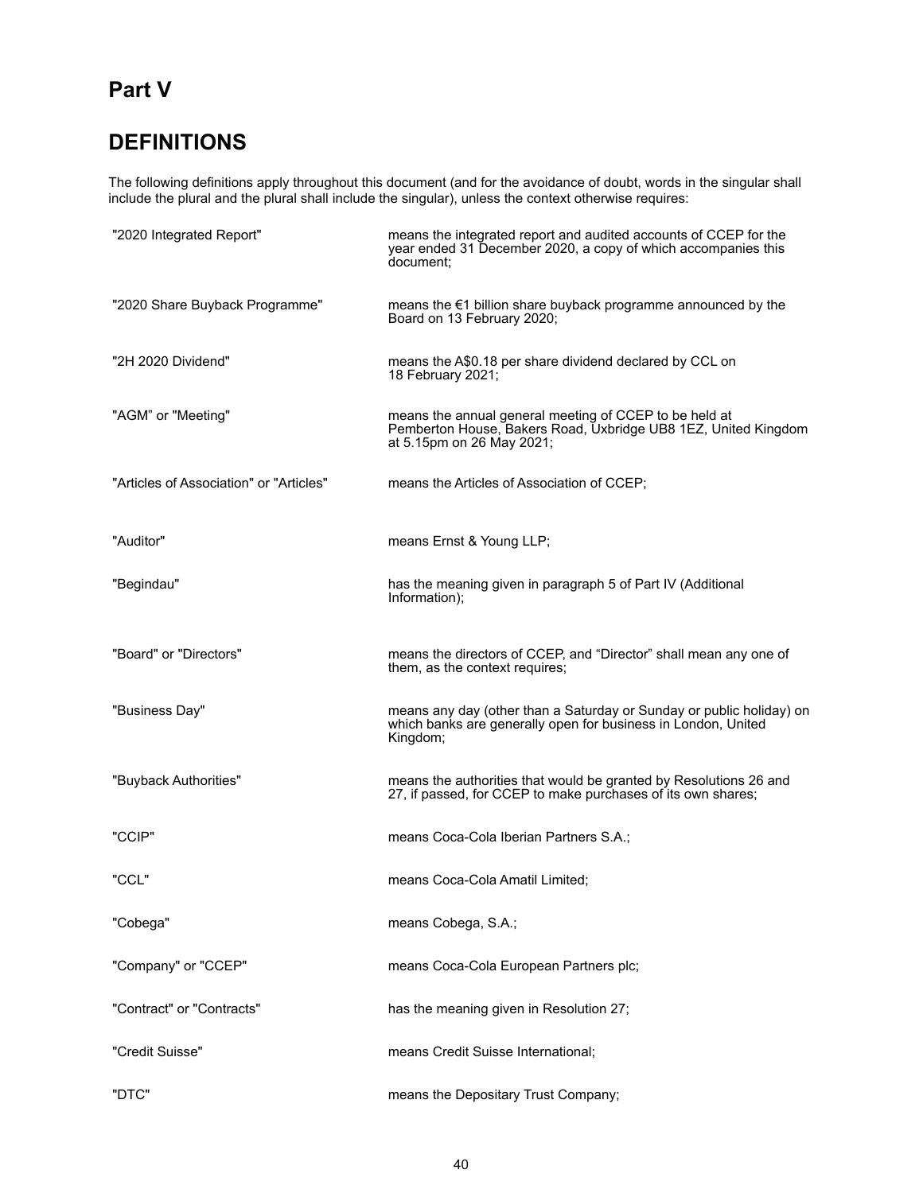# Part V

# DEFINITIONS

The following definitions apply throughout this document (and for the avoidance of doubt, words in the singular shall include the plural and the plural shall include the singular), unless the context otherwise requires:

| | |
|---|---|
| "2020 Integrated Report" | means the integrated report and audited accounts of CCEP for the year ended 31 December 2020, a copy of which accompanies this document; |
| "2020 Share Buyback Programme" | means the €1 billion share buyback programme announced by the Board on 13 February 2020; |
| "2H 2020 Dividend" | means the A$0.18 per share dividend declared by CCL on 18 February 2021; |
| "AGM" or "Meeting" | means the annual general meeting of CCEP to be held at Pemberton House, Bakers Road, Uxbridge UB8 1EZ, United Kingdom at 5.15pm on 26 May 2021; |
| "Articles of Association" or "Articles" | means the Articles of Association of CCEP; |
| "Auditor" | means Ernst & Young LLP; |
| "Begindau" | has the meaning given in paragraph 5 of Part IV (Additional Information); |
| "Board" or "Directors" | means the directors of CCEP, and "Director" shall mean any one of them, as the context requires; |
| "Business Day" | means any day (other than a Saturday or Sunday or public holiday) on which banks are generally open for business in London, United Kingdom; |
| "Buyback Authorities" | means the authorities that would be granted by Resolutions 26 and 27, if passed, for CCEP to make purchases of its own shares; |
| "CCIP" | means Coca-Cola Iberian Partners S.A.; |
| "CCL" | means Coca-Cola Amatil Limited; |
| "Cobega" | means Cobega, S.A.; |
| "Company" or "CCEP" | means Coca-Cola European Partners plc; |
| "Contract" or "Contracts" | has the meaning given in Resolution 27; |
| "Credit Suisse" | means Credit Suisse International; |
| "DTC" | means the Depositary Trust Company; |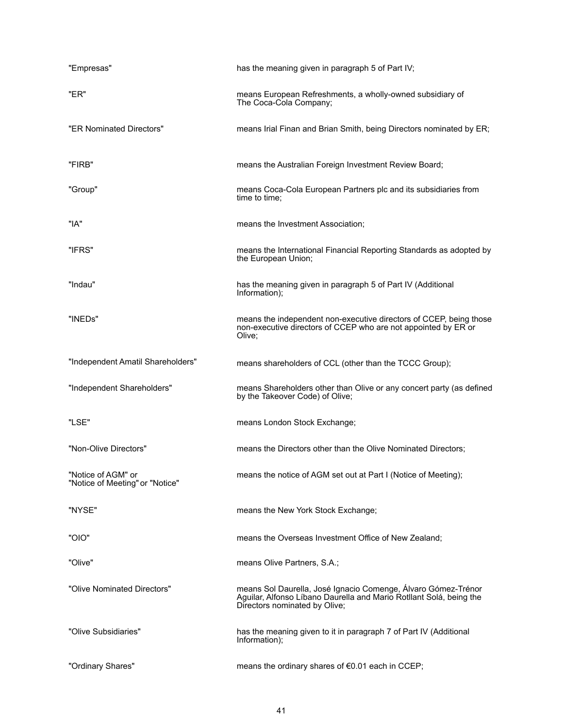| | |
|---|---|
| "Empresas" | has the meaning given in paragraph 5 of Part IV; |
| "ER" | means European Refreshments, a wholly-owned subsidiary of The Coca-Cola Company; |
| "ER Nominated Directors" | means Irial Finan and Brian Smith, being Directors nominated by ER; |
| "FIRB" | means the Australian Foreign Investment Review Board; |
| "Group" | means Coca-Cola European Partners plc and its subsidiaries from time to time; |
| "IA" | means the Investment Association; |
| "IFRS" | means the International Financial Reporting Standards as adopted by the European Union; |
| "Indau" | has the meaning given in paragraph 5 of Part IV (Additional Information); |
| "INEDs" | means the independent non-executive directors of CCEP, being those non-executive directors of CCEP who are not appointed by ER or Olive; |
| "Independent Amatil Shareholders" | means shareholders of CCL (other than the TCCC Group); |
| "Independent Shareholders" | means Shareholders other than Olive or any concert party (as defined by the Takeover Code) of Olive; |
| "LSE" | means London Stock Exchange; |
| "Non-Olive Directors" | means the Directors other than the Olive Nominated Directors; |
| "Notice of AGM" or "Notice of Meeting" or "Notice" | means the notice of AGM set out at Part I (Notice of Meeting); |
| "NYSE" | means the New York Stock Exchange; |
| "OIO" | means the Overseas Investment Office of New Zealand; |
| "Olive" | means Olive Partners, S.A.; |
| "Olive Nominated Directors" | means Sol Daurella, José Ignacio Comenge, Álvaro Gómez-Trénor Aguilar, Alfonso Líbano Daurella and Mario Rotllant Solá, being the Directors nominated by Olive; |
| "Olive Subsidiaries" | has the meaning given to it in paragraph 7 of Part IV (Additional Information); |
| "Ordinary Shares" | means the ordinary shares of €0.01 each in CCEP; |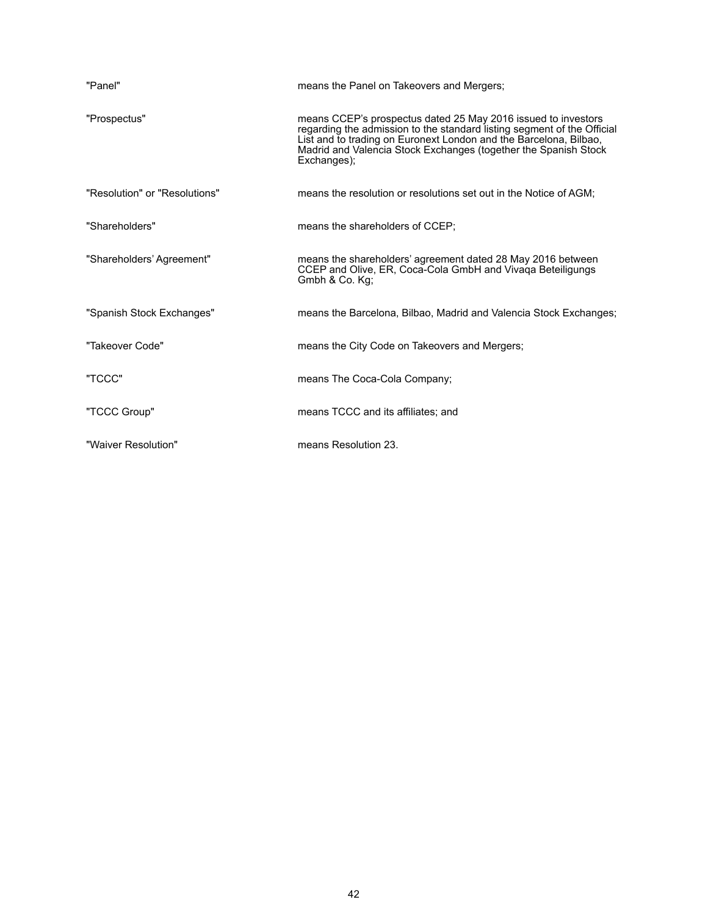| | |
|---|---|
| "Panel" | means the Panel on Takeovers and Mergers; |
| "Prospectus" | means CCEP's prospectus dated 25 May 2016 issued to investors regarding the admission to the standard listing segment of the Official List and to trading on Euronext London and the Barcelona, Bilbao, Madrid and Valencia Stock Exchanges (together the Spanish Stock Exchanges); |
| "Resolution" or "Resolutions" | means the resolution or resolutions set out in the Notice of AGM; |
| "Shareholders" | means the shareholders of CCEP; |
| "Shareholders' Agreement" | means the shareholders' agreement dated 28 May 2016 between CCEP and Olive, ER, Coca-Cola GmbH and Vivaqa Beteiligungs Gmbh & Co. Kg; |
| "Spanish Stock Exchanges" | means the Barcelona, Bilbao, Madrid and Valencia Stock Exchanges; |
| "Takeover Code" | means the City Code on Takeovers and Mergers; |
| "TCCC" | means The Coca-Cola Company; |
| "TCCC Group" | means TCCC and its affiliates; and |
| "Waiver Resolution" | means Resolution 23. |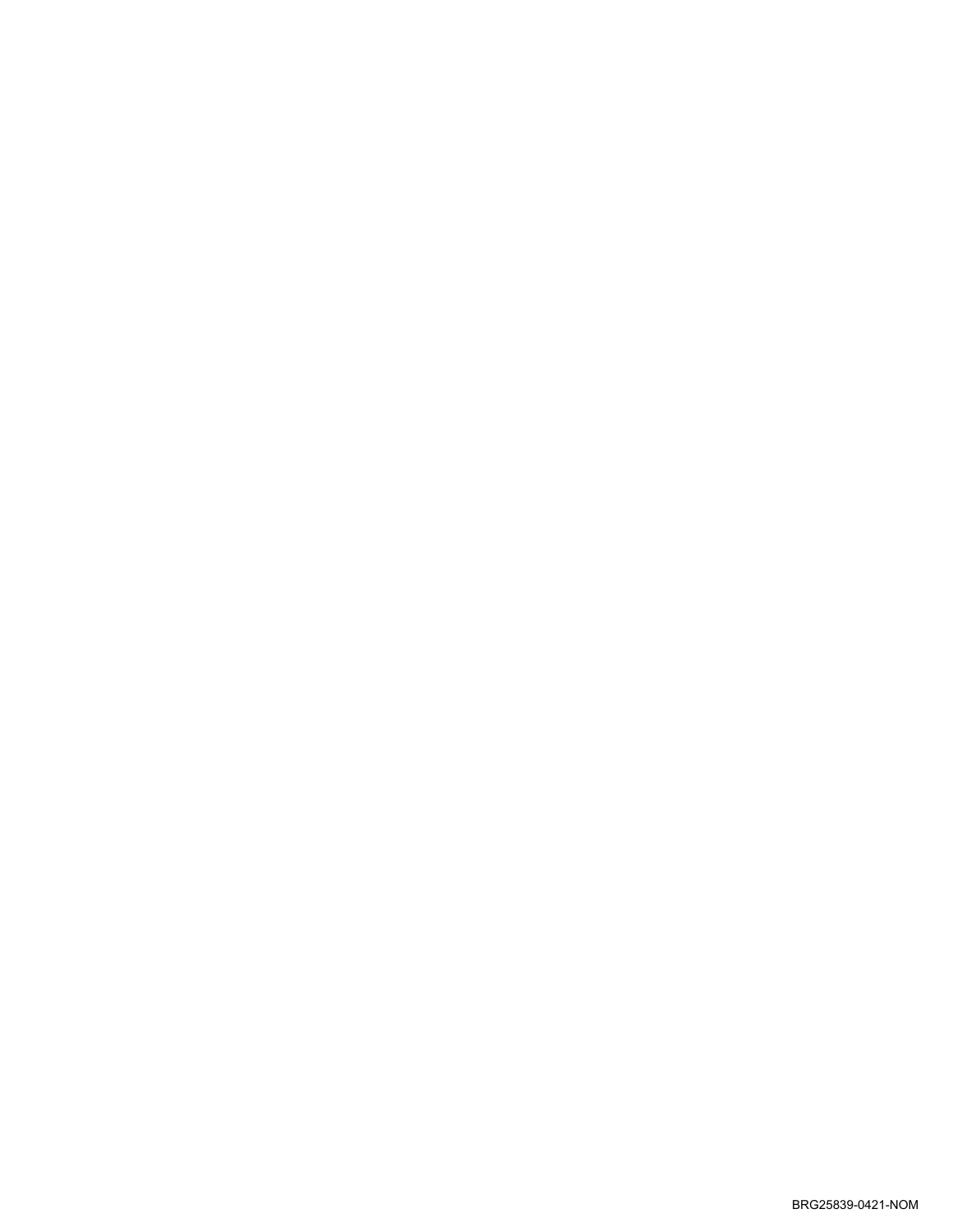BRG25839-0421-NOM